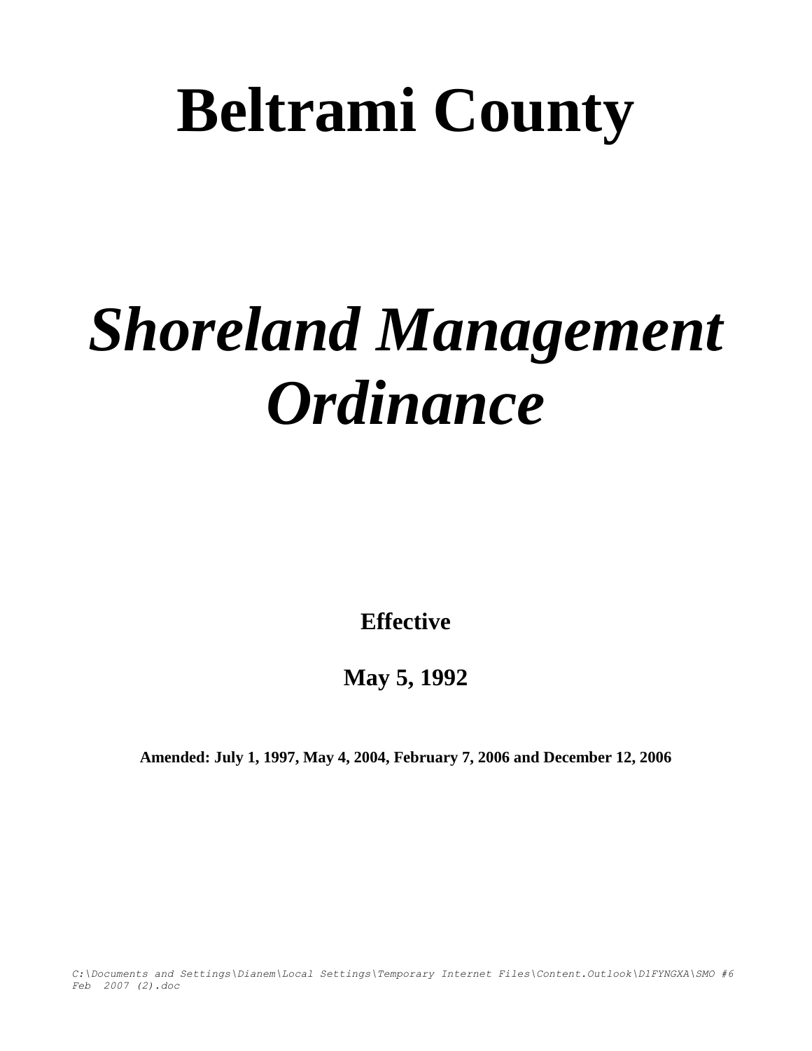# Beltrami County

# *Shoreland Management Ordinance*

**Effective**

**May 5, 1992**

**Amended: July 1, 1997, May 4, 2004, February 7, 2006 and December 12, 2006**

*C:\Documents and Settings\Dianem\Local Settings\Temporary Internet Files\Content.Outlook\D1FYNGXA\SMO #6 Feb 2007 (2).doc*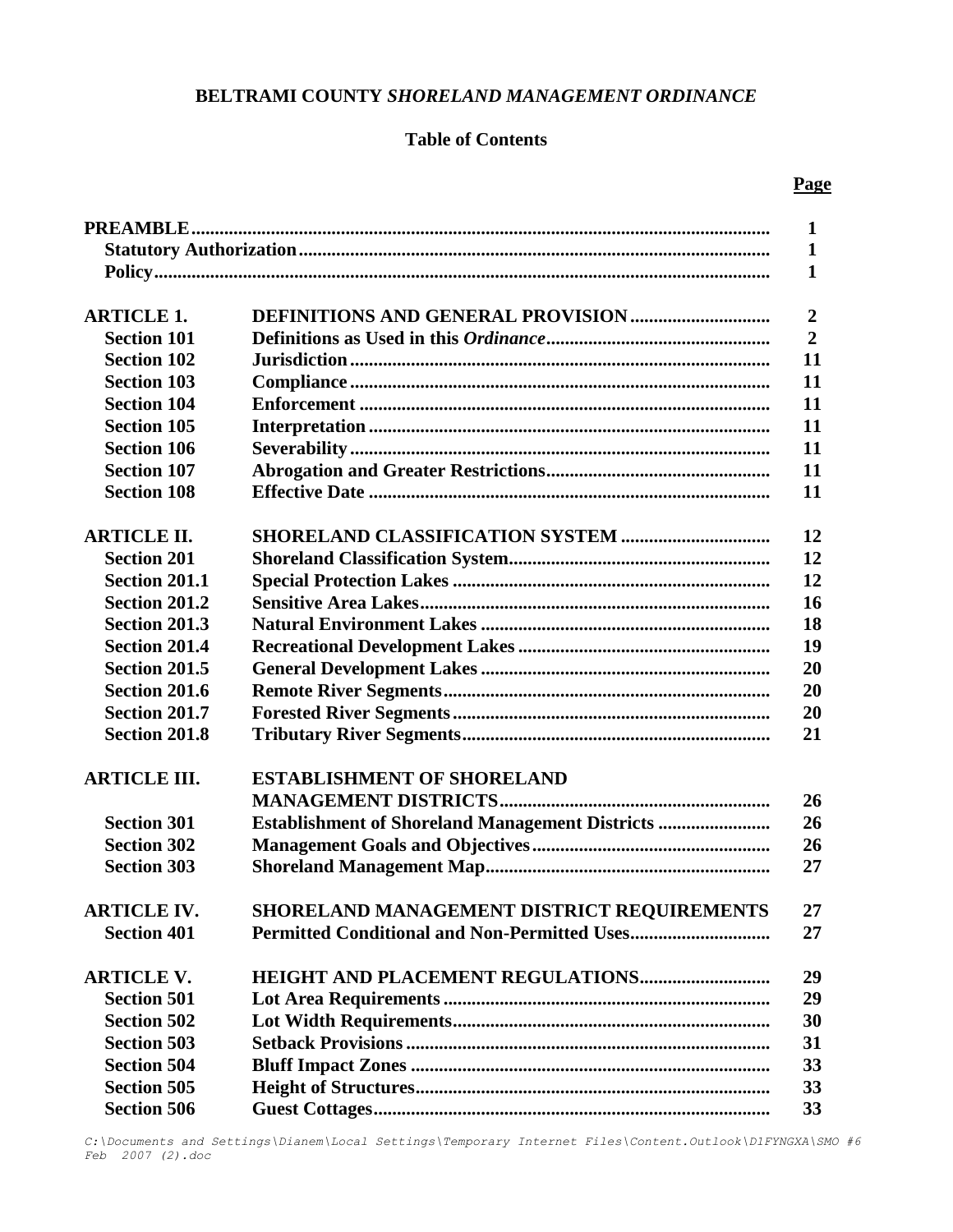# BELTRAMI COUNTY *SHORELAND MANAGEMENT ORDINANCE*

## Table of Contents

| | | Page |
|---|---|---|
| **PREAMBLE** | | **1** |
| **Statutory Authorization** | | **1** |
| **Policy** | | **1** |
| **ARTICLE 1.** | **DEFINITIONS AND GENERAL PROVISION** | **2** |
| **Section 101** | **Definitions as Used in this *Ordinance*** | **2** |
| **Section 102** | **Jurisdiction** | **11** |
| **Section 103** | **Compliance** | **11** |
| **Section 104** | **Enforcement** | **11** |
| **Section 105** | **Interpretation** | **11** |
| **Section 106** | **Severability** | **11** |
| **Section 107** | **Abrogation and Greater Restrictions** | **11** |
| **Section 108** | **Effective Date** | **11** |
| **ARTICLE II.** | **SHORELAND CLASSIFICATION SYSTEM** | **12** |
| **Section 201** | **Shoreland Classification System** | **12** |
| **Section 201.1** | **Special Protection Lakes** | **12** |
| **Section 201.2** | **Sensitive Area Lakes** | **16** |
| **Section 201.3** | **Natural Environment Lakes** | **18** |
| **Section 201.4** | **Recreational Development Lakes** | **19** |
| **Section 201.5** | **General Development Lakes** | **20** |
| **Section 201.6** | **Remote River Segments** | **20** |
| **Section 201.7** | **Forested River Segments** | **20** |
| **Section 201.8** | **Tributary River Segments** | **21** |
| **ARTICLE III.** | **ESTABLISHMENT OF SHORELAND MANAGEMENT DISTRICTS** | **26** |
| **Section 301** | **Establishment of Shoreland Management Districts** | **26** |
| **Section 302** | **Management Goals and Objectives** | **26** |
| **Section 303** | **Shoreland Management Map** | **27** |
| **ARTICLE IV.** | **SHORELAND MANAGEMENT DISTRICT REQUIREMENTS** | **27** |
| **Section 401** | **Permitted Conditional and Non-Permitted Uses** | **27** |
| **ARTICLE V.** | **HEIGHT AND PLACEMENT REGULATIONS** | **29** |
| **Section 501** | **Lot Area Requirements** | **29** |
| **Section 502** | **Lot Width Requirements** | **30** |
| **Section 503** | **Setback Provisions** | **31** |
| **Section 504** | **Bluff Impact Zones** | **33** |
| **Section 505** | **Height of Structures** | **33** |
| **Section 506** | **Guest Cottages** | **33** |

*C:\Documents and Settings\Dianem\Local Settings\Temporary Internet Files\Content.Outlook\D1FYNGXA\SMO #6 Feb 2007 (2).doc*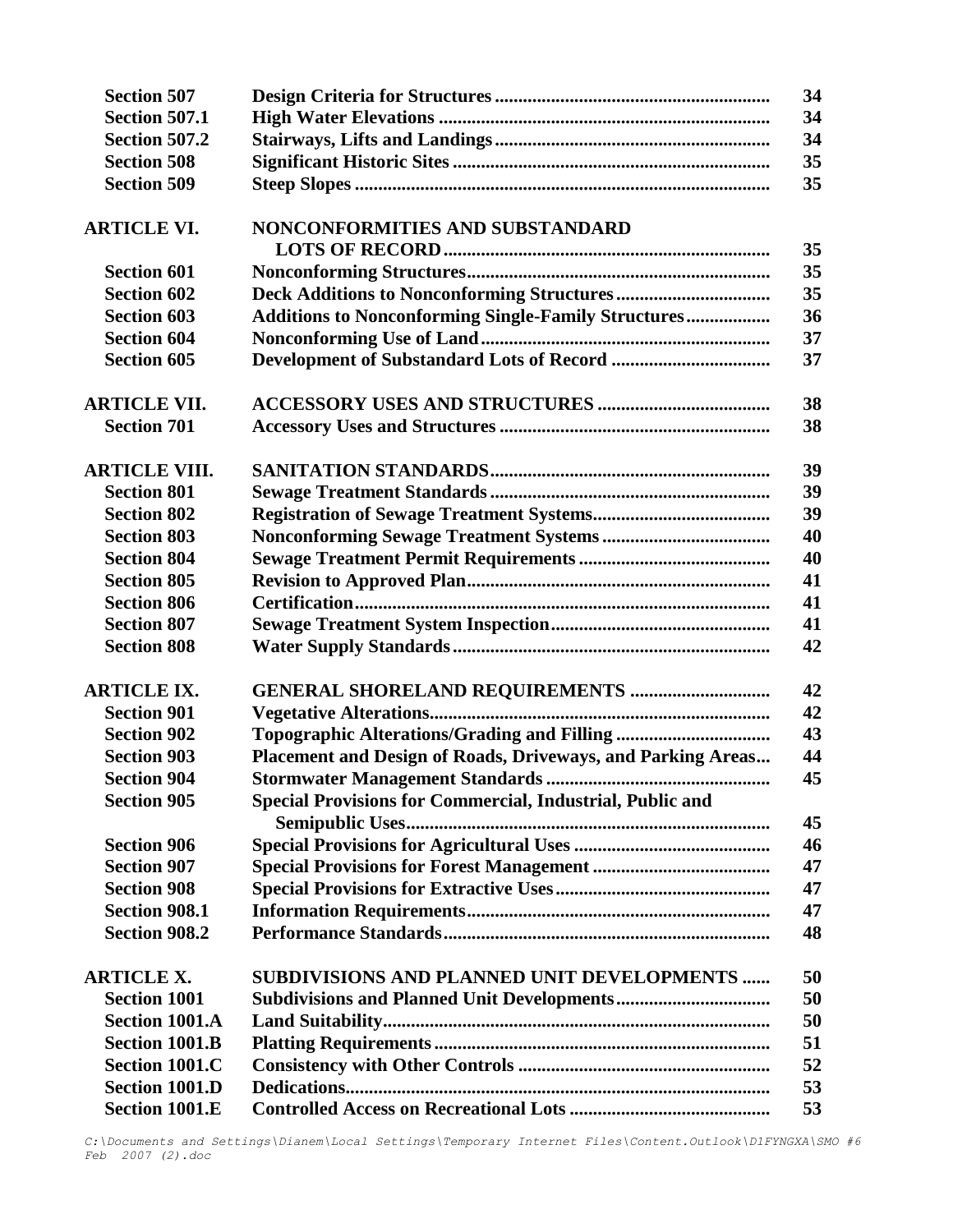| | | |
|---|---|---|
| **Section 507** | **Design Criteria for Structures** | **34** |
| **Section 507.1** | **High Water Elevations** | **34** |
| **Section 507.2** | **Stairways, Lifts and Landings** | **34** |
| **Section 508** | **Significant Historic Sites** | **35** |
| **Section 509** | **Steep Slopes** | **35** |
| | | |
| **ARTICLE VI.** | **NONCONFORMITIES AND SUBSTANDARD LOTS OF RECORD** | **35** |
| **Section 601** | **Nonconforming Structures** | **35** |
| **Section 602** | **Deck Additions to Nonconforming Structures** | **35** |
| **Section 603** | **Additions to Nonconforming Single-Family Structures** | **36** |
| **Section 604** | **Nonconforming Use of Land** | **37** |
| **Section 605** | **Development of Substandard Lots of Record** | **37** |
| | | |
| **ARTICLE VII.** | **ACCESSORY USES AND STRUCTURES** | **38** |
| **Section 701** | **Accessory Uses and Structures** | **38** |
| | | |
| **ARTICLE VIII.** | **SANITATION STANDARDS** | **39** |
| **Section 801** | **Sewage Treatment Standards** | **39** |
| **Section 802** | **Registration of Sewage Treatment Systems** | **39** |
| **Section 803** | **Nonconforming Sewage Treatment Systems** | **40** |
| **Section 804** | **Sewage Treatment Permit Requirements** | **40** |
| **Section 805** | **Revision to Approved Plan** | **41** |
| **Section 806** | **Certification** | **41** |
| **Section 807** | **Sewage Treatment System Inspection** | **41** |
| **Section 808** | **Water Supply Standards** | **42** |
| | | |
| **ARTICLE IX.** | **GENERAL SHORELAND REQUIREMENTS** | **42** |
| **Section 901** | **Vegetative Alterations** | **42** |
| **Section 902** | **Topographic Alterations/Grading and Filling** | **43** |
| **Section 903** | **Placement and Design of Roads, Driveways, and Parking Areas** | **44** |
| **Section 904** | **Stormwater Management Standards** | **45** |
| **Section 905** | **Special Provisions for Commercial, Industrial, Public and Semipublic Uses** | **45** |
| **Section 906** | **Special Provisions for Agricultural Uses** | **46** |
| **Section 907** | **Special Provisions for Forest Management** | **47** |
| **Section 908** | **Special Provisions for Extractive Uses** | **47** |
| **Section 908.1** | **Information Requirements** | **47** |
| **Section 908.2** | **Performance Standards** | **48** |
| | | |
| **ARTICLE X.** | **SUBDIVISIONS AND PLANNED UNIT DEVELOPMENTS** | **50** |
| **Section 1001** | **Subdivisions and Planned Unit Developments** | **50** |
| **Section 1001.A** | **Land Suitability** | **50** |
| **Section 1001.B** | **Platting Requirements** | **51** |
| **Section 1001.C** | **Consistency with Other Controls** | **52** |
| **Section 1001.D** | **Dedications** | **53** |
| **Section 1001.E** | **Controlled Access on Recreational Lots** | **53** |

*C:\Documents and Settings\Dianem\Local Settings\Temporary Internet Files\Content.Outlook\D1FYNGXA\SMO #6 Feb 2007 (2).doc*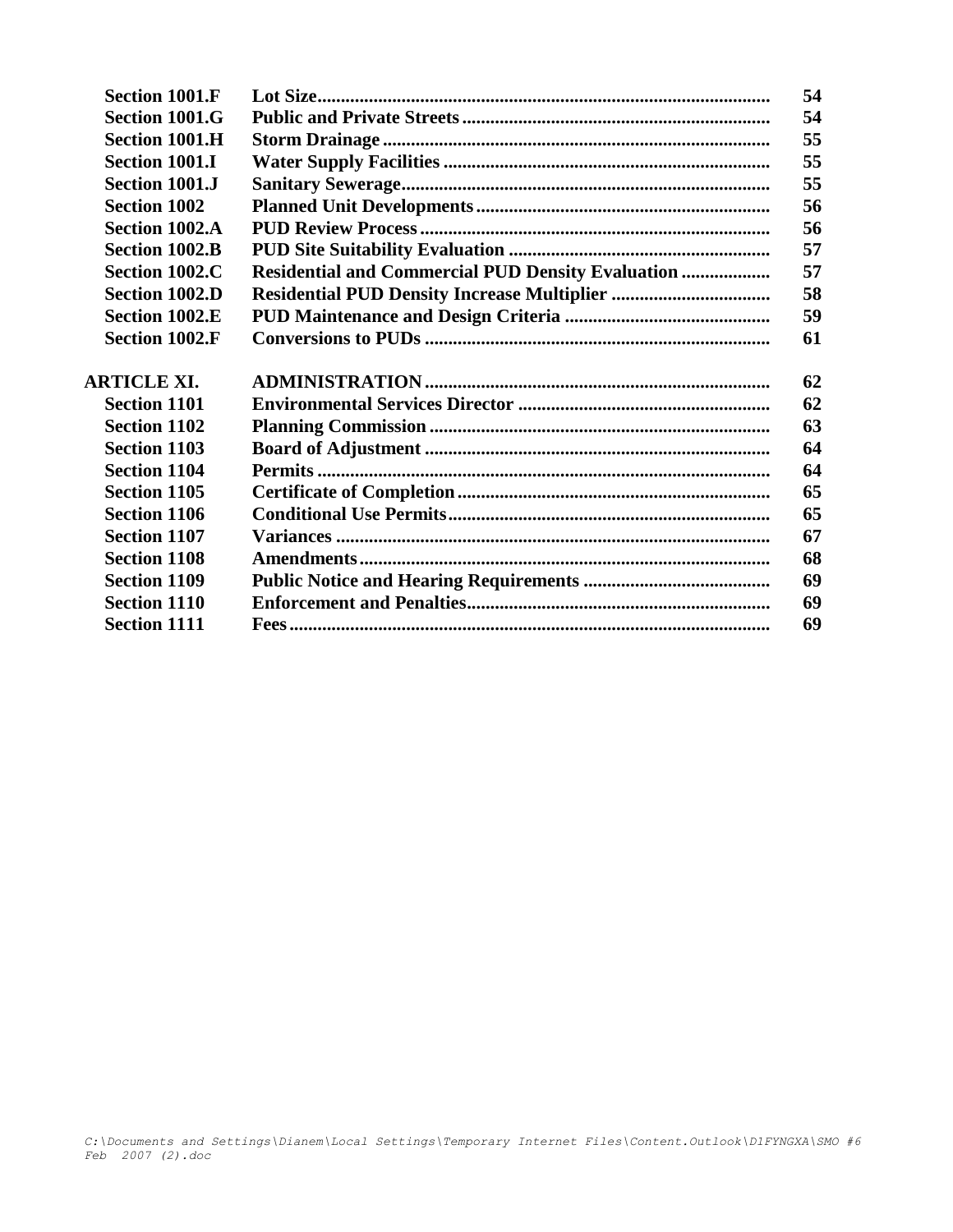| | | |
|---|---|---|
| **Section 1001.F** | **Lot Size** | **54** |
| **Section 1001.G** | **Public and Private Streets** | **54** |
| **Section 1001.H** | **Storm Drainage** | **55** |
| **Section 1001.I** | **Water Supply Facilities** | **55** |
| **Section 1001.J** | **Sanitary Sewerage** | **55** |
| **Section 1002** | **Planned Unit Developments** | **56** |
| **Section 1002.A** | **PUD Review Process** | **56** |
| **Section 1002.B** | **PUD Site Suitability Evaluation** | **57** |
| **Section 1002.C** | **Residential and Commercial PUD Density Evaluation** | **57** |
| **Section 1002.D** | **Residential PUD Density Increase Multiplier** | **58** |
| **Section 1002.E** | **PUD Maintenance and Design Criteria** | **59** |
| **Section 1002.F** | **Conversions to PUDs** | **61** |
| **ARTICLE XI.** | **ADMINISTRATION** | **62** |
| **Section 1101** | **Environmental Services Director** | **62** |
| **Section 1102** | **Planning Commission** | **63** |
| **Section 1103** | **Board of Adjustment** | **64** |
| **Section 1104** | **Permits** | **64** |
| **Section 1105** | **Certificate of Completion** | **65** |
| **Section 1106** | **Conditional Use Permits** | **65** |
| **Section 1107** | **Variances** | **67** |
| **Section 1108** | **Amendments** | **68** |
| **Section 1109** | **Public Notice and Hearing Requirements** | **69** |
| **Section 1110** | **Enforcement and Penalties** | **69** |
| **Section 1111** | **Fees** | **69** |

*C:\Documents and Settings\Dianem\Local Settings\Temporary Internet Files\Content.Outlook\D1FYNGXA\SMO #6 Feb 2007 (2).doc*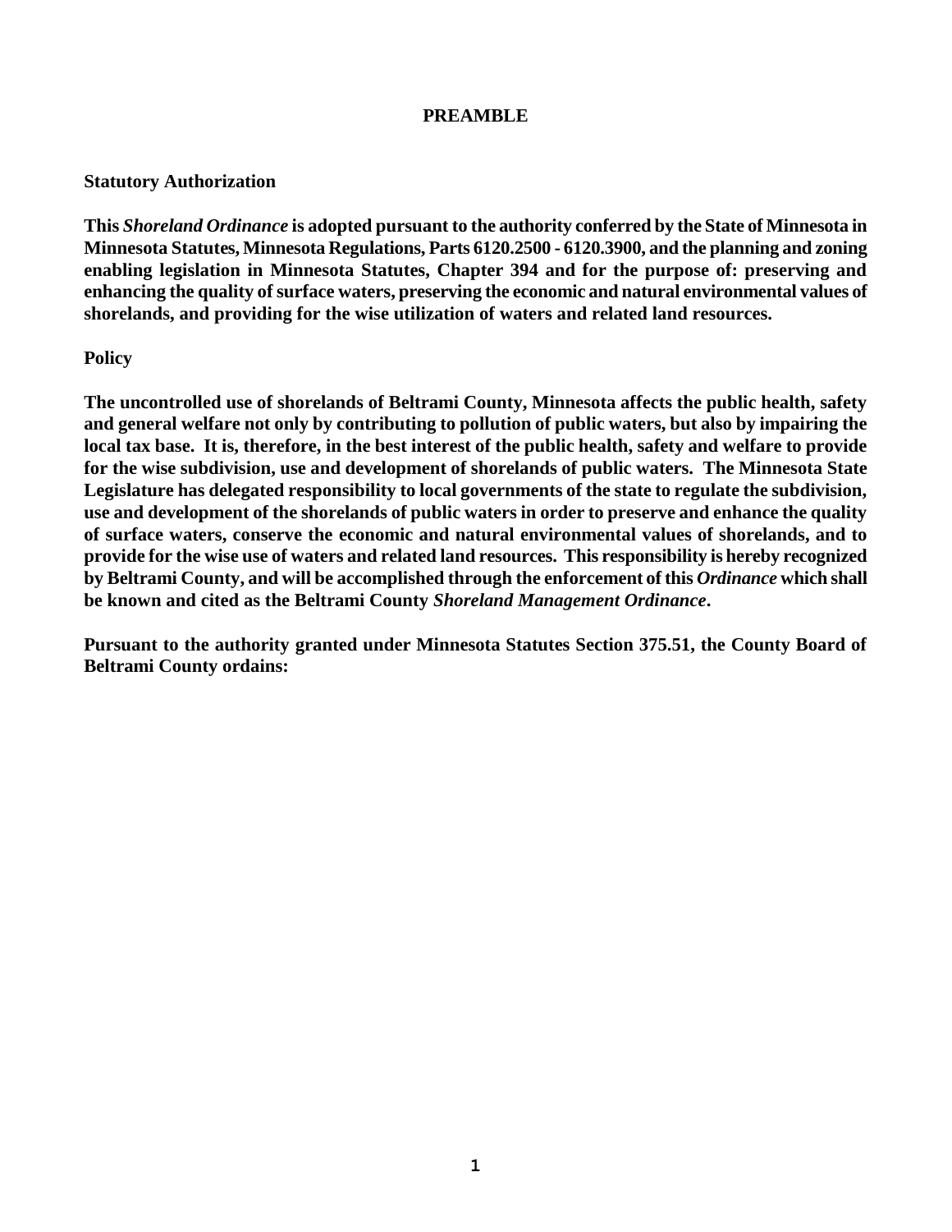# PREAMBLE

## Statutory Authorization

**This *Shoreland Ordinance* is adopted pursuant to the authority conferred by the State of Minnesota in Minnesota Statutes, Minnesota Regulations, Parts 6120.2500 - 6120.3900, and the planning and zoning enabling legislation in Minnesota Statutes, Chapter 394 and for the purpose of: preserving and enhancing the quality of surface waters, preserving the economic and natural environmental values of shorelands, and providing for the wise utilization of waters and related land resources.**

## Policy

**The uncontrolled use of shorelands of Beltrami County, Minnesota affects the public health, safety and general welfare not only by contributing to pollution of public waters, but also by impairing the local tax base. It is, therefore, in the best interest of the public health, safety and welfare to provide for the wise subdivision, use and development of shorelands of public waters. The Minnesota State Legislature has delegated responsibility to local governments of the state to regulate the subdivision, use and development of the shorelands of public waters in order to preserve and enhance the quality of surface waters, conserve the economic and natural environmental values of shorelands, and to provide for the wise use of waters and related land resources. This responsibility is hereby recognized by Beltrami County, and will be accomplished through the enforcement of this *Ordinance* which shall be known and cited as the Beltrami County *Shoreland Management Ordinance*.**

**Pursuant to the authority granted under Minnesota Statutes Section 375.51, the County Board of Beltrami County ordains:**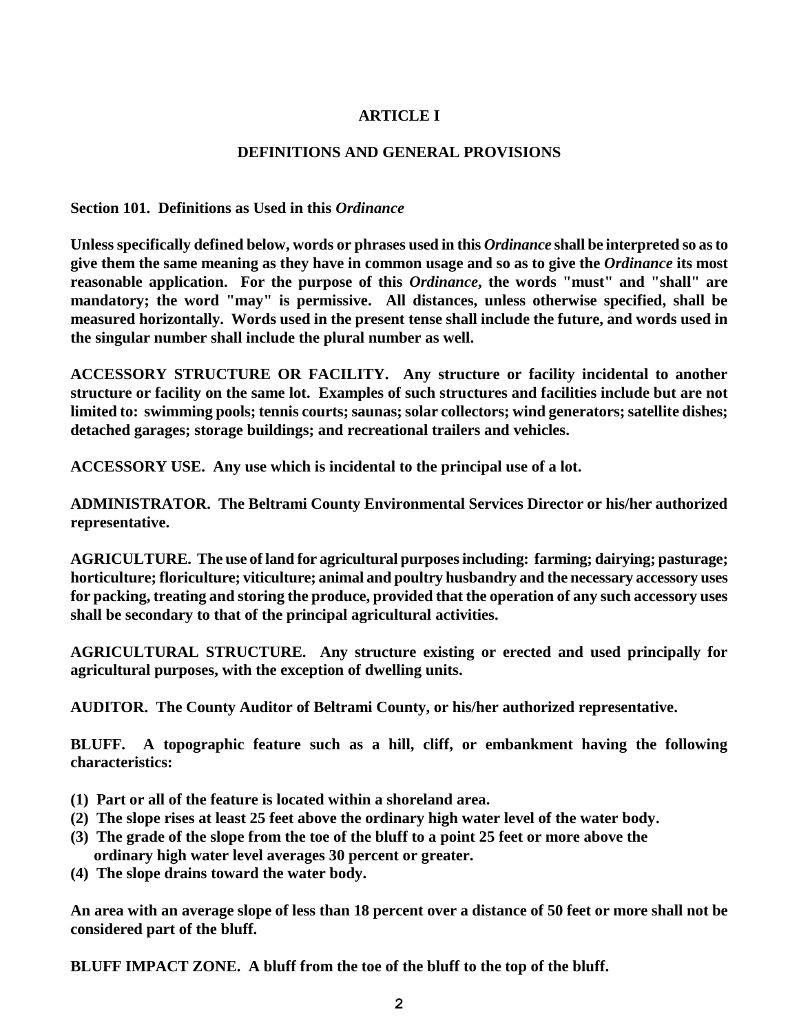# ARTICLE I

## DEFINITIONS AND GENERAL PROVISIONS

**Section 101. Definitions as Used in this *Ordinance***

**Unless specifically defined below, words or phrases used in this *Ordinance* shall be interpreted so as to give them the same meaning as they have in common usage and so as to give the *Ordinance* its most reasonable application. For the purpose of this *Ordinance*, the words "must" and "shall" are mandatory; the word "may" is permissive. All distances, unless otherwise specified, shall be measured horizontally. Words used in the present tense shall include the future, and words used in the singular number shall include the plural number as well.**

**ACCESSORY STRUCTURE OR FACILITY. Any structure or facility incidental to another structure or facility on the same lot. Examples of such structures and facilities include but are not limited to: swimming pools; tennis courts; saunas; solar collectors; wind generators; satellite dishes; detached garages; storage buildings; and recreational trailers and vehicles.**

**ACCESSORY USE. Any use which is incidental to the principal use of a lot.**

**ADMINISTRATOR. The Beltrami County Environmental Services Director or his/her authorized representative.**

**AGRICULTURE. The use of land for agricultural purposes including: farming; dairying; pasturage; horticulture; floriculture; viticulture; animal and poultry husbandry and the necessary accessory uses for packing, treating and storing the produce, provided that the operation of any such accessory uses shall be secondary to that of the principal agricultural activities.**

**AGRICULTURAL STRUCTURE. Any structure existing or erected and used principally for agricultural purposes, with the exception of dwelling units.**

**AUDITOR. The County Auditor of Beltrami County, or his/her authorized representative.**

**BLUFF. A topographic feature such as a hill, cliff, or embankment having the following characteristics:**

**(1) Part or all of the feature is located within a shoreland area.**
**(2) The slope rises at least 25 feet above the ordinary high water level of the water body.**
**(3) The grade of the slope from the toe of the bluff to a point 25 feet or more above the ordinary high water level averages 30 percent or greater.**
**(4) The slope drains toward the water body.**

**An area with an average slope of less than 18 percent over a distance of 50 feet or more shall not be considered part of the bluff.**

**BLUFF IMPACT ZONE. A bluff from the toe of the bluff to the top of the bluff.**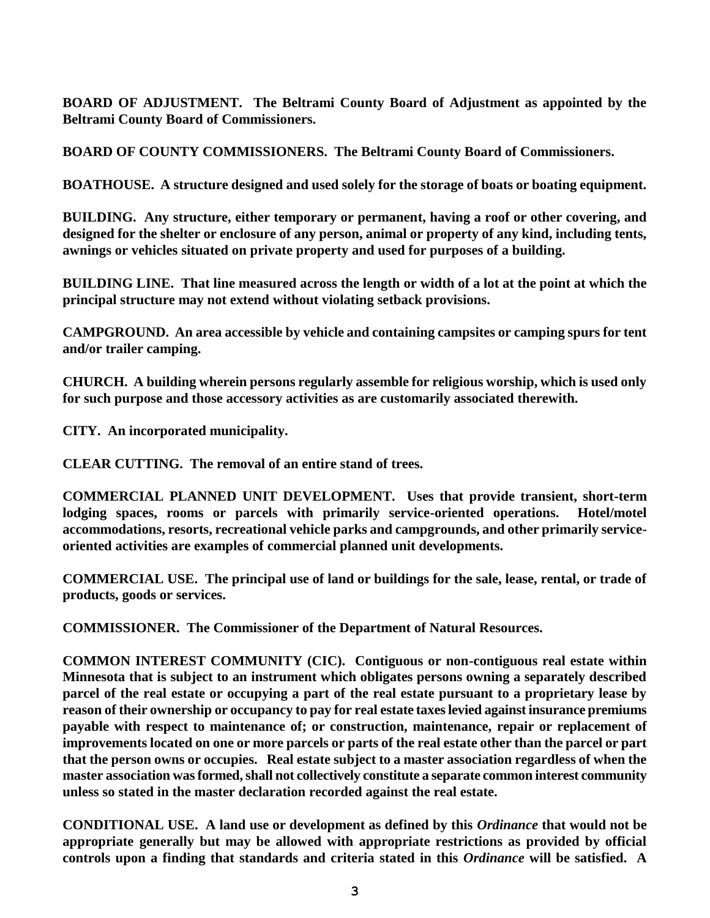**BOARD OF ADJUSTMENT. The Beltrami County Board of Adjustment as appointed by the Beltrami County Board of Commissioners.**

**BOARD OF COUNTY COMMISSIONERS. The Beltrami County Board of Commissioners.**

**BOATHOUSE. A structure designed and used solely for the storage of boats or boating equipment.**

**BUILDING. Any structure, either temporary or permanent, having a roof or other covering, and designed for the shelter or enclosure of any person, animal or property of any kind, including tents, awnings or vehicles situated on private property and used for purposes of a building.**

**BUILDING LINE. That line measured across the length or width of a lot at the point at which the principal structure may not extend without violating setback provisions.**

**CAMPGROUND. An area accessible by vehicle and containing campsites or camping spurs for tent and/or trailer camping.**

**CHURCH. A building wherein persons regularly assemble for religious worship, which is used only for such purpose and those accessory activities as are customarily associated therewith.**

**CITY. An incorporated municipality.**

**CLEAR CUTTING. The removal of an entire stand of trees.**

**COMMERCIAL PLANNED UNIT DEVELOPMENT. Uses that provide transient, short-term lodging spaces, rooms or parcels with primarily service-oriented operations. Hotel/motel accommodations, resorts, recreational vehicle parks and campgrounds, and other primarily service-oriented activities are examples of commercial planned unit developments.**

**COMMERCIAL USE. The principal use of land or buildings for the sale, lease, rental, or trade of products, goods or services.**

**COMMISSIONER. The Commissioner of the Department of Natural Resources.**

**COMMON INTEREST COMMUNITY (CIC). Contiguous or non-contiguous real estate within Minnesota that is subject to an instrument which obligates persons owning a separately described parcel of the real estate or occupying a part of the real estate pursuant to a proprietary lease by reason of their ownership or occupancy to pay for real estate taxes levied against insurance premiums payable with respect to maintenance of; or construction, maintenance, repair or replacement of improvements located on one or more parcels or parts of the real estate other than the parcel or part that the person owns or occupies. Real estate subject to a master association regardless of when the master association was formed, shall not collectively constitute a separate common interest community unless so stated in the master declaration recorded against the real estate.**

**CONDITIONAL USE. A land use or development as defined by this *Ordinance* that would not be appropriate generally but may be allowed with appropriate restrictions as provided by official controls upon a finding that standards and criteria stated in this *Ordinance* will be satisfied. A**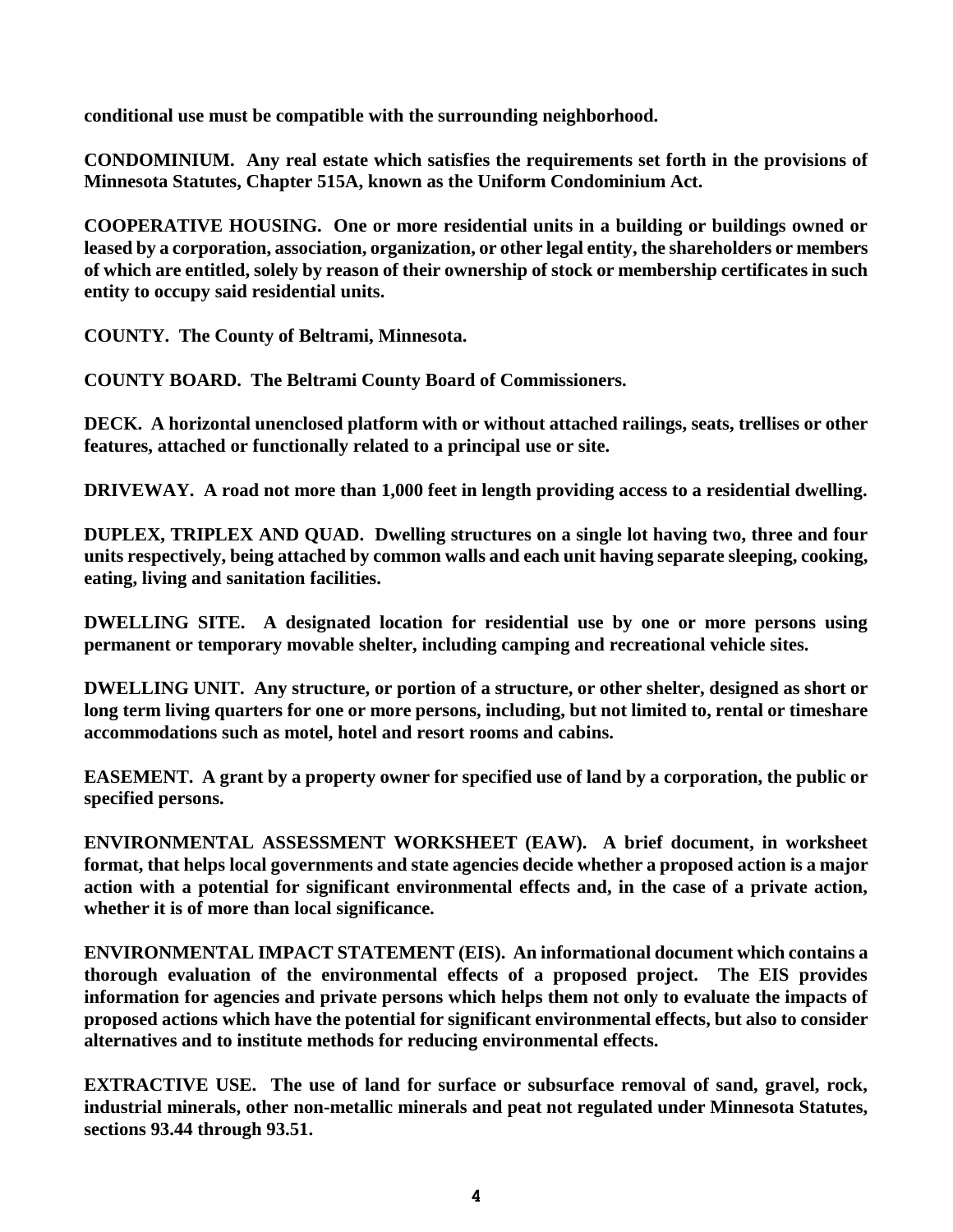**conditional use must be compatible with the surrounding neighborhood.**

**CONDOMINIUM. Any real estate which satisfies the requirements set forth in the provisions of Minnesota Statutes, Chapter 515A, known as the Uniform Condominium Act.**

**COOPERATIVE HOUSING. One or more residential units in a building or buildings owned or leased by a corporation, association, organization, or other legal entity, the shareholders or members of which are entitled, solely by reason of their ownership of stock or membership certificates in such entity to occupy said residential units.**

**COUNTY. The County of Beltrami, Minnesota.**

**COUNTY BOARD. The Beltrami County Board of Commissioners.**

**DECK. A horizontal unenclosed platform with or without attached railings, seats, trellises or other features, attached or functionally related to a principal use or site.**

**DRIVEWAY. A road not more than 1,000 feet in length providing access to a residential dwelling.**

**DUPLEX, TRIPLEX AND QUAD. Dwelling structures on a single lot having two, three and four units respectively, being attached by common walls and each unit having separate sleeping, cooking, eating, living and sanitation facilities.**

**DWELLING SITE. A designated location for residential use by one or more persons using permanent or temporary movable shelter, including camping and recreational vehicle sites.**

**DWELLING UNIT. Any structure, or portion of a structure, or other shelter, designed as short or long term living quarters for one or more persons, including, but not limited to, rental or timeshare accommodations such as motel, hotel and resort rooms and cabins.**

**EASEMENT. A grant by a property owner for specified use of land by a corporation, the public or specified persons.**

**ENVIRONMENTAL ASSESSMENT WORKSHEET (EAW). A brief document, in worksheet format, that helps local governments and state agencies decide whether a proposed action is a major action with a potential for significant environmental effects and, in the case of a private action, whether it is of more than local significance.**

**ENVIRONMENTAL IMPACT STATEMENT (EIS). An informational document which contains a thorough evaluation of the environmental effects of a proposed project. The EIS provides information for agencies and private persons which helps them not only to evaluate the impacts of proposed actions which have the potential for significant environmental effects, but also to consider alternatives and to institute methods for reducing environmental effects.**

**EXTRACTIVE USE. The use of land for surface or subsurface removal of sand, gravel, rock, industrial minerals, other non-metallic minerals and peat not regulated under Minnesota Statutes, sections 93.44 through 93.51.**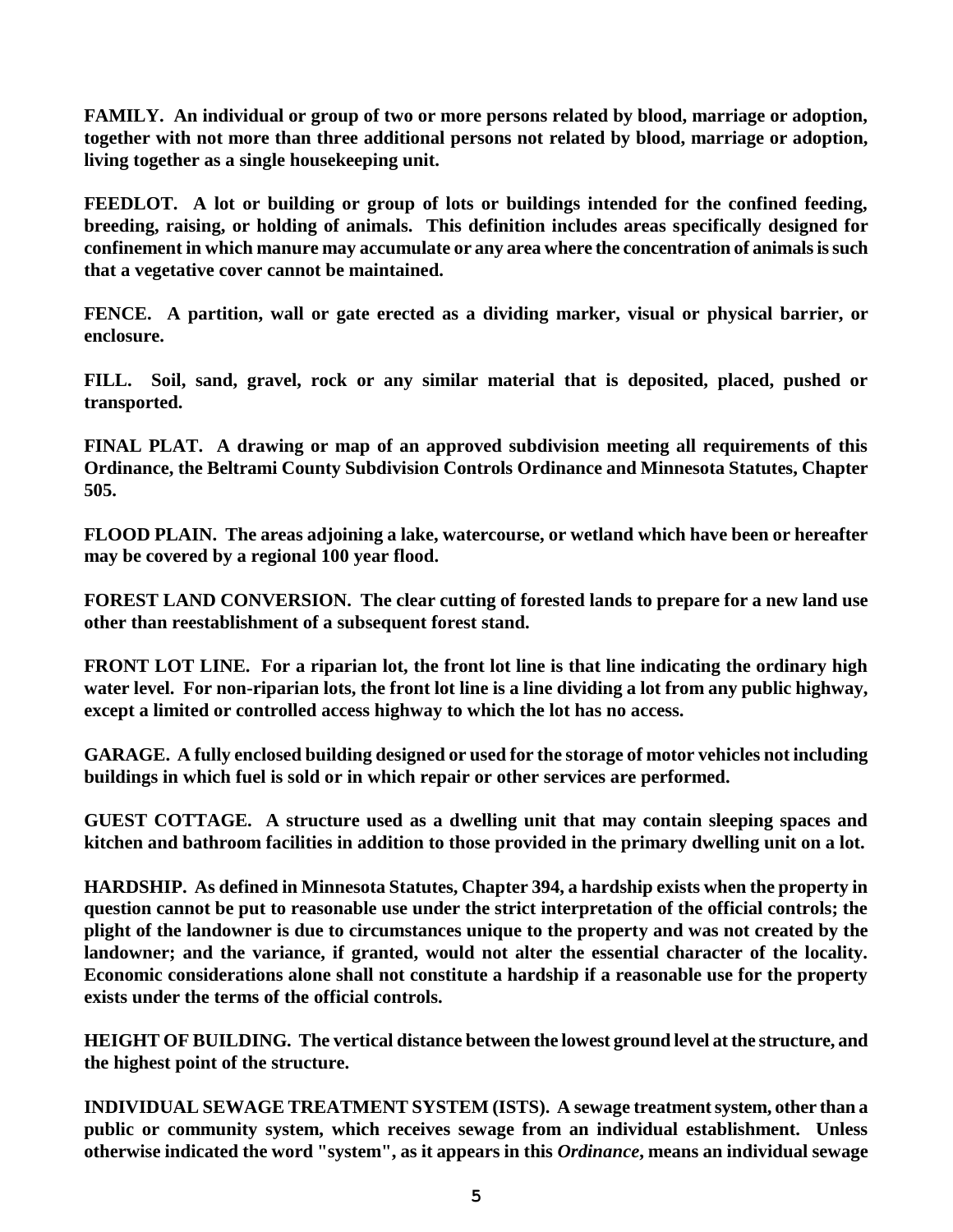**FAMILY. An individual or group of two or more persons related by blood, marriage or adoption, together with not more than three additional persons not related by blood, marriage or adoption, living together as a single housekeeping unit.**

**FEEDLOT. A lot or building or group of lots or buildings intended for the confined feeding, breeding, raising, or holding of animals. This definition includes areas specifically designed for confinement in which manure may accumulate or any area where the concentration of animals is such that a vegetative cover cannot be maintained.**

**FENCE. A partition, wall or gate erected as a dividing marker, visual or physical barrier, or enclosure.**

**FILL. Soil, sand, gravel, rock or any similar material that is deposited, placed, pushed or transported.**

**FINAL PLAT. A drawing or map of an approved subdivision meeting all requirements of this Ordinance, the Beltrami County Subdivision Controls Ordinance and Minnesota Statutes, Chapter 505.**

**FLOOD PLAIN. The areas adjoining a lake, watercourse, or wetland which have been or hereafter may be covered by a regional 100 year flood.**

**FOREST LAND CONVERSION. The clear cutting of forested lands to prepare for a new land use other than reestablishment of a subsequent forest stand.**

**FRONT LOT LINE. For a riparian lot, the front lot line is that line indicating the ordinary high water level. For non-riparian lots, the front lot line is a line dividing a lot from any public highway, except a limited or controlled access highway to which the lot has no access.**

**GARAGE. A fully enclosed building designed or used for the storage of motor vehicles not including buildings in which fuel is sold or in which repair or other services are performed.**

**GUEST COTTAGE. A structure used as a dwelling unit that may contain sleeping spaces and kitchen and bathroom facilities in addition to those provided in the primary dwelling unit on a lot.**

**HARDSHIP. As defined in Minnesota Statutes, Chapter 394, a hardship exists when the property in question cannot be put to reasonable use under the strict interpretation of the official controls; the plight of the landowner is due to circumstances unique to the property and was not created by the landowner; and the variance, if granted, would not alter the essential character of the locality. Economic considerations alone shall not constitute a hardship if a reasonable use for the property exists under the terms of the official controls.**

**HEIGHT OF BUILDING. The vertical distance between the lowest ground level at the structure, and the highest point of the structure.**

**INDIVIDUAL SEWAGE TREATMENT SYSTEM (ISTS). A sewage treatment system, other than a public or community system, which receives sewage from an individual establishment. Unless otherwise indicated the word "system", as it appears in this *Ordinance*, means an individual sewage**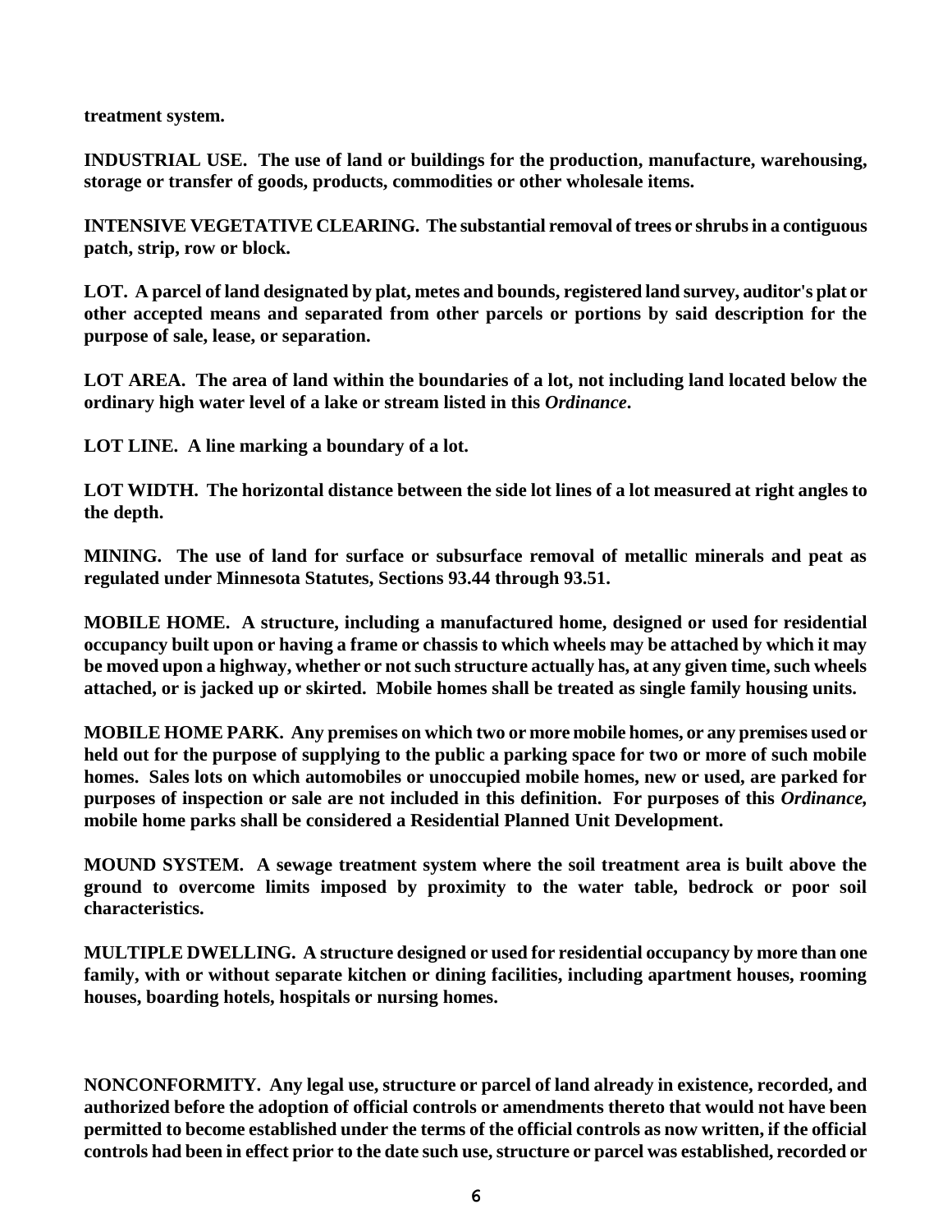**treatment system.**

**INDUSTRIAL USE. The use of land or buildings for the production, manufacture, warehousing, storage or transfer of goods, products, commodities or other wholesale items.**

**INTENSIVE VEGETATIVE CLEARING. The substantial removal of trees or shrubs in a contiguous patch, strip, row or block.**

**LOT. A parcel of land designated by plat, metes and bounds, registered land survey, auditor's plat or other accepted means and separated from other parcels or portions by said description for the purpose of sale, lease, or separation.**

**LOT AREA. The area of land within the boundaries of a lot, not including land located below the ordinary high water level of a lake or stream listed in this *Ordinance*.**

**LOT LINE. A line marking a boundary of a lot.**

**LOT WIDTH. The horizontal distance between the side lot lines of a lot measured at right angles to the depth.**

**MINING. The use of land for surface or subsurface removal of metallic minerals and peat as regulated under Minnesota Statutes, Sections 93.44 through 93.51.**

**MOBILE HOME. A structure, including a manufactured home, designed or used for residential occupancy built upon or having a frame or chassis to which wheels may be attached by which it may be moved upon a highway, whether or not such structure actually has, at any given time, such wheels attached, or is jacked up or skirted. Mobile homes shall be treated as single family housing units.**

**MOBILE HOME PARK. Any premises on which two or more mobile homes, or any premises used or held out for the purpose of supplying to the public a parking space for two or more of such mobile homes. Sales lots on which automobiles or unoccupied mobile homes, new or used, are parked for purposes of inspection or sale are not included in this definition. For purposes of this *Ordinance*, mobile home parks shall be considered a Residential Planned Unit Development.**

**MOUND SYSTEM. A sewage treatment system where the soil treatment area is built above the ground to overcome limits imposed by proximity to the water table, bedrock or poor soil characteristics.**

**MULTIPLE DWELLING. A structure designed or used for residential occupancy by more than one family, with or without separate kitchen or dining facilities, including apartment houses, rooming houses, boarding hotels, hospitals or nursing homes.**

**NONCONFORMITY. Any legal use, structure or parcel of land already in existence, recorded, and authorized before the adoption of official controls or amendments thereto that would not have been permitted to become established under the terms of the official controls as now written, if the official controls had been in effect prior to the date such use, structure or parcel was established, recorded or**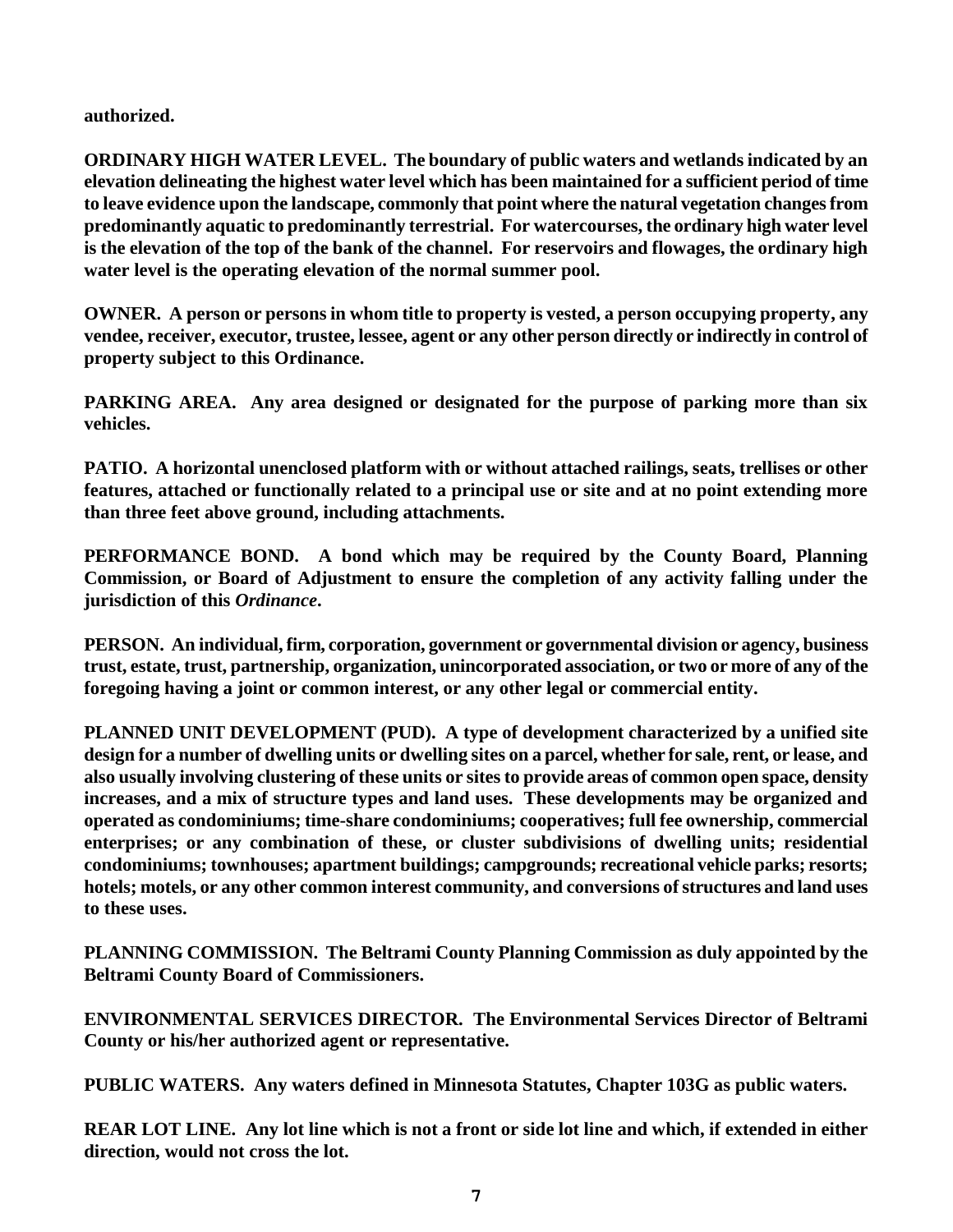**authorized.**

**ORDINARY HIGH WATER LEVEL. The boundary of public waters and wetlands indicated by an elevation delineating the highest water level which has been maintained for a sufficient period of time to leave evidence upon the landscape, commonly that point where the natural vegetation changes from predominantly aquatic to predominantly terrestrial. For watercourses, the ordinary high water level is the elevation of the top of the bank of the channel. For reservoirs and flowages, the ordinary high water level is the operating elevation of the normal summer pool.**

**OWNER. A person or persons in whom title to property is vested, a person occupying property, any vendee, receiver, executor, trustee, lessee, agent or any other person directly or indirectly in control of property subject to this Ordinance.**

**PARKING AREA. Any area designed or designated for the purpose of parking more than six vehicles.**

**PATIO. A horizontal unenclosed platform with or without attached railings, seats, trellises or other features, attached or functionally related to a principal use or site and at no point extending more than three feet above ground, including attachments.**

**PERFORMANCE BOND. A bond which may be required by the County Board, Planning Commission, or Board of Adjustment to ensure the completion of any activity falling under the jurisdiction of this *Ordinance*.**

**PERSON. An individual, firm, corporation, government or governmental division or agency, business trust, estate, trust, partnership, organization, unincorporated association, or two or more of any of the foregoing having a joint or common interest, or any other legal or commercial entity.**

**PLANNED UNIT DEVELOPMENT (PUD). A type of development characterized by a unified site design for a number of dwelling units or dwelling sites on a parcel, whether for sale, rent, or lease, and also usually involving clustering of these units or sites to provide areas of common open space, density increases, and a mix of structure types and land uses. These developments may be organized and operated as condominiums; time-share condominiums; cooperatives; full fee ownership, commercial enterprises; or any combination of these, or cluster subdivisions of dwelling units; residential condominiums; townhouses; apartment buildings; campgrounds; recreational vehicle parks; resorts; hotels; motels, or any other common interest community, and conversions of structures and land uses to these uses.**

**PLANNING COMMISSION. The Beltrami County Planning Commission as duly appointed by the Beltrami County Board of Commissioners.**

**ENVIRONMENTAL SERVICES DIRECTOR. The Environmental Services Director of Beltrami County or his/her authorized agent or representative.**

**PUBLIC WATERS. Any waters defined in Minnesota Statutes, Chapter 103G as public waters.**

**REAR LOT LINE. Any lot line which is not a front or side lot line and which, if extended in either direction, would not cross the lot.**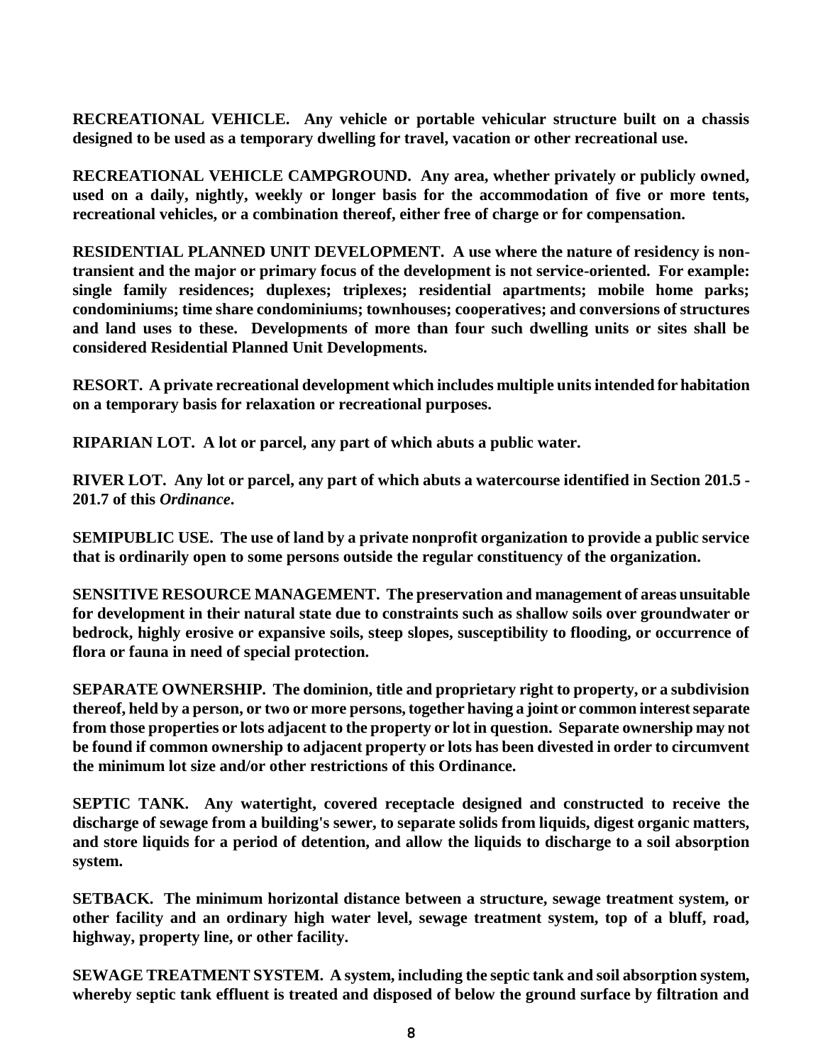**RECREATIONAL VEHICLE. Any vehicle or portable vehicular structure built on a chassis designed to be used as a temporary dwelling for travel, vacation or other recreational use.**

**RECREATIONAL VEHICLE CAMPGROUND. Any area, whether privately or publicly owned, used on a daily, nightly, weekly or longer basis for the accommodation of five or more tents, recreational vehicles, or a combination thereof, either free of charge or for compensation.**

**RESIDENTIAL PLANNED UNIT DEVELOPMENT. A use where the nature of residency is non-transient and the major or primary focus of the development is not service-oriented. For example: single family residences; duplexes; triplexes; residential apartments; mobile home parks; condominiums; time share condominiums; townhouses; cooperatives; and conversions of structures and land uses to these. Developments of more than four such dwelling units or sites shall be considered Residential Planned Unit Developments.**

**RESORT. A private recreational development which includes multiple units intended for habitation on a temporary basis for relaxation or recreational purposes.**

**RIPARIAN LOT. A lot or parcel, any part of which abuts a public water.**

**RIVER LOT. Any lot or parcel, any part of which abuts a watercourse identified in Section 201.5 - 201.7 of this *Ordinance*.**

**SEMIPUBLIC USE. The use of land by a private nonprofit organization to provide a public service that is ordinarily open to some persons outside the regular constituency of the organization.**

**SENSITIVE RESOURCE MANAGEMENT. The preservation and management of areas unsuitable for development in their natural state due to constraints such as shallow soils over groundwater or bedrock, highly erosive or expansive soils, steep slopes, susceptibility to flooding, or occurrence of flora or fauna in need of special protection.**

**SEPARATE OWNERSHIP. The dominion, title and proprietary right to property, or a subdivision thereof, held by a person, or two or more persons, together having a joint or common interest separate from those properties or lots adjacent to the property or lot in question. Separate ownership may not be found if common ownership to adjacent property or lots has been divested in order to circumvent the minimum lot size and/or other restrictions of this Ordinance.**

**SEPTIC TANK. Any watertight, covered receptacle designed and constructed to receive the discharge of sewage from a building's sewer, to separate solids from liquids, digest organic matters, and store liquids for a period of detention, and allow the liquids to discharge to a soil absorption system.**

**SETBACK. The minimum horizontal distance between a structure, sewage treatment system, or other facility and an ordinary high water level, sewage treatment system, top of a bluff, road, highway, property line, or other facility.**

**SEWAGE TREATMENT SYSTEM. A system, including the septic tank and soil absorption system, whereby septic tank effluent is treated and disposed of below the ground surface by filtration and**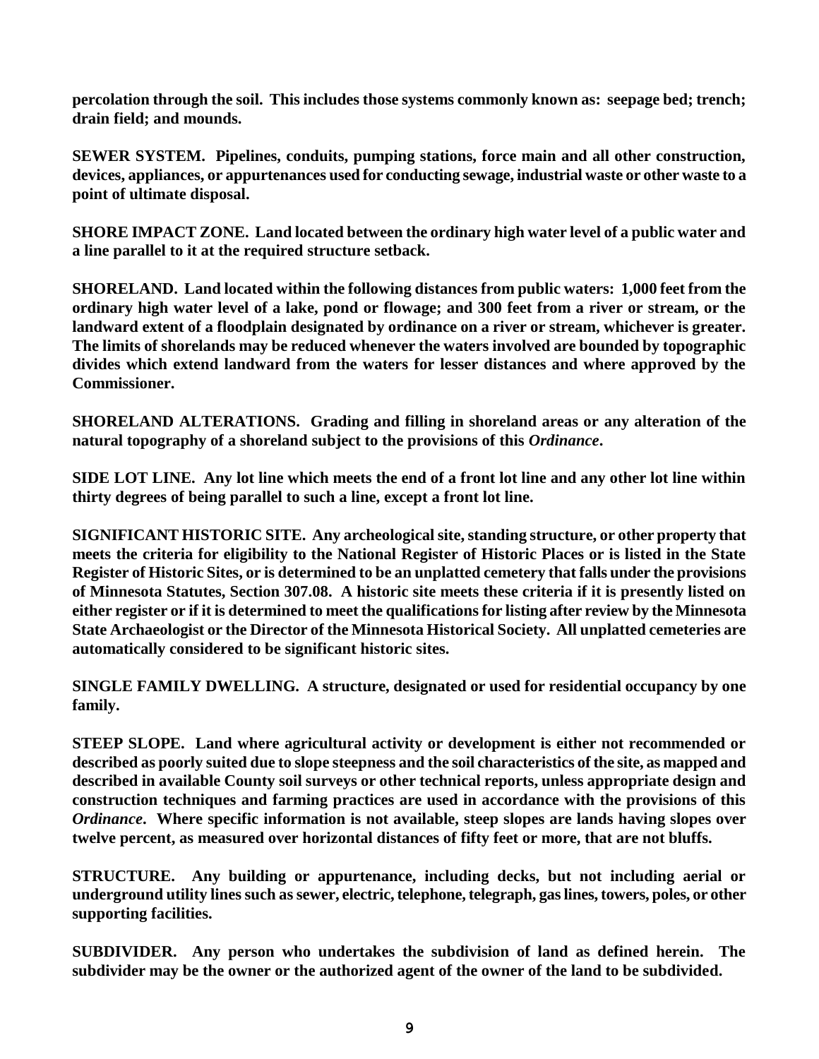**percolation through the soil. This includes those systems commonly known as: seepage bed; trench; drain field; and mounds.**

**SEWER SYSTEM. Pipelines, conduits, pumping stations, force main and all other construction, devices, appliances, or appurtenances used for conducting sewage, industrial waste or other waste to a point of ultimate disposal.**

**SHORE IMPACT ZONE. Land located between the ordinary high water level of a public water and a line parallel to it at the required structure setback.**

**SHORELAND. Land located within the following distances from public waters: 1,000 feet from the ordinary high water level of a lake, pond or flowage; and 300 feet from a river or stream, or the landward extent of a floodplain designated by ordinance on a river or stream, whichever is greater. The limits of shorelands may be reduced whenever the waters involved are bounded by topographic divides which extend landward from the waters for lesser distances and where approved by the Commissioner.**

**SHORELAND ALTERATIONS. Grading and filling in shoreland areas or any alteration of the natural topography of a shoreland subject to the provisions of this *Ordinance*.**

**SIDE LOT LINE. Any lot line which meets the end of a front lot line and any other lot line within thirty degrees of being parallel to such a line, except a front lot line.**

**SIGNIFICANT HISTORIC SITE. Any archeological site, standing structure, or other property that meets the criteria for eligibility to the National Register of Historic Places or is listed in the State Register of Historic Sites, or is determined to be an unplatted cemetery that falls under the provisions of Minnesota Statutes, Section 307.08. A historic site meets these criteria if it is presently listed on either register or if it is determined to meet the qualifications for listing after review by the Minnesota State Archaeologist or the Director of the Minnesota Historical Society. All unplatted cemeteries are automatically considered to be significant historic sites.**

**SINGLE FAMILY DWELLING. A structure, designated or used for residential occupancy by one family.**

**STEEP SLOPE. Land where agricultural activity or development is either not recommended or described as poorly suited due to slope steepness and the soil characteristics of the site, as mapped and described in available County soil surveys or other technical reports, unless appropriate design and construction techniques and farming practices are used in accordance with the provisions of this *Ordinance*. Where specific information is not available, steep slopes are lands having slopes over twelve percent, as measured over horizontal distances of fifty feet or more, that are not bluffs.**

**STRUCTURE. Any building or appurtenance, including decks, but not including aerial or underground utility lines such as sewer, electric, telephone, telegraph, gas lines, towers, poles, or other supporting facilities.**

**SUBDIVIDER. Any person who undertakes the subdivision of land as defined herein. The subdivider may be the owner or the authorized agent of the owner of the land to be subdivided.**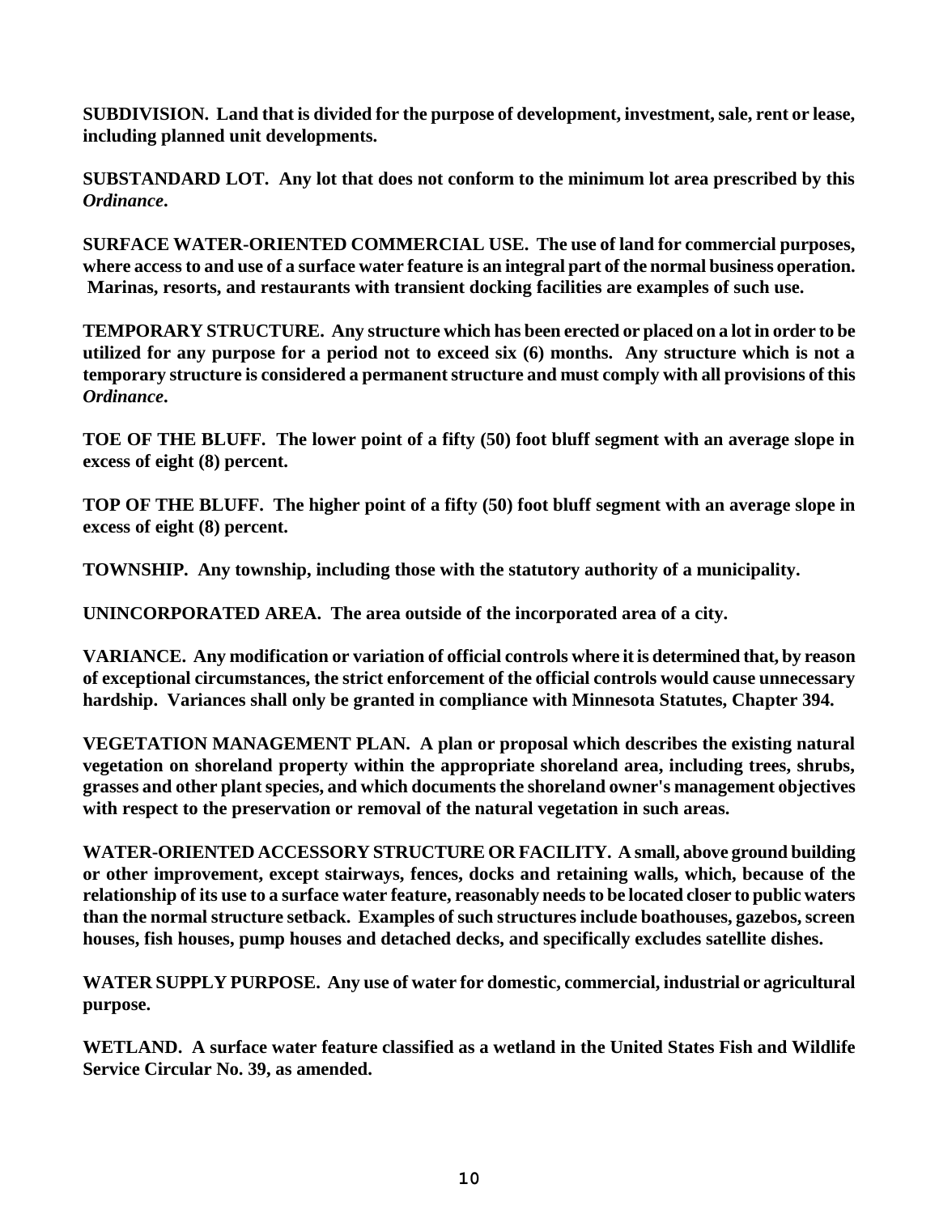**SUBDIVISION. Land that is divided for the purpose of development, investment, sale, rent or lease, including planned unit developments.**

**SUBSTANDARD LOT. Any lot that does not conform to the minimum lot area prescribed by this *Ordinance*.**

**SURFACE WATER-ORIENTED COMMERCIAL USE. The use of land for commercial purposes, where access to and use of a surface water feature is an integral part of the normal business operation. Marinas, resorts, and restaurants with transient docking facilities are examples of such use.**

**TEMPORARY STRUCTURE. Any structure which has been erected or placed on a lot in order to be utilized for any purpose for a period not to exceed six (6) months. Any structure which is not a temporary structure is considered a permanent structure and must comply with all provisions of this *Ordinance*.**

**TOE OF THE BLUFF. The lower point of a fifty (50) foot bluff segment with an average slope in excess of eight (8) percent.**

**TOP OF THE BLUFF. The higher point of a fifty (50) foot bluff segment with an average slope in excess of eight (8) percent.**

**TOWNSHIP. Any township, including those with the statutory authority of a municipality.**

**UNINCORPORATED AREA. The area outside of the incorporated area of a city.**

**VARIANCE. Any modification or variation of official controls where it is determined that, by reason of exceptional circumstances, the strict enforcement of the official controls would cause unnecessary hardship. Variances shall only be granted in compliance with Minnesota Statutes, Chapter 394.**

**VEGETATION MANAGEMENT PLAN. A plan or proposal which describes the existing natural vegetation on shoreland property within the appropriate shoreland area, including trees, shrubs, grasses and other plant species, and which documents the shoreland owner's management objectives with respect to the preservation or removal of the natural vegetation in such areas.**

**WATER-ORIENTED ACCESSORY STRUCTURE OR FACILITY. A small, above ground building or other improvement, except stairways, fences, docks and retaining walls, which, because of the relationship of its use to a surface water feature, reasonably needs to be located closer to public waters than the normal structure setback. Examples of such structures include boathouses, gazebos, screen houses, fish houses, pump houses and detached decks, and specifically excludes satellite dishes.**

**WATER SUPPLY PURPOSE. Any use of water for domestic, commercial, industrial or agricultural purpose.**

**WETLAND. A surface water feature classified as a wetland in the United States Fish and Wildlife Service Circular No. 39, as amended.**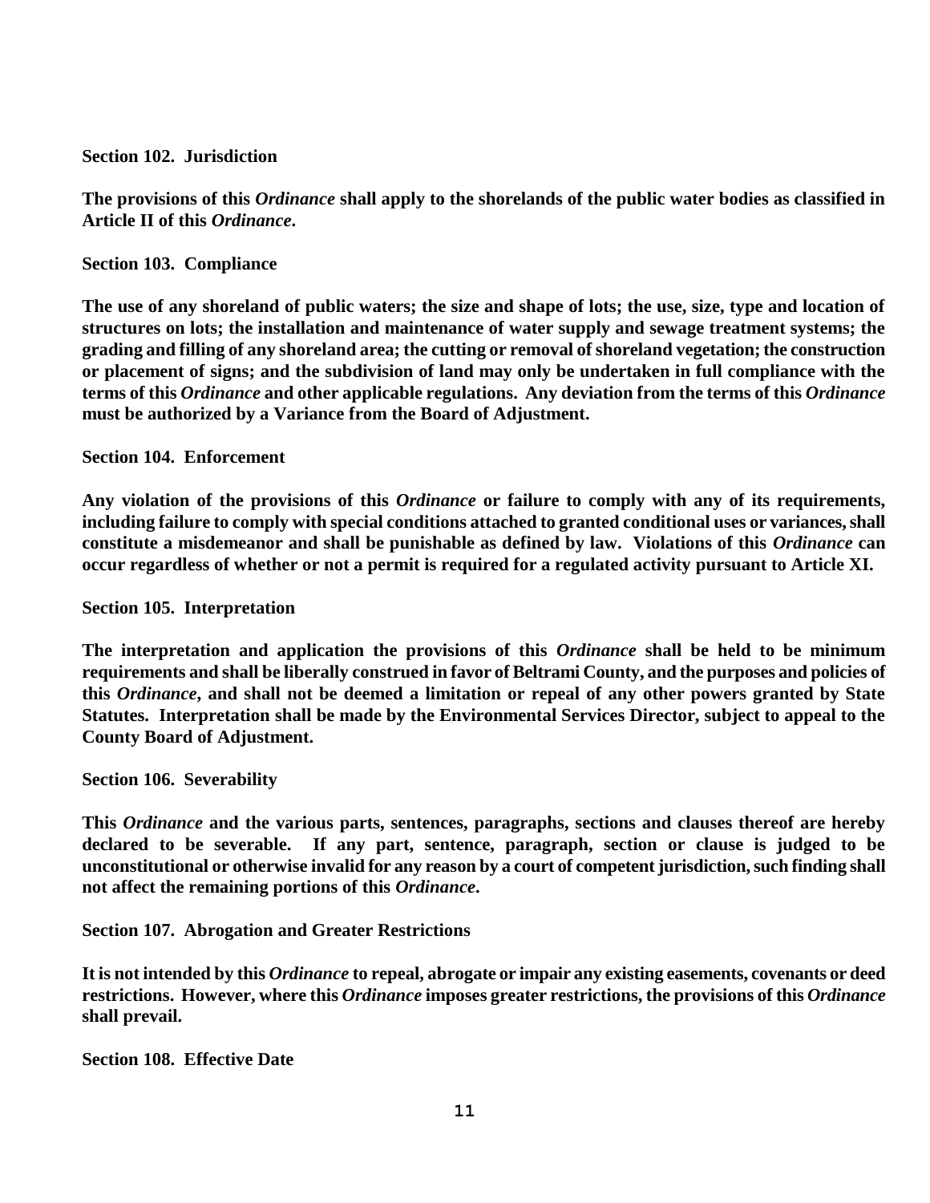**Section 102. Jurisdiction**

**The provisions of this *Ordinance* shall apply to the shorelands of the public water bodies as classified in Article II of this *Ordinance*.**

**Section 103. Compliance**

**The use of any shoreland of public waters; the size and shape of lots; the use, size, type and location of structures on lots; the installation and maintenance of water supply and sewage treatment systems; the grading and filling of any shoreland area; the cutting or removal of shoreland vegetation; the construction or placement of signs; and the subdivision of land may only be undertaken in full compliance with the terms of this *Ordinance* and other applicable regulations. Any deviation from the terms of this *Ordinance* must be authorized by a Variance from the Board of Adjustment.**

**Section 104. Enforcement**

**Any violation of the provisions of this *Ordinance* or failure to comply with any of its requirements, including failure to comply with special conditions attached to granted conditional uses or variances, shall constitute a misdemeanor and shall be punishable as defined by law. Violations of this *Ordinance* can occur regardless of whether or not a permit is required for a regulated activity pursuant to Article XI.**

**Section 105. Interpretation**

**The interpretation and application the provisions of this *Ordinance* shall be held to be minimum requirements and shall be liberally construed in favor of Beltrami County, and the purposes and policies of this *Ordinance*, and shall not be deemed a limitation or repeal of any other powers granted by State Statutes. Interpretation shall be made by the Environmental Services Director, subject to appeal to the County Board of Adjustment.**

**Section 106. Severability**

**This *Ordinance* and the various parts, sentences, paragraphs, sections and clauses thereof are hereby declared to be severable. If any part, sentence, paragraph, section or clause is judged to be unconstitutional or otherwise invalid for any reason by a court of competent jurisdiction, such finding shall not affect the remaining portions of this *Ordinance*.**

**Section 107. Abrogation and Greater Restrictions**

**It is not intended by this *Ordinance* to repeal, abrogate or impair any existing easements, covenants or deed restrictions. However, where this *Ordinance* imposes greater restrictions, the provisions of this *Ordinance* shall prevail.**

**Section 108. Effective Date**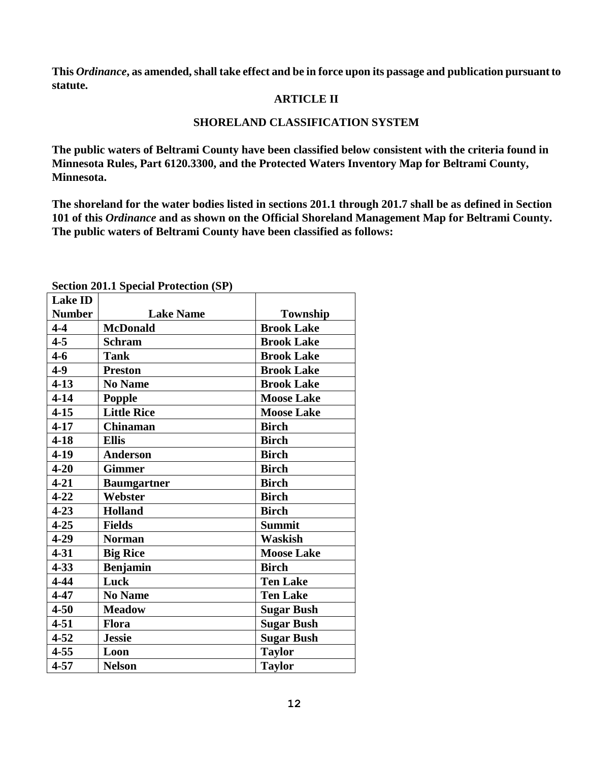**This *Ordinance*, as amended, shall take effect and be in force upon its passage and publication pursuant to statute.**

## ARTICLE II

## SHORELAND CLASSIFICATION SYSTEM

**The public waters of Beltrami County have been classified below consistent with the criteria found in Minnesota Rules, Part 6120.3300, and the Protected Waters Inventory Map for Beltrami County, Minnesota.**

**The shoreland for the water bodies listed in sections 201.1 through 201.7 shall be as defined in Section 101 of this *Ordinance* and as shown on the Official Shoreland Management Map for Beltrami County. The public waters of Beltrami County have been classified as follows:**

**Section 201.1 Special Protection (SP)**

| Lake ID Number | Lake Name | Township |
|---|---|---|
| 4-4 | McDonald | Brook Lake |
| 4-5 | Schram | Brook Lake |
| 4-6 | Tank | Brook Lake |
| 4-9 | Preston | Brook Lake |
| 4-13 | No Name | Brook Lake |
| 4-14 | Popple | Moose Lake |
| 4-15 | Little Rice | Moose Lake |
| 4-17 | Chinaman | Birch |
| 4-18 | Ellis | Birch |
| 4-19 | Anderson | Birch |
| 4-20 | Gimmer | Birch |
| 4-21 | Baumgartner | Birch |
| 4-22 | Webster | Birch |
| 4-23 | Holland | Birch |
| 4-25 | Fields | Summit |
| 4-29 | Norman | Waskish |
| 4-31 | Big Rice | Moose Lake |
| 4-33 | Benjamin | Birch |
| 4-44 | Luck | Ten Lake |
| 4-47 | No Name | Ten Lake |
| 4-50 | Meadow | Sugar Bush |
| 4-51 | Flora | Sugar Bush |
| 4-52 | Jessie | Sugar Bush |
| 4-55 | Loon | Taylor |
| 4-57 | Nelson | Taylor |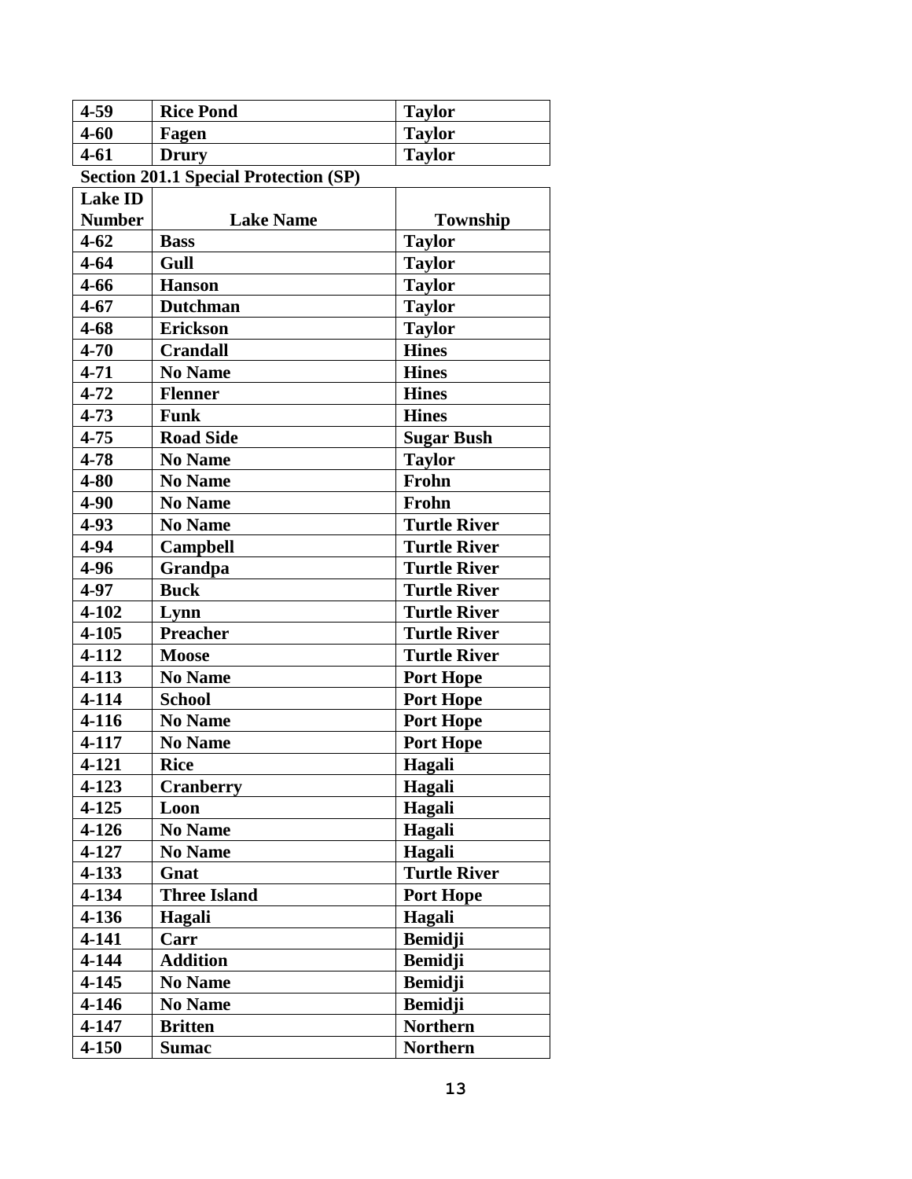| 4-59 | Rice Pond | Taylor |
|---|---|---|
| 4-60 | Fagen | Taylor |
| 4-61 | Drury | Taylor |

**Section 201.1 Special Protection (SP)**

| Lake ID Number | Lake Name | Township |
|---|---|---|
| 4-62 | Bass | Taylor |
| 4-64 | Gull | Taylor |
| 4-66 | Hanson | Taylor |
| 4-67 | Dutchman | Taylor |
| 4-68 | Erickson | Taylor |
| 4-70 | Crandall | Hines |
| 4-71 | No Name | Hines |
| 4-72 | Flenner | Hines |
| 4-73 | Funk | Hines |
| 4-75 | Road Side | Sugar Bush |
| 4-78 | No Name | Taylor |
| 4-80 | No Name | Frohn |
| 4-90 | No Name | Frohn |
| 4-93 | No Name | Turtle River |
| 4-94 | Campbell | Turtle River |
| 4-96 | Grandpa | Turtle River |
| 4-97 | Buck | Turtle River |
| 4-102 | Lynn | Turtle River |
| 4-105 | Preacher | Turtle River |
| 4-112 | Moose | Turtle River |
| 4-113 | No Name | Port Hope |
| 4-114 | School | Port Hope |
| 4-116 | No Name | Port Hope |
| 4-117 | No Name | Port Hope |
| 4-121 | Rice | Hagali |
| 4-123 | Cranberry | Hagali |
| 4-125 | Loon | Hagali |
| 4-126 | No Name | Hagali |
| 4-127 | No Name | Hagali |
| 4-133 | Gnat | Turtle River |
| 4-134 | Three Island | Port Hope |
| 4-136 | Hagali | Hagali |
| 4-141 | Carr | Bemidji |
| 4-144 | Addition | Bemidji |
| 4-145 | No Name | Bemidji |
| 4-146 | No Name | Bemidji |
| 4-147 | Britten | Northern |
| 4-150 | Sumac | Northern |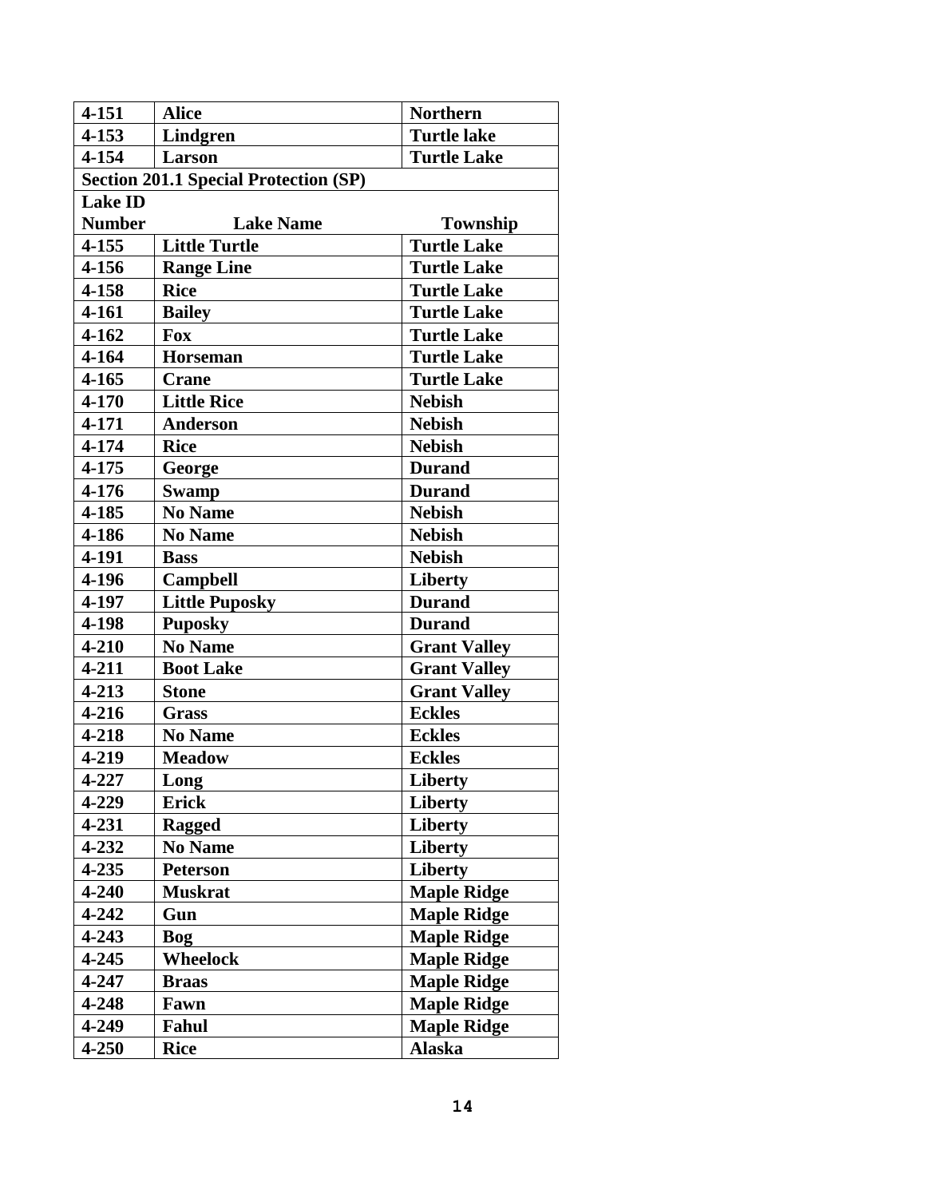| 4-151 | Alice | Northern |
|---|---|---|
| 4-153 | Lindgren | Turtle lake |
| 4-154 | Larson | Turtle Lake |
| **Section 201.1 Special Protection (SP)** | | |
| **Lake ID Number** | **Lake Name** | **Township** |
| 4-155 | Little Turtle | Turtle Lake |
| 4-156 | Range Line | Turtle Lake |
| 4-158 | Rice | Turtle Lake |
| 4-161 | Bailey | Turtle Lake |
| 4-162 | Fox | Turtle Lake |
| 4-164 | Horseman | Turtle Lake |
| 4-165 | Crane | Turtle Lake |
| 4-170 | Little Rice | Nebish |
| 4-171 | Anderson | Nebish |
| 4-174 | Rice | Nebish |
| 4-175 | George | Durand |
| 4-176 | Swamp | Durand |
| 4-185 | No Name | Nebish |
| 4-186 | No Name | Nebish |
| 4-191 | Bass | Nebish |
| 4-196 | Campbell | Liberty |
| 4-197 | Little Puposky | Durand |
| 4-198 | Puposky | Durand |
| 4-210 | No Name | Grant Valley |
| 4-211 | Boot Lake | Grant Valley |
| 4-213 | Stone | Grant Valley |
| 4-216 | Grass | Eckles |
| 4-218 | No Name | Eckles |
| 4-219 | Meadow | Eckles |
| 4-227 | Long | Liberty |
| 4-229 | Erick | Liberty |
| 4-231 | Ragged | Liberty |
| 4-232 | No Name | Liberty |
| 4-235 | Peterson | Liberty |
| 4-240 | Muskrat | Maple Ridge |
| 4-242 | Gun | Maple Ridge |
| 4-243 | Bog | Maple Ridge |
| 4-245 | Wheelock | Maple Ridge |
| 4-247 | Braas | Maple Ridge |
| 4-248 | Fawn | Maple Ridge |
| 4-249 | Fahul | Maple Ridge |
| 4-250 | Rice | Alaska |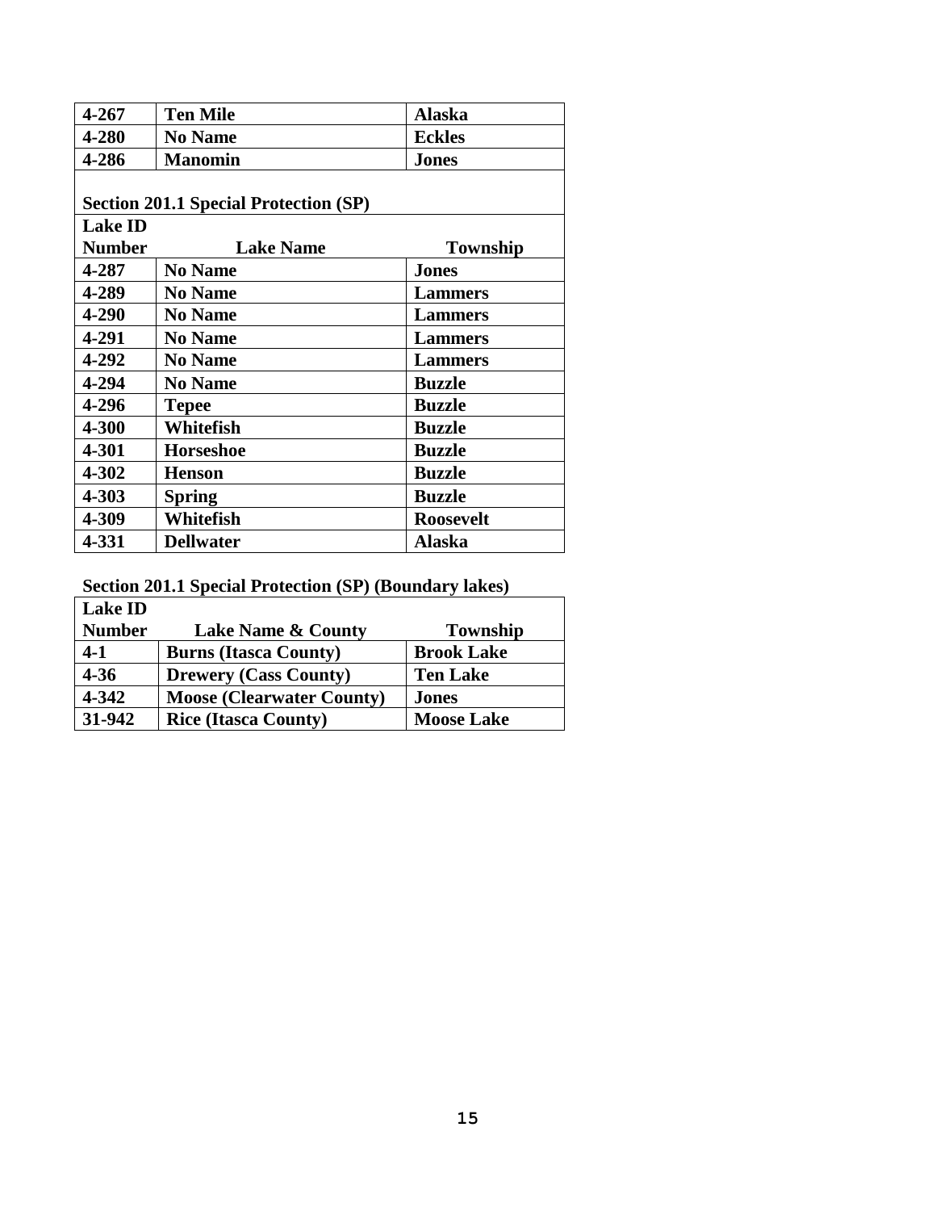| | | |
|---|---|---|
| **4-267** | **Ten Mile** | **Alaska** |
| **4-280** | **No Name** | **Eckles** |
| **4-286** | **Manomin** | **Jones** |

**Section 201.1 Special Protection (SP)**

| Lake ID Number | Lake Name | Township |
|---|---|---|
| **4-287** | **No Name** | **Jones** |
| **4-289** | **No Name** | **Lammers** |
| **4-290** | **No Name** | **Lammers** |
| **4-291** | **No Name** | **Lammers** |
| **4-292** | **No Name** | **Lammers** |
| **4-294** | **No Name** | **Buzzle** |
| **4-296** | **Tepee** | **Buzzle** |
| **4-300** | **Whitefish** | **Buzzle** |
| **4-301** | **Horseshoe** | **Buzzle** |
| **4-302** | **Henson** | **Buzzle** |
| **4-303** | **Spring** | **Buzzle** |
| **4-309** | **Whitefish** | **Roosevelt** |
| **4-331** | **Dellwater** | **Alaska** |

**Section 201.1 Special Protection (SP) (Boundary lakes)**

| Lake ID Number | Lake Name & County | Township |
|---|---|---|
| **4-1** | **Burns (Itasca County)** | **Brook Lake** |
| **4-36** | **Drewery (Cass County)** | **Ten Lake** |
| **4-342** | **Moose (Clearwater County)** | **Jones** |
| **31-942** | **Rice (Itasca County)** | **Moose Lake** |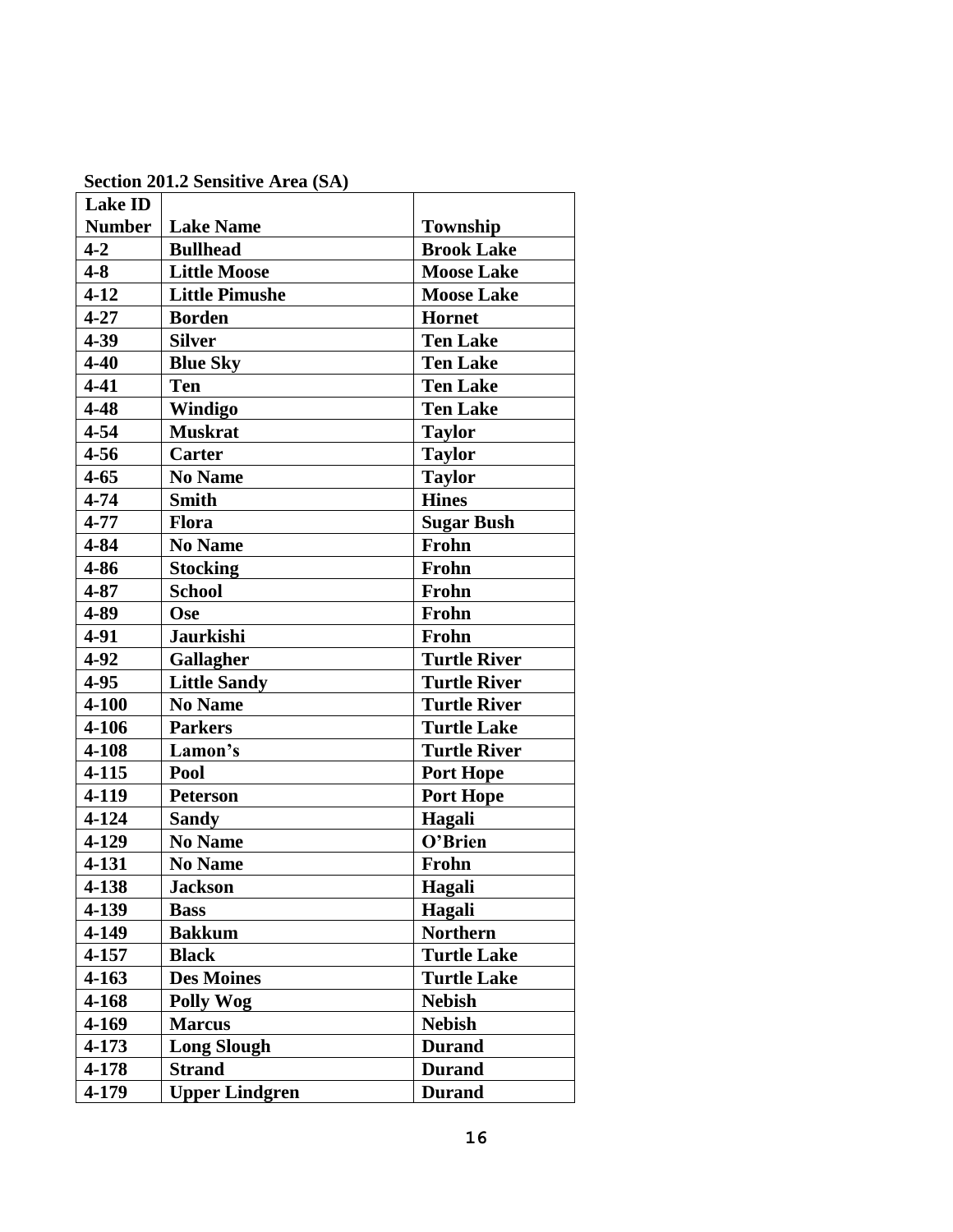**Section 201.2 Sensitive Area (SA)**

| Lake ID Number | Lake Name | Township |
|---|---|---|
| 4-2 | Bullhead | Brook Lake |
| 4-8 | Little Moose | Moose Lake |
| 4-12 | Little Pimushe | Moose Lake |
| 4-27 | Borden | Hornet |
| 4-39 | Silver | Ten Lake |
| 4-40 | Blue Sky | Ten Lake |
| 4-41 | Ten | Ten Lake |
| 4-48 | Windigo | Ten Lake |
| 4-54 | Muskrat | Taylor |
| 4-56 | Carter | Taylor |
| 4-65 | No Name | Taylor |
| 4-74 | Smith | Hines |
| 4-77 | Flora | Sugar Bush |
| 4-84 | No Name | Frohn |
| 4-86 | Stocking | Frohn |
| 4-87 | School | Frohn |
| 4-89 | Ose | Frohn |
| 4-91 | Jaurkishi | Frohn |
| 4-92 | Gallagher | Turtle River |
| 4-95 | Little Sandy | Turtle River |
| 4-100 | No Name | Turtle River |
| 4-106 | Parkers | Turtle Lake |
| 4-108 | Lamon's | Turtle River |
| 4-115 | Pool | Port Hope |
| 4-119 | Peterson | Port Hope |
| 4-124 | Sandy | Hagali |
| 4-129 | No Name | O'Brien |
| 4-131 | No Name | Frohn |
| 4-138 | Jackson | Hagali |
| 4-139 | Bass | Hagali |
| 4-149 | Bakkum | Northern |
| 4-157 | Black | Turtle Lake |
| 4-163 | Des Moines | Turtle Lake |
| 4-168 | Polly Wog | Nebish |
| 4-169 | Marcus | Nebish |
| 4-173 | Long Slough | Durand |
| 4-178 | Strand | Durand |
| 4-179 | Upper Lindgren | Durand |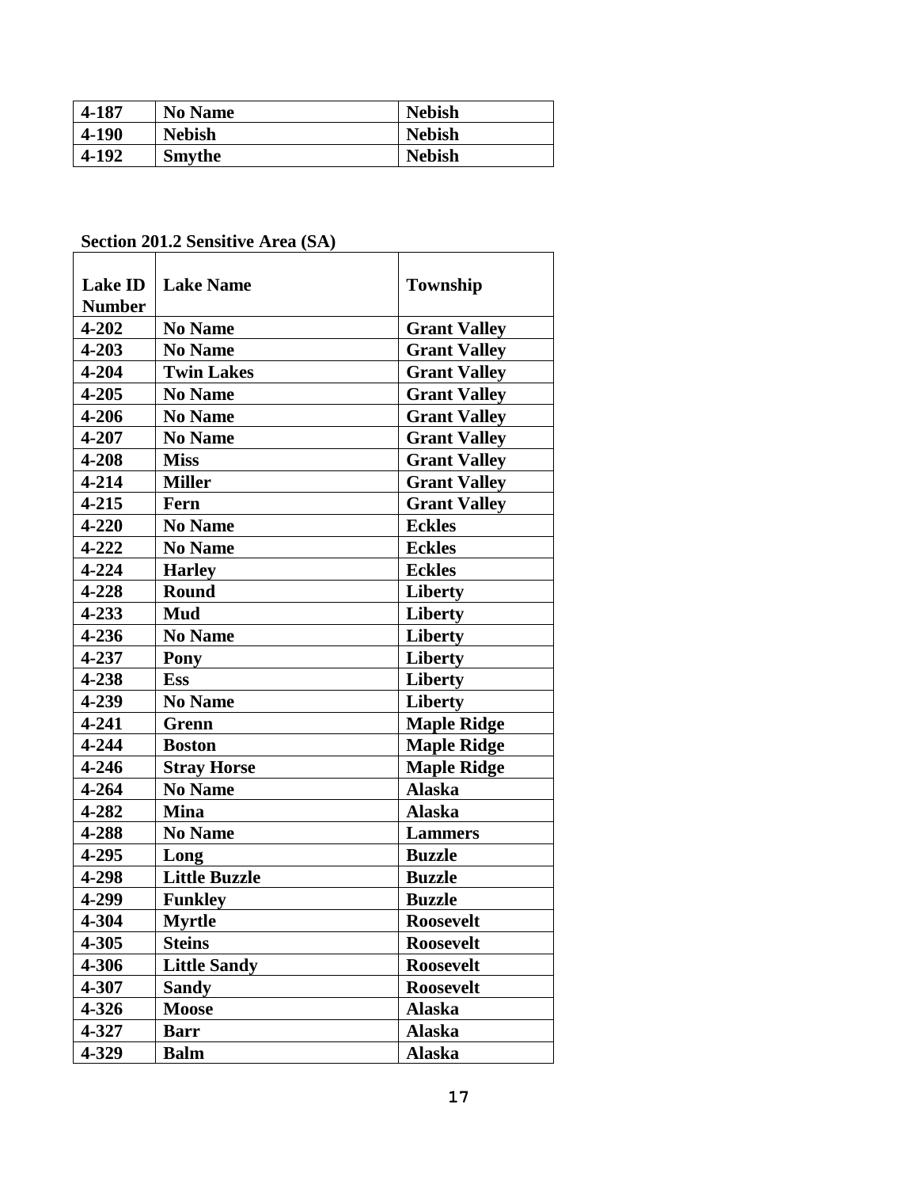| 4-187 | No Name | Nebish |
|---|---|---|
| 4-190 | Nebish | Nebish |
| 4-192 | Smythe | Nebish |

**Section 201.2 Sensitive Area (SA)**

| Lake ID Number | Lake Name | Township |
|---|---|---|
| 4-202 | No Name | Grant Valley |
| 4-203 | No Name | Grant Valley |
| 4-204 | Twin Lakes | Grant Valley |
| 4-205 | No Name | Grant Valley |
| 4-206 | No Name | Grant Valley |
| 4-207 | No Name | Grant Valley |
| 4-208 | Miss | Grant Valley |
| 4-214 | Miller | Grant Valley |
| 4-215 | Fern | Grant Valley |
| 4-220 | No Name | Eckles |
| 4-222 | No Name | Eckles |
| 4-224 | Harley | Eckles |
| 4-228 | Round | Liberty |
| 4-233 | Mud | Liberty |
| 4-236 | No Name | Liberty |
| 4-237 | Pony | Liberty |
| 4-238 | Ess | Liberty |
| 4-239 | No Name | Liberty |
| 4-241 | Grenn | Maple Ridge |
| 4-244 | Boston | Maple Ridge |
| 4-246 | Stray Horse | Maple Ridge |
| 4-264 | No Name | Alaska |
| 4-282 | Mina | Alaska |
| 4-288 | No Name | Lammers |
| 4-295 | Long | Buzzle |
| 4-298 | Little Buzzle | Buzzle |
| 4-299 | Funkley | Buzzle |
| 4-304 | Myrtle | Roosevelt |
| 4-305 | Steins | Roosevelt |
| 4-306 | Little Sandy | Roosevelt |
| 4-307 | Sandy | Roosevelt |
| 4-326 | Moose | Alaska |
| 4-327 | Barr | Alaska |
| 4-329 | Balm | Alaska |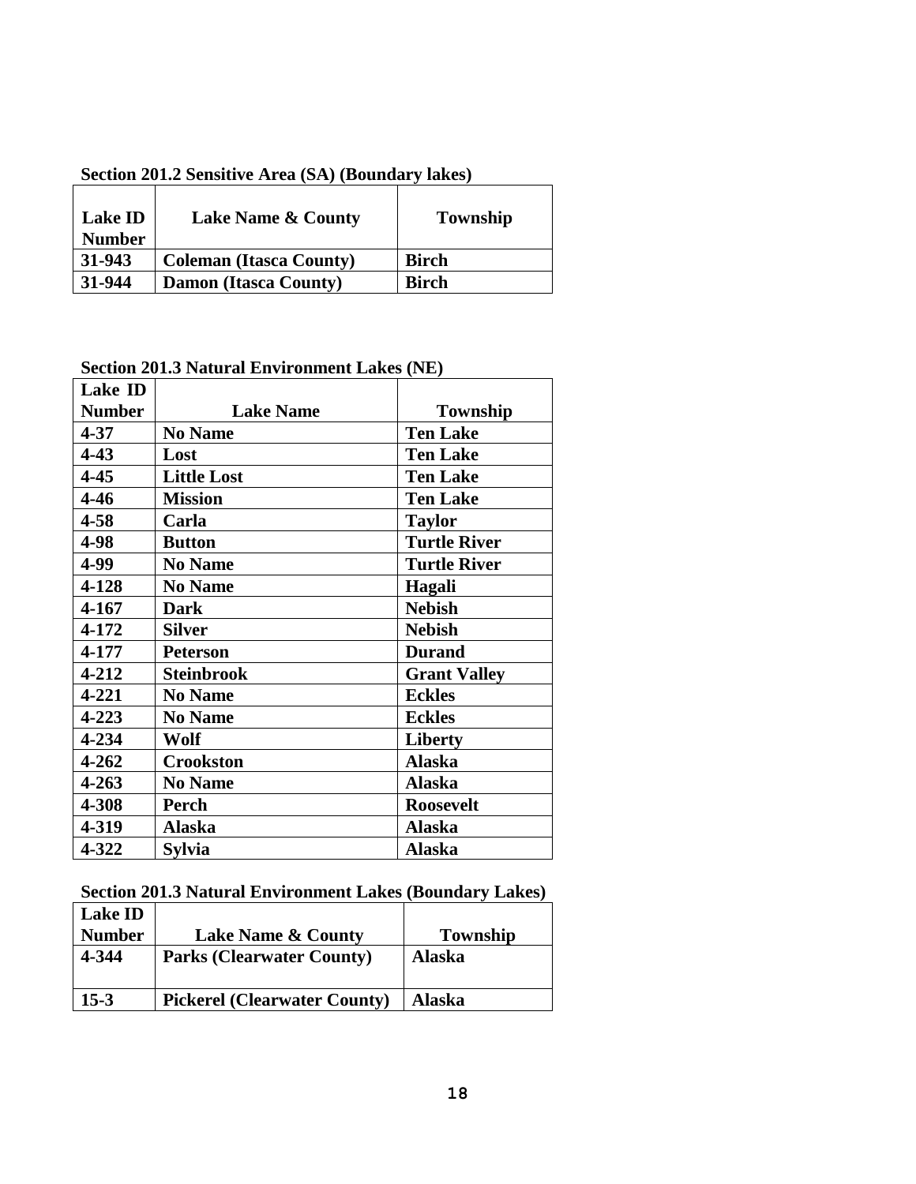**Section 201.2 Sensitive Area (SA) (Boundary lakes)**

| Lake ID Number | Lake Name & County | Township |
|---|---|---|
| 31-943 | Coleman (Itasca County) | Birch |
| 31-944 | Damon (Itasca County) | Birch |

**Section 201.3 Natural Environment Lakes (NE)**

| Lake ID Number | Lake Name | Township |
|---|---|---|
| 4-37 | No Name | Ten Lake |
| 4-43 | Lost | Ten Lake |
| 4-45 | Little Lost | Ten Lake |
| 4-46 | Mission | Ten Lake |
| 4-58 | Carla | Taylor |
| 4-98 | Button | Turtle River |
| 4-99 | No Name | Turtle River |
| 4-128 | No Name | Hagali |
| 4-167 | Dark | Nebish |
| 4-172 | Silver | Nebish |
| 4-177 | Peterson | Durand |
| 4-212 | Steinbrook | Grant Valley |
| 4-221 | No Name | Eckles |
| 4-223 | No Name | Eckles |
| 4-234 | Wolf | Liberty |
| 4-262 | Crookston | Alaska |
| 4-263 | No Name | Alaska |
| 4-308 | Perch | Roosevelt |
| 4-319 | Alaska | Alaska |
| 4-322 | Sylvia | Alaska |

**Section 201.3 Natural Environment Lakes (Boundary Lakes)**

| Lake ID Number | Lake Name & County | Township |
|---|---|---|
| 4-344 | Parks (Clearwater County) | Alaska |
| 15-3 | Pickerel (Clearwater County) | Alaska |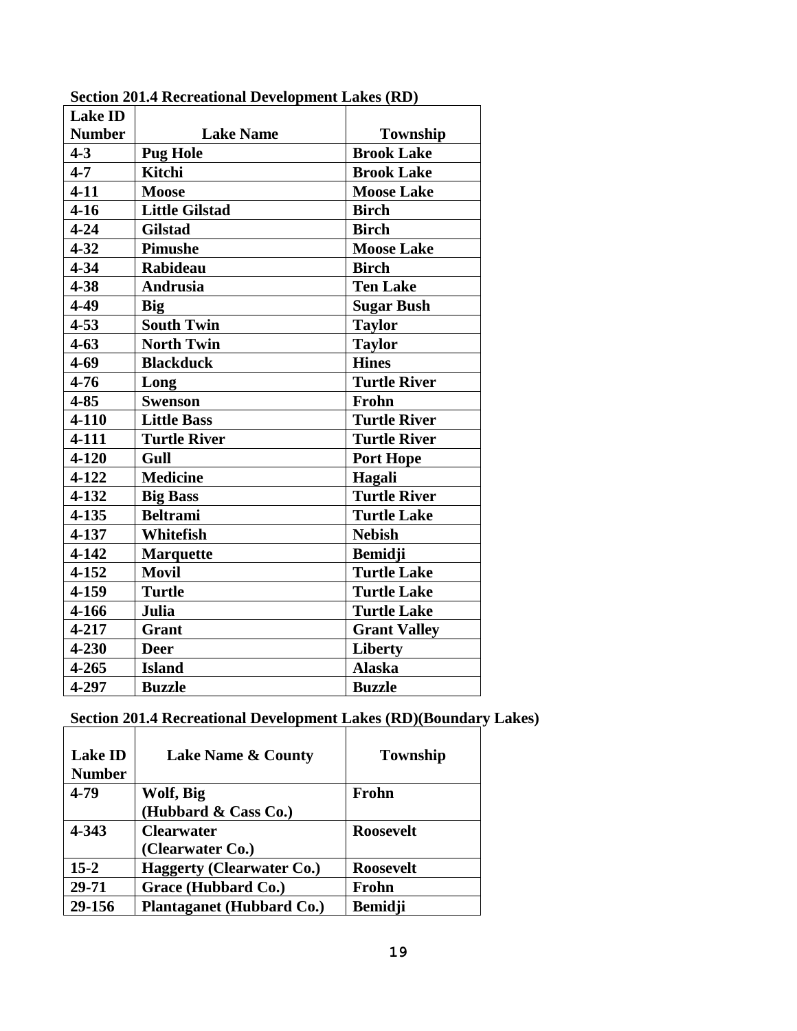**Section 201.4 Recreational Development Lakes (RD)**

| Lake ID Number | Lake Name | Township |
|---|---|---|
| 4-3 | Pug Hole | Brook Lake |
| 4-7 | Kitchi | Brook Lake |
| 4-11 | Moose | Moose Lake |
| 4-16 | Little Gilstad | Birch |
| 4-24 | Gilstad | Birch |
| 4-32 | Pimushe | Moose Lake |
| 4-34 | Rabideau | Birch |
| 4-38 | Andrusia | Ten Lake |
| 4-49 | Big | Sugar Bush |
| 4-53 | South Twin | Taylor |
| 4-63 | North Twin | Taylor |
| 4-69 | Blackduck | Hines |
| 4-76 | Long | Turtle River |
| 4-85 | Swenson | Frohn |
| 4-110 | Little Bass | Turtle River |
| 4-111 | Turtle River | Turtle River |
| 4-120 | Gull | Port Hope |
| 4-122 | Medicine | Hagali |
| 4-132 | Big Bass | Turtle River |
| 4-135 | Beltrami | Turtle Lake |
| 4-137 | Whitefish | Nebish |
| 4-142 | Marquette | Bemidji |
| 4-152 | Movil | Turtle Lake |
| 4-159 | Turtle | Turtle Lake |
| 4-166 | Julia | Turtle Lake |
| 4-217 | Grant | Grant Valley |
| 4-230 | Deer | Liberty |
| 4-265 | Island | Alaska |
| 4-297 | Buzzle | Buzzle |

**Section 201.4 Recreational Development Lakes (RD)(Boundary Lakes)**

| Lake ID Number | Lake Name & County | Township |
|---|---|---|
| 4-79 | Wolf, Big (Hubbard & Cass Co.) | Frohn |
| 4-343 | Clearwater (Clearwater Co.) | Roosevelt |
| 15-2 | Haggerty (Clearwater Co.) | Roosevelt |
| 29-71 | Grace (Hubbard Co.) | Frohn |
| 29-156 | Plantaganet (Hubbard Co.) | Bemidji |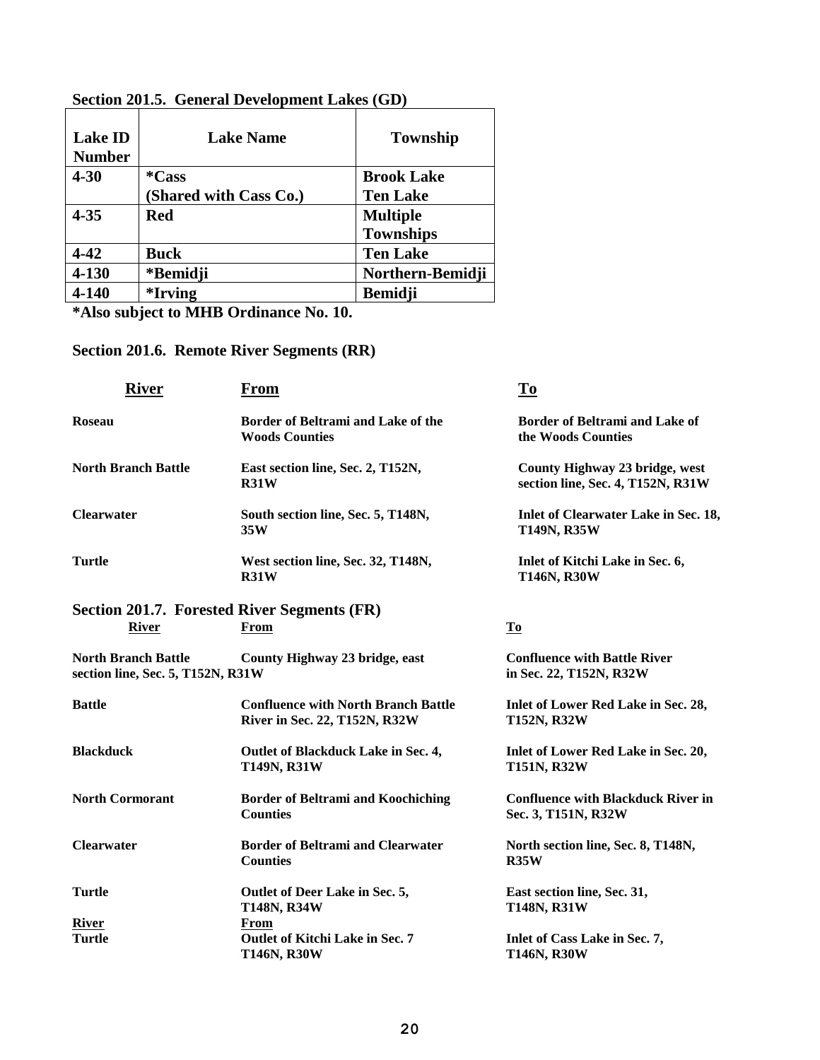### Section 201.5. General Development Lakes (GD)

| Lake ID Number | Lake Name | Township |
|---|---|---|
| 4-30 | *Cass (Shared with Cass Co.) | Brook Lake Ten Lake |
| 4-35 | Red | Multiple Townships |
| 4-42 | Buck | Ten Lake |
| 4-130 | *Bemidji | Northern-Bemidji |
| 4-140 | *Irving | Bemidji |

***Also subject to MHB Ordinance No. 10.**

### Section 201.6. Remote River Segments (RR)

| River | From | To |
|---|---|---|
| Roseau | Border of Beltrami and Lake of the Woods Counties | Border of Beltrami and Lake of the Woods Counties |
| North Branch Battle | East section line, Sec. 2, T152N, R31W | County Highway 23 bridge, west section line, Sec. 4, T152N, R31W |
| Clearwater | South section line, Sec. 5, T148N, 35W | Inlet of Clearwater Lake in Sec. 18, T149N, R35W |
| Turtle | West section line, Sec. 32, T148N, R31W | Inlet of Kitchi Lake in Sec. 6, T146N, R30W |

### Section 201.7. Forested River Segments (FR)

| River | From | To |
|---|---|---|
| North Branch Battle | County Highway 23 bridge, east section line, Sec. 5, T152N, R31W | Confluence with Battle River in Sec. 22, T152N, R32W |
| Battle | Confluence with North Branch Battle River in Sec. 22, T152N, R32W | Inlet of Lower Red Lake in Sec. 28, T152N, R32W |
| Blackduck | Outlet of Blackduck Lake in Sec. 4, T149N, R31W | Inlet of Lower Red Lake in Sec. 20, T151N, R32W |
| North Cormorant | Border of Beltrami and Koochiching Counties | Confluence with Blackduck River in Sec. 3, T151N, R32W |
| Clearwater | Border of Beltrami and Clearwater Counties | North section line, Sec. 8, T148N, R35W |
| Turtle | Outlet of Deer Lake in Sec. 5, T148N, R34W | East section line, Sec. 31, T148N, R31W |
| **River** | **From** | |
| Turtle | Outlet of Kitchi Lake in Sec. 7 T146N, R30W | Inlet of Cass Lake in Sec. 7, T146N, R30W |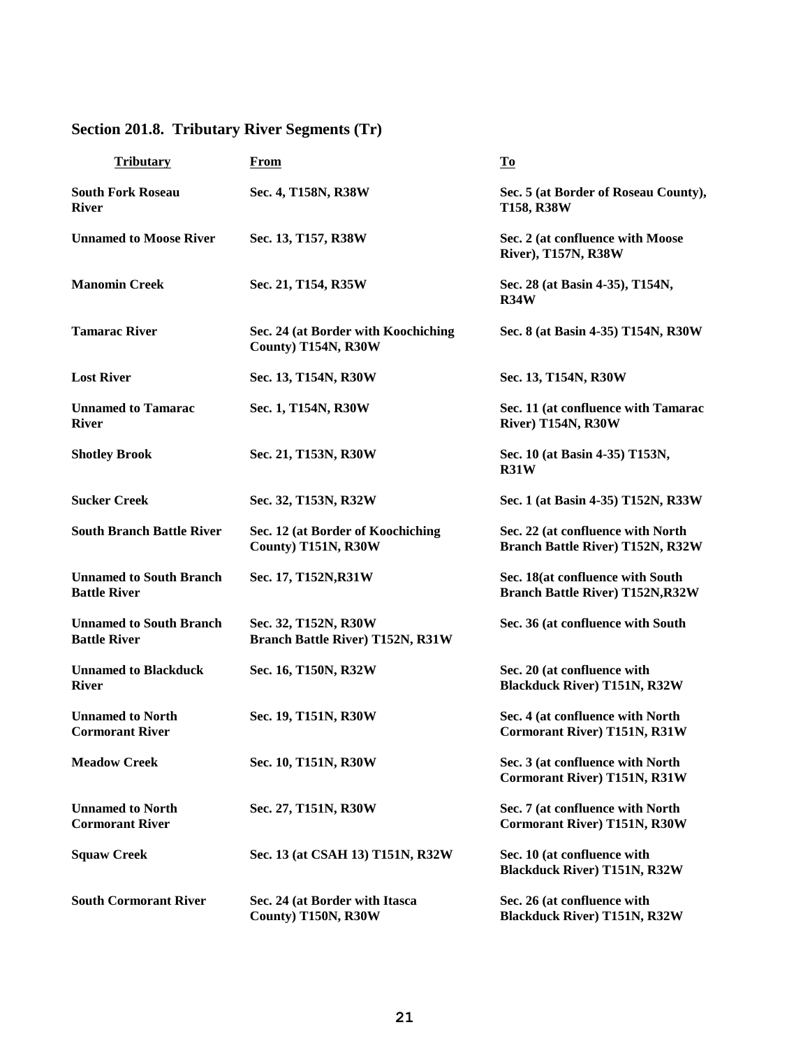## Section 201.8. Tributary River Segments (Tr)

| Tributary | From | To |
|---|---|---|
| **South Fork Roseau River** | **Sec. 4, T158N, R38W** | **Sec. 5 (at Border of Roseau County), T158, R38W** |
| **Unnamed to Moose River** | **Sec. 13, T157, R38W** | **Sec. 2 (at confluence with Moose River), T157N, R38W** |
| **Manomin Creek** | **Sec. 21, T154, R35W** | **Sec. 28 (at Basin 4-35), T154N, R34W** |
| **Tamarac River** | **Sec. 24 (at Border with Koochiching County) T154N, R30W** | **Sec. 8 (at Basin 4-35) T154N, R30W** |
| **Lost River** | **Sec. 13, T154N, R30W** | **Sec. 13, T154N, R30W** |
| **Unnamed to Tamarac River** | **Sec. 1, T154N, R30W** | **Sec. 11 (at confluence with Tamarac River) T154N, R30W** |
| **Shotley Brook** | **Sec. 21, T153N, R30W** | **Sec. 10 (at Basin 4-35) T153N, R31W** |
| **Sucker Creek** | **Sec. 32, T153N, R32W** | **Sec. 1 (at Basin 4-35) T152N, R33W** |
| **South Branch Battle River** | **Sec. 12 (at Border of Koochiching County) T151N, R30W** | **Sec. 22 (at confluence with North Branch Battle River) T152N, R32W** |
| **Unnamed to South Branch Battle River** | **Sec. 17, T152N,R31W** | **Sec. 18(at confluence with South Branch Battle River) T152N,R32W** |
| **Unnamed to South Branch Battle River** | **Sec. 32, T152N, R30W Branch Battle River) T152N, R31W** | **Sec. 36 (at confluence with South** |
| **Unnamed to Blackduck River** | **Sec. 16, T150N, R32W** | **Sec. 20 (at confluence with Blackduck River) T151N, R32W** |
| **Unnamed to North Cormorant River** | **Sec. 19, T151N, R30W** | **Sec. 4 (at confluence with North Cormorant River) T151N, R31W** |
| **Meadow Creek** | **Sec. 10, T151N, R30W** | **Sec. 3 (at confluence with North Cormorant River) T151N, R31W** |
| **Unnamed to North Cormorant River** | **Sec. 27, T151N, R30W** | **Sec. 7 (at confluence with North Cormorant River) T151N, R30W** |
| **Squaw Creek** | **Sec. 13 (at CSAH 13) T151N, R32W** | **Sec. 10 (at confluence with Blackduck River) T151N, R32W** |
| **South Cormorant River** | **Sec. 24 (at Border with Itasca County) T150N, R30W** | **Sec. 26 (at confluence with Blackduck River) T151N, R32W** |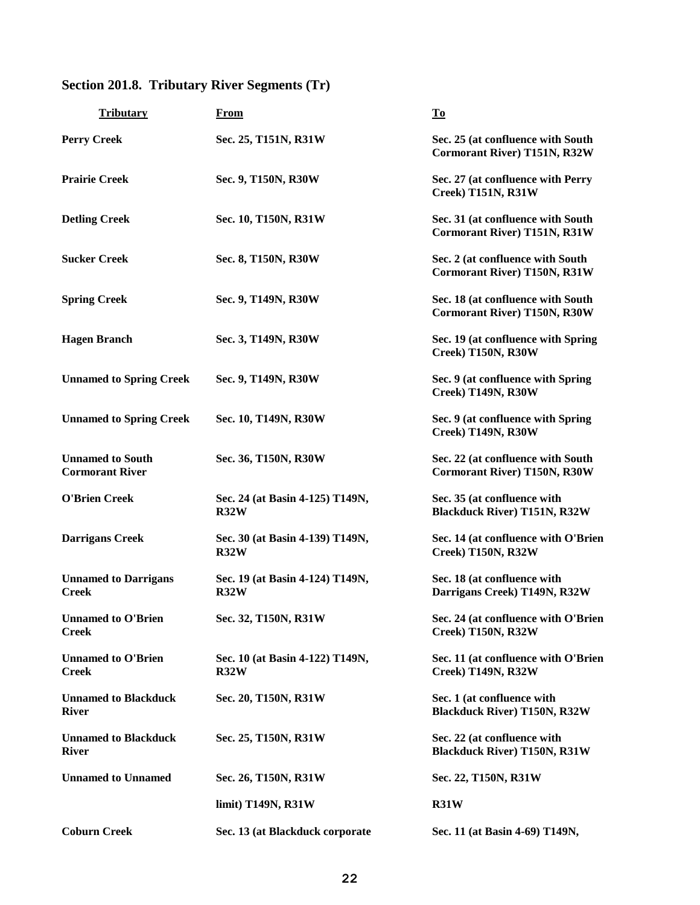## Section 201.8. Tributary River Segments (Tr)

| Tributary | From | To |
|---|---|---|
| **Perry Creek** | **Sec. 25, T151N, R31W** | **Sec. 25 (at confluence with South Cormorant River) T151N, R32W** |
| **Prairie Creek** | **Sec. 9, T150N, R30W** | **Sec. 27 (at confluence with Perry Creek) T151N, R31W** |
| **Detling Creek** | **Sec. 10, T150N, R31W** | **Sec. 31 (at confluence with South Cormorant River) T151N, R31W** |
| **Sucker Creek** | **Sec. 8, T150N, R30W** | **Sec. 2 (at confluence with South Cormorant River) T150N, R31W** |
| **Spring Creek** | **Sec. 9, T149N, R30W** | **Sec. 18 (at confluence with South Cormorant River) T150N, R30W** |
| **Hagen Branch** | **Sec. 3, T149N, R30W** | **Sec. 19 (at confluence with Spring Creek) T150N, R30W** |
| **Unnamed to Spring Creek** | **Sec. 9, T149N, R30W** | **Sec. 9 (at confluence with Spring Creek) T149N, R30W** |
| **Unnamed to Spring Creek** | **Sec. 10, T149N, R30W** | **Sec. 9 (at confluence with Spring Creek) T149N, R30W** |
| **Unnamed to South Cormorant River** | **Sec. 36, T150N, R30W** | **Sec. 22 (at confluence with South Cormorant River) T150N, R30W** |
| **O'Brien Creek** | **Sec. 24 (at Basin 4-125) T149N, R32W** | **Sec. 35 (at confluence with Blackduck River) T151N, R32W** |
| **Darrigans Creek** | **Sec. 30 (at Basin 4-139) T149N, R32W** | **Sec. 14 (at confluence with O'Brien Creek) T150N, R32W** |
| **Unnamed to Darrigans Creek** | **Sec. 19 (at Basin 4-124) T149N, R32W** | **Sec. 18 (at confluence with Darrigans Creek) T149N, R32W** |
| **Unnamed to O'Brien Creek** | **Sec. 32, T150N, R31W** | **Sec. 24 (at confluence with O'Brien Creek) T150N, R32W** |
| **Unnamed to O'Brien Creek** | **Sec. 10 (at Basin 4-122) T149N, R32W** | **Sec. 11 (at confluence with O'Brien Creek) T149N, R32W** |
| **Unnamed to Blackduck River** | **Sec. 20, T150N, R31W** | **Sec. 1 (at confluence with Blackduck River) T150N, R32W** |
| **Unnamed to Blackduck River** | **Sec. 25, T150N, R31W** | **Sec. 22 (at confluence with Blackduck River) T150N, R31W** |
| **Unnamed to Unnamed** | **Sec. 26, T150N, R31W** | **Sec. 22, T150N, R31W** |
| | **limit) T149N, R31W** | **R31W** |
| **Coburn Creek** | **Sec. 13 (at Blackduck corporate** | **Sec. 11 (at Basin 4-69) T149N,** |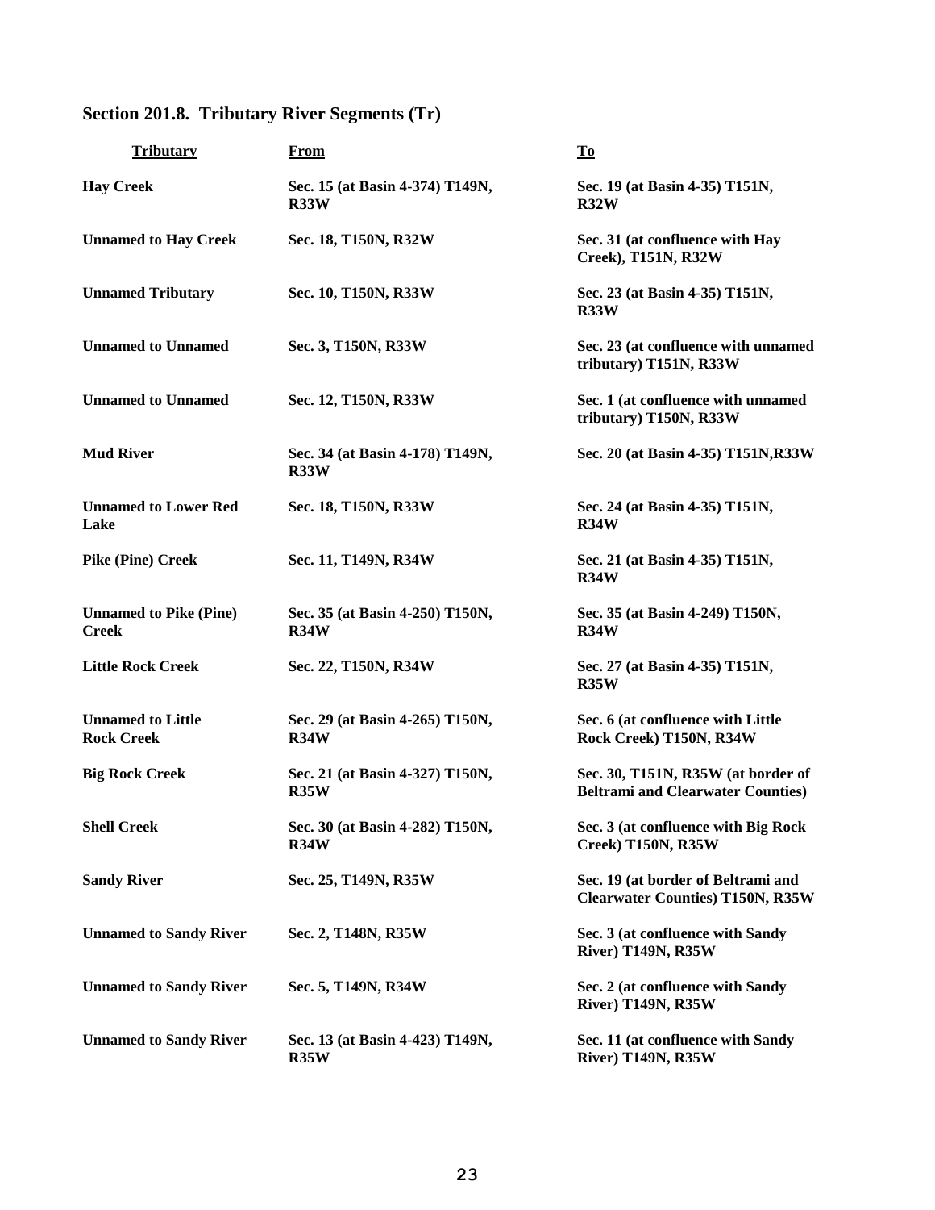## Section 201.8. Tributary River Segments (Tr)

| Tributary | From | To |
|---|---|---|
| **Hay Creek** | **Sec. 15 (at Basin 4-374) T149N, R33W** | **Sec. 19 (at Basin 4-35) T151N, R32W** |
| **Unnamed to Hay Creek** | **Sec. 18, T150N, R32W** | **Sec. 31 (at confluence with Hay Creek), T151N, R32W** |
| **Unnamed Tributary** | **Sec. 10, T150N, R33W** | **Sec. 23 (at Basin 4-35) T151N, R33W** |
| **Unnamed to Unnamed** | **Sec. 3, T150N, R33W** | **Sec. 23 (at confluence with unnamed tributary) T151N, R33W** |
| **Unnamed to Unnamed** | **Sec. 12, T150N, R33W** | **Sec. 1 (at confluence with unnamed tributary) T150N, R33W** |
| **Mud River** | **Sec. 34 (at Basin 4-178) T149N, R33W** | **Sec. 20 (at Basin 4-35) T151N,R33W** |
| **Unnamed to Lower Red Lake** | **Sec. 18, T150N, R33W** | **Sec. 24 (at Basin 4-35) T151N, R34W** |
| **Pike (Pine) Creek** | **Sec. 11, T149N, R34W** | **Sec. 21 (at Basin 4-35) T151N, R34W** |
| **Unnamed to Pike (Pine) Creek** | **Sec. 35 (at Basin 4-250) T150N, R34W** | **Sec. 35 (at Basin 4-249) T150N, R34W** |
| **Little Rock Creek** | **Sec. 22, T150N, R34W** | **Sec. 27 (at Basin 4-35) T151N, R35W** |
| **Unnamed to Little Rock Creek** | **Sec. 29 (at Basin 4-265) T150N, R34W** | **Sec. 6 (at confluence with Little Rock Creek) T150N, R34W** |
| **Big Rock Creek** | **Sec. 21 (at Basin 4-327) T150N, R35W** | **Sec. 30, T151N, R35W (at border of Beltrami and Clearwater Counties)** |
| **Shell Creek** | **Sec. 30 (at Basin 4-282) T150N, R34W** | **Sec. 3 (at confluence with Big Rock Creek) T150N, R35W** |
| **Sandy River** | **Sec. 25, T149N, R35W** | **Sec. 19 (at border of Beltrami and Clearwater Counties) T150N, R35W** |
| **Unnamed to Sandy River** | **Sec. 2, T148N, R35W** | **Sec. 3 (at confluence with Sandy River) T149N, R35W** |
| **Unnamed to Sandy River** | **Sec. 5, T149N, R34W** | **Sec. 2 (at confluence with Sandy River) T149N, R35W** |
| **Unnamed to Sandy River** | **Sec. 13 (at Basin 4-423) T149N, R35W** | **Sec. 11 (at confluence with Sandy River) T149N, R35W** |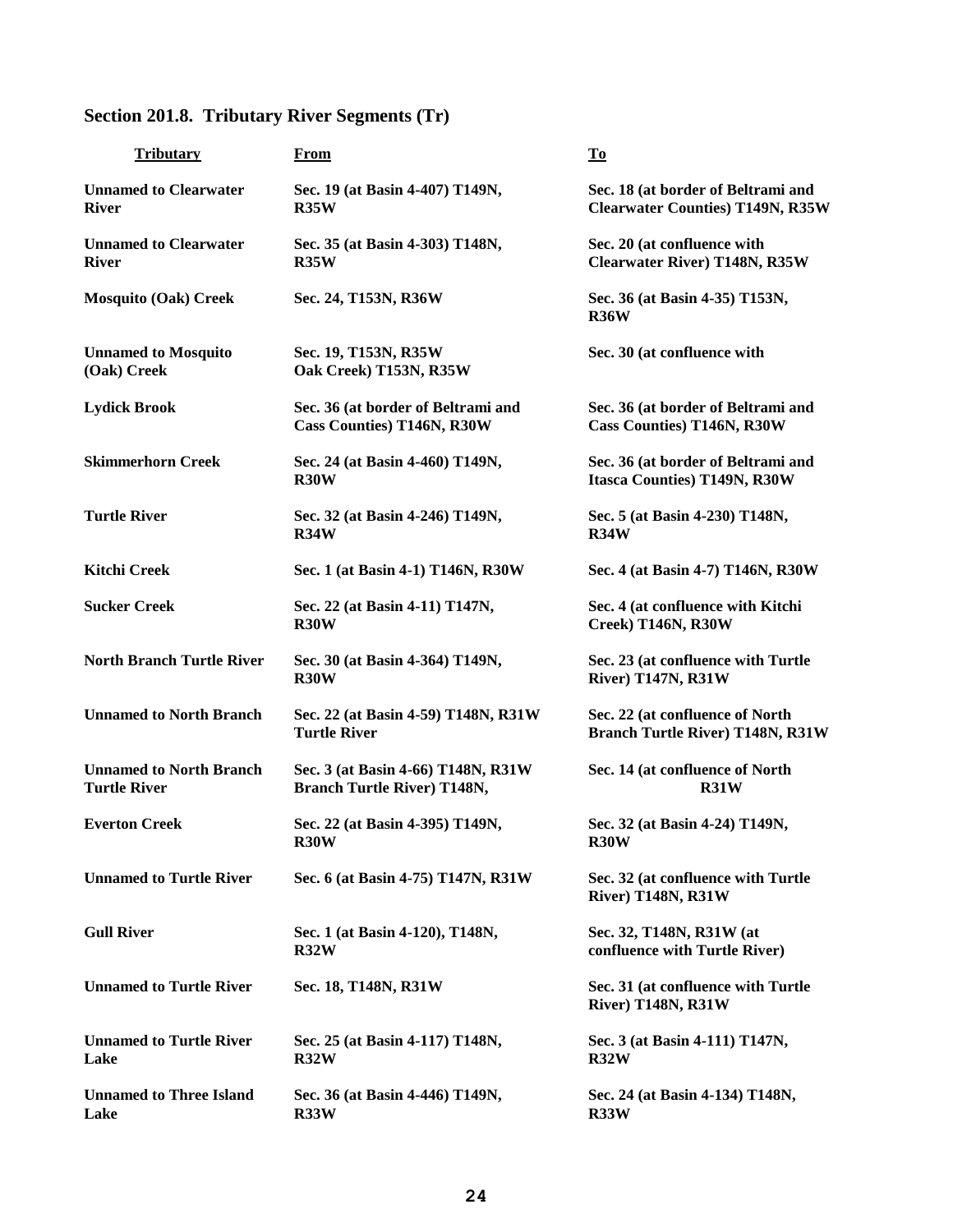## Section 201.8. Tributary River Segments (Tr)

| Tributary | From | To |
|---|---|---|
| **Unnamed to Clearwater River** | **Sec. 19 (at Basin 4-407) T149N, R35W** | **Sec. 18 (at border of Beltrami and Clearwater Counties) T149N, R35W** |
| **Unnamed to Clearwater River** | **Sec. 35 (at Basin 4-303) T148N, R35W** | **Sec. 20 (at confluence with Clearwater River) T148N, R35W** |
| **Mosquito (Oak) Creek** | **Sec. 24, T153N, R36W** | **Sec. 36 (at Basin 4-35) T153N, R36W** |
| **Unnamed to Mosquito (Oak) Creek** | **Sec. 19, T153N, R35W Oak Creek) T153N, R35W** | **Sec. 30 (at confluence with** |
| **Lydick Brook** | **Sec. 36 (at border of Beltrami and Cass Counties) T146N, R30W** | **Sec. 36 (at border of Beltrami and Cass Counties) T146N, R30W** |
| **Skimmerhorn Creek** | **Sec. 24 (at Basin 4-460) T149N, R30W** | **Sec. 36 (at border of Beltrami and Itasca Counties) T149N, R30W** |
| **Turtle River** | **Sec. 32 (at Basin 4-246) T149N, R34W** | **Sec. 5 (at Basin 4-230) T148N, R34W** |
| **Kitchi Creek** | **Sec. 1 (at Basin 4-1) T146N, R30W** | **Sec. 4 (at Basin 4-7) T146N, R30W** |
| **Sucker Creek** | **Sec. 22 (at Basin 4-11) T147N, R30W** | **Sec. 4 (at confluence with Kitchi Creek) T146N, R30W** |
| **North Branch Turtle River** | **Sec. 30 (at Basin 4-364) T149N, R30W** | **Sec. 23 (at confluence with Turtle River) T147N, R31W** |
| **Unnamed to North Branch** | **Sec. 22 (at Basin 4-59) T148N, R31W Turtle River** | **Sec. 22 (at confluence of North Branch Turtle River) T148N, R31W** |
| **Unnamed to North Branch Turtle River** | **Sec. 3 (at Basin 4-66) T148N, R31W Branch Turtle River) T148N,** | **Sec. 14 (at confluence of North R31W** |
| **Everton Creek** | **Sec. 22 (at Basin 4-395) T149N, R30W** | **Sec. 32 (at Basin 4-24) T149N, R30W** |
| **Unnamed to Turtle River** | **Sec. 6 (at Basin 4-75) T147N, R31W** | **Sec. 32 (at confluence with Turtle River) T148N, R31W** |
| **Gull River** | **Sec. 1 (at Basin 4-120), T148N, R32W** | **Sec. 32, T148N, R31W (at confluence with Turtle River)** |
| **Unnamed to Turtle River** | **Sec. 18, T148N, R31W** | **Sec. 31 (at confluence with Turtle River) T148N, R31W** |
| **Unnamed to Turtle River Lake** | **Sec. 25 (at Basin 4-117) T148N, R32W** | **Sec. 3 (at Basin 4-111) T147N, R32W** |
| **Unnamed to Three Island Lake** | **Sec. 36 (at Basin 4-446) T149N, R33W** | **Sec. 24 (at Basin 4-134) T148N, R33W** |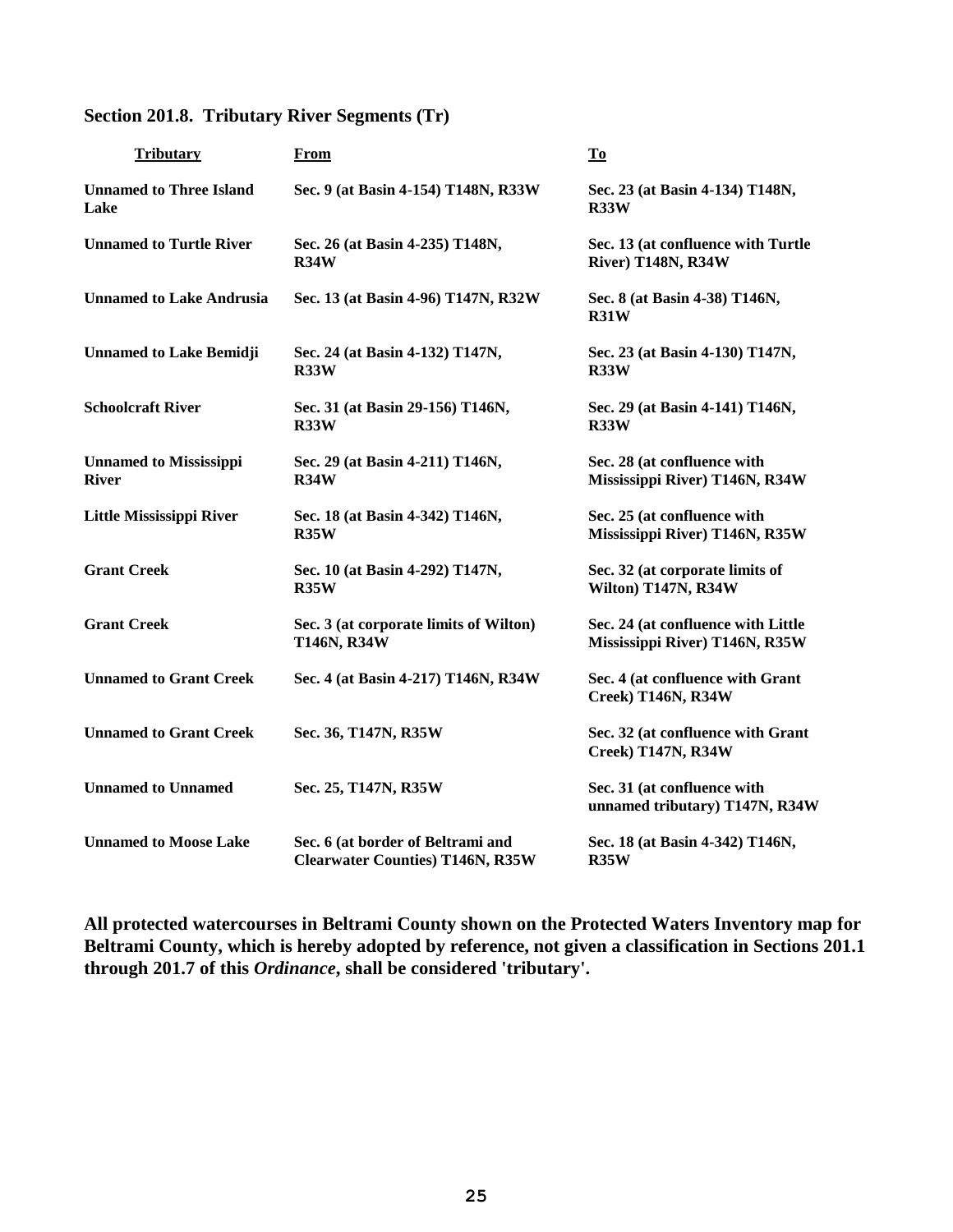### Section 201.8. Tributary River Segments (Tr)

| Tributary | From | To |
|---|---|---|
| **Unnamed to Three Island Lake** | **Sec. 9 (at Basin 4-154) T148N, R33W** | **Sec. 23 (at Basin 4-134) T148N, R33W** |
| **Unnamed to Turtle River** | **Sec. 26 (at Basin 4-235) T148N, R34W** | **Sec. 13 (at confluence with Turtle River) T148N, R34W** |
| **Unnamed to Lake Andrusia** | **Sec. 13 (at Basin 4-96) T147N, R32W** | **Sec. 8 (at Basin 4-38) T146N, R31W** |
| **Unnamed to Lake Bemidji** | **Sec. 24 (at Basin 4-132) T147N, R33W** | **Sec. 23 (at Basin 4-130) T147N, R33W** |
| **Schoolcraft River** | **Sec. 31 (at Basin 29-156) T146N, R33W** | **Sec. 29 (at Basin 4-141) T146N, R33W** |
| **Unnamed to Mississippi River** | **Sec. 29 (at Basin 4-211) T146N, R34W** | **Sec. 28 (at confluence with Mississippi River) T146N, R34W** |
| **Little Mississippi River** | **Sec. 18 (at Basin 4-342) T146N, R35W** | **Sec. 25 (at confluence with Mississippi River) T146N, R35W** |
| **Grant Creek** | **Sec. 10 (at Basin 4-292) T147N, R35W** | **Sec. 32 (at corporate limits of Wilton) T147N, R34W** |
| **Grant Creek** | **Sec. 3 (at corporate limits of Wilton) T146N, R34W** | **Sec. 24 (at confluence with Little Mississippi River) T146N, R35W** |
| **Unnamed to Grant Creek** | **Sec. 4 (at Basin 4-217) T146N, R34W** | **Sec. 4 (at confluence with Grant Creek) T146N, R34W** |
| **Unnamed to Grant Creek** | **Sec. 36, T147N, R35W** | **Sec. 32 (at confluence with Grant Creek) T147N, R34W** |
| **Unnamed to Unnamed** | **Sec. 25, T147N, R35W** | **Sec. 31 (at confluence with unnamed tributary) T147N, R34W** |
| **Unnamed to Moose Lake** | **Sec. 6 (at border of Beltrami and Clearwater Counties) T146N, R35W** | **Sec. 18 (at Basin 4-342) T146N, R35W** |

**All protected watercourses in Beltrami County shown on the Protected Waters Inventory map for Beltrami County, which is hereby adopted by reference, not given a classification in Sections 201.1 through 201.7 of this *Ordinance*, shall be considered 'tributary'.**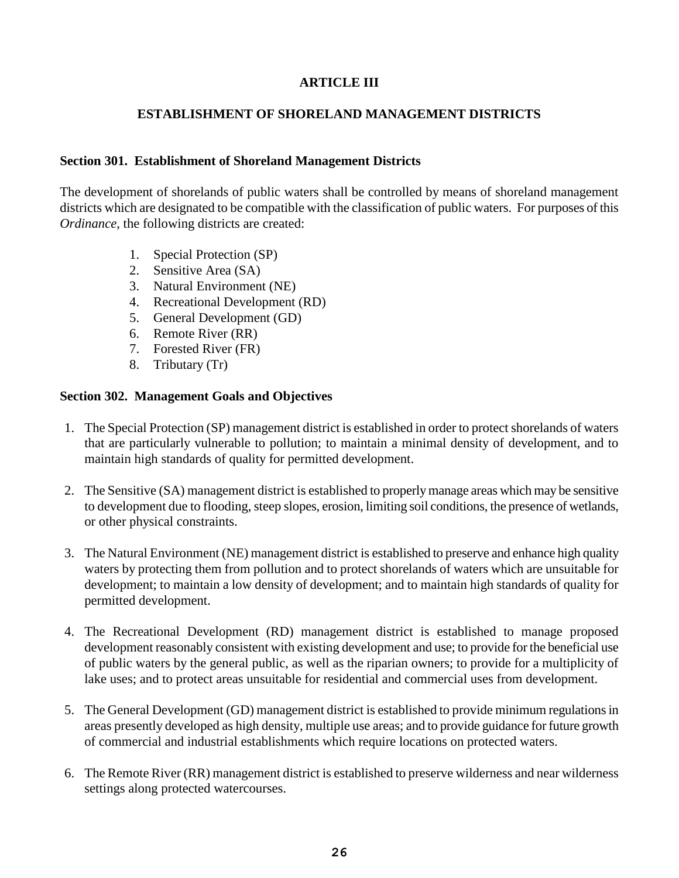# ARTICLE III

## ESTABLISHMENT OF SHORELAND MANAGEMENT DISTRICTS

### Section 301. Establishment of Shoreland Management Districts

The development of shorelands of public waters shall be controlled by means of shoreland management districts which are designated to be compatible with the classification of public waters. For purposes of this *Ordinance*, the following districts are created:

1. Special Protection (SP)
2. Sensitive Area (SA)
3. Natural Environment (NE)
4. Recreational Development (RD)
5. General Development (GD)
6. Remote River (RR)
7. Forested River (FR)
8. Tributary (Tr)

### Section 302. Management Goals and Objectives

1. The Special Protection (SP) management district is established in order to protect shorelands of waters that are particularly vulnerable to pollution; to maintain a minimal density of development, and to maintain high standards of quality for permitted development.

2. The Sensitive (SA) management district is established to properly manage areas which may be sensitive to development due to flooding, steep slopes, erosion, limiting soil conditions, the presence of wetlands, or other physical constraints.

3. The Natural Environment (NE) management district is established to preserve and enhance high quality waters by protecting them from pollution and to protect shorelands of waters which are unsuitable for development; to maintain a low density of development; and to maintain high standards of quality for permitted development.

4. The Recreational Development (RD) management district is established to manage proposed development reasonably consistent with existing development and use; to provide for the beneficial use of public waters by the general public, as well as the riparian owners; to provide for a multiplicity of lake uses; and to protect areas unsuitable for residential and commercial uses from development.

5. The General Development (GD) management district is established to provide minimum regulations in areas presently developed as high density, multiple use areas; and to provide guidance for future growth of commercial and industrial establishments which require locations on protected waters.

6. The Remote River (RR) management district is established to preserve wilderness and near wilderness settings along protected watercourses.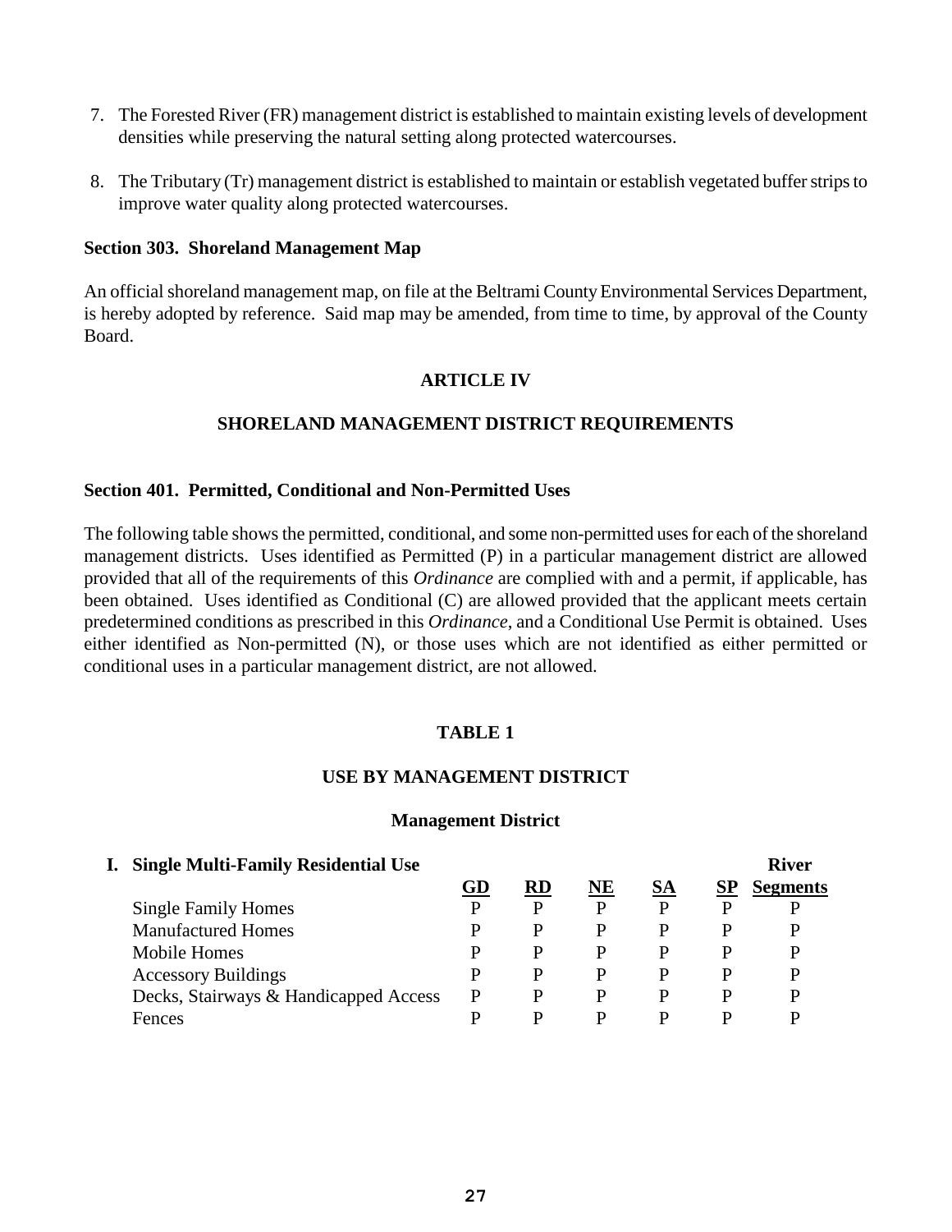7. The Forested River (FR) management district is established to maintain existing levels of development densities while preserving the natural setting along protected watercourses.

8. The Tributary (Tr) management district is established to maintain or establish vegetated buffer strips to improve water quality along protected watercourses.

**Section 303. Shoreland Management Map**

An official shoreland management map, on file at the Beltrami County Environmental Services Department, is hereby adopted by reference. Said map may be amended, from time to time, by approval of the County Board.

## ARTICLE IV

## SHORELAND MANAGEMENT DISTRICT REQUIREMENTS

**Section 401. Permitted, Conditional and Non-Permitted Uses**

The following table shows the permitted, conditional, and some non-permitted uses for each of the shoreland management districts. Uses identified as Permitted (P) in a particular management district are allowed provided that all of the requirements of this *Ordinance* are complied with and a permit, if applicable, has been obtained. Uses identified as Conditional (C) are allowed provided that the applicant meets certain predetermined conditions as prescribed in this *Ordinance*, and a Conditional Use Permit is obtained. Uses either identified as Non-permitted (N), or those uses which are not identified as either permitted or conditional uses in a particular management district, are not allowed.

**TABLE 1**

**USE BY MANAGEMENT DISTRICT**

**Management District**

| **I. Single Multi-Family Residential Use** | **GD** | **RD** | **NE** | **SA** | **SP** | **River Segments** |
|---|---|---|---|---|---|---|
| Single Family Homes | P | P | P | P | P | P |
| Manufactured Homes | P | P | P | P | P | P |
| Mobile Homes | P | P | P | P | P | P |
| Accessory Buildings | P | P | P | P | P | P |
| Decks, Stairways & Handicapped Access | P | P | P | P | P | P |
| Fences | P | P | P | P | P | P |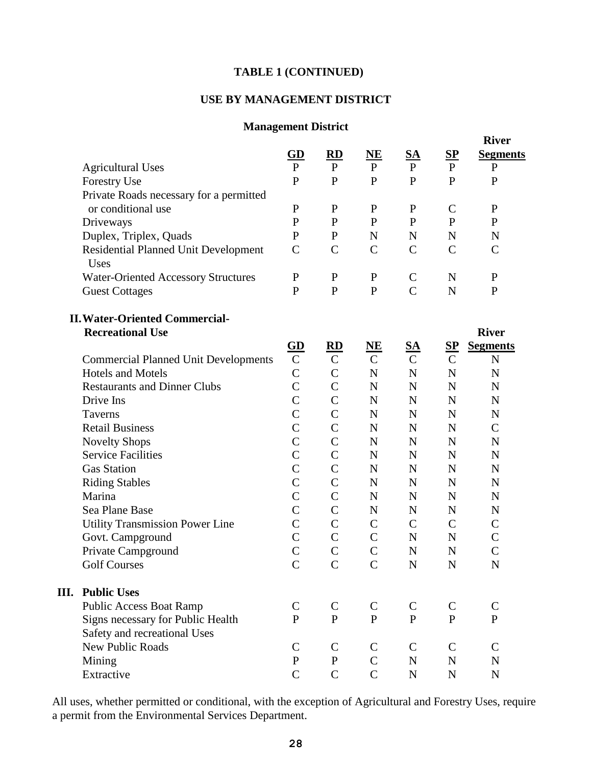**TABLE 1 (CONTINUED)**

**USE BY MANAGEMENT DISTRICT**

**Management District**

| | GD | RD | NE | SA | SP | River Segments |
|---|---|---|---|---|---|---|
| Agricultural Uses | P | P | P | P | P | P |
| Forestry Use | P | P | P | P | P | P |
| Private Roads necessary for a permitted or conditional use | P | P | P | P | C | P |
| Driveways | P | P | P | P | P | P |
| Duplex, Triplex, Quads | P | P | N | N | N | N |
| Residential Planned Unit Development Uses | C | C | C | C | C | C |
| Water-Oriented Accessory Structures | P | P | P | C | N | P |
| Guest Cottages | P | P | P | C | N | P |

**II. Water-Oriented Commercial-Recreational Use**

| | GD | RD | NE | SA | SP | River Segments |
|---|---|---|---|---|---|---|
| Commercial Planned Unit Developments | C | C | C | C | C | N |
| Hotels and Motels | C | C | N | N | N | N |
| Restaurants and Dinner Clubs | C | C | N | N | N | N |
| Drive Ins | C | C | N | N | N | N |
| Taverns | C | C | N | N | N | N |
| Retail Business | C | C | N | N | N | C |
| Novelty Shops | C | C | N | N | N | N |
| Service Facilities | C | C | N | N | N | N |
| Gas Station | C | C | N | N | N | N |
| Riding Stables | C | C | N | N | N | N |
| Marina | C | C | N | N | N | N |
| Sea Plane Base | C | C | N | N | N | N |
| Utility Transmission Power Line | C | C | C | C | C | C |
| Govt. Campground | C | C | C | N | N | C |
| Private Campground | C | C | C | N | N | C |
| Golf Courses | C | C | C | N | N | N |

**III. Public Uses**

| | GD | RD | NE | SA | SP | River Segments |
|---|---|---|---|---|---|---|
| Public Access Boat Ramp | C | C | C | C | C | C |
| Signs necessary for Public Health Safety and recreational Uses | P | P | P | P | P | P |
| New Public Roads | C | C | C | C | C | C |
| Mining | P | P | C | N | N | N |
| Extractive | C | C | C | N | N | N |

All uses, whether permitted or conditional, with the exception of Agricultural and Forestry Uses, require a permit from the Environmental Services Department.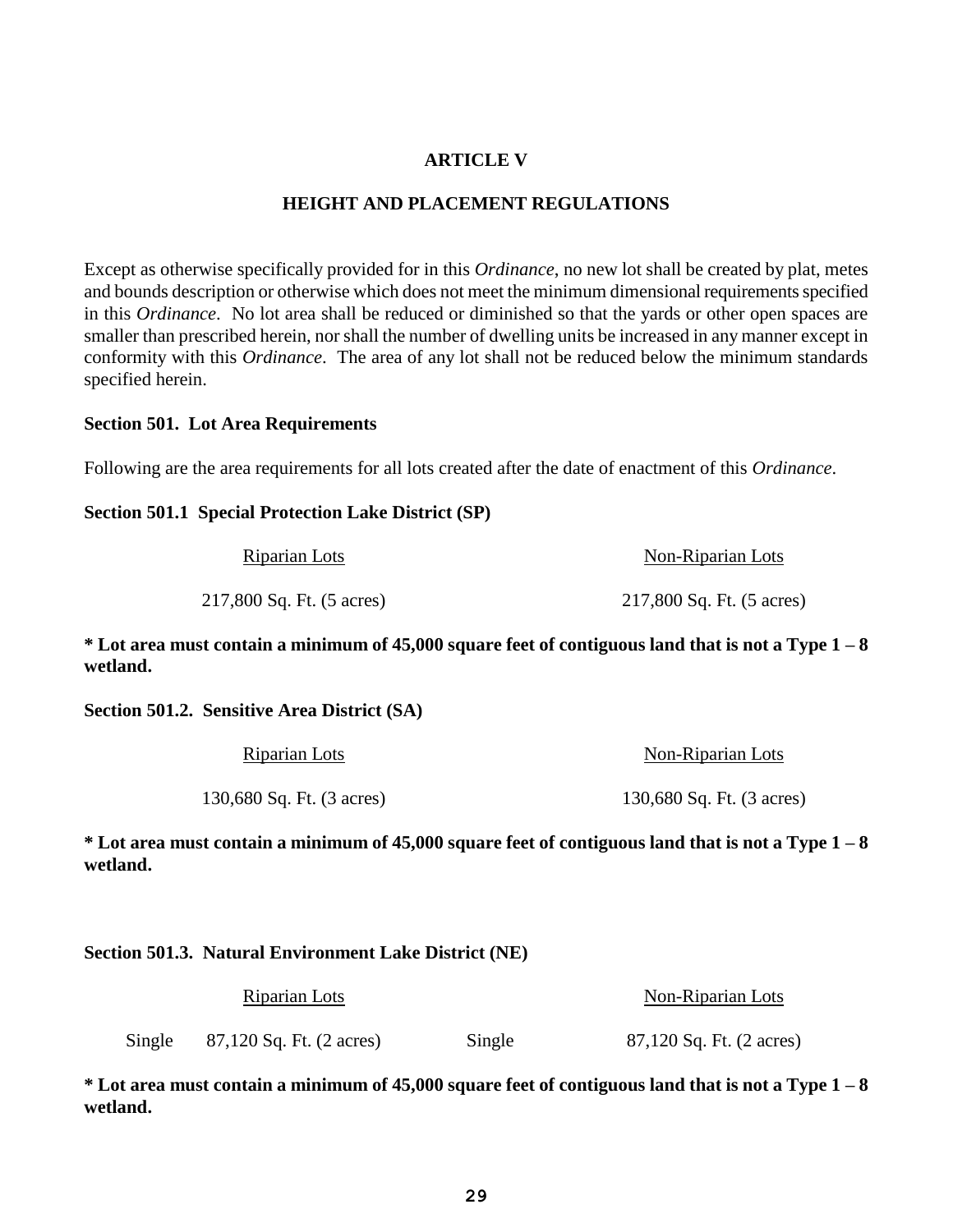# ARTICLE V

## HEIGHT AND PLACEMENT REGULATIONS

Except as otherwise specifically provided for in this *Ordinance*, no new lot shall be created by plat, metes and bounds description or otherwise which does not meet the minimum dimensional requirements specified in this *Ordinance*. No lot area shall be reduced or diminished so that the yards or other open spaces are smaller than prescribed herein, nor shall the number of dwelling units be increased in any manner except in conformity with this *Ordinance*. The area of any lot shall not be reduced below the minimum standards specified herein.

### Section 501. Lot Area Requirements

Following are the area requirements for all lots created after the date of enactment of this *Ordinance*.

### Section 501.1 Special Protection Lake District (SP)

| Riparian Lots | Non-Riparian Lots |
|---|---|
| 217,800 Sq. Ft. (5 acres) | 217,800 Sq. Ft. (5 acres) |

**\* Lot area must contain a minimum of 45,000 square feet of contiguous land that is not a Type 1 – 8 wetland.**

### Section 501.2. Sensitive Area District (SA)

| Riparian Lots | Non-Riparian Lots |
|---|---|
| 130,680 Sq. Ft. (3 acres) | 130,680 Sq. Ft. (3 acres) |

**\* Lot area must contain a minimum of 45,000 square feet of contiguous land that is not a Type 1 – 8 wetland.**

### Section 501.3. Natural Environment Lake District (NE)

| | Riparian Lots | | Non-Riparian Lots |
|---|---|---|---|
| Single | 87,120 Sq. Ft. (2 acres) | Single | 87,120 Sq. Ft. (2 acres) |

**\* Lot area must contain a minimum of 45,000 square feet of contiguous land that is not a Type 1 – 8 wetland.**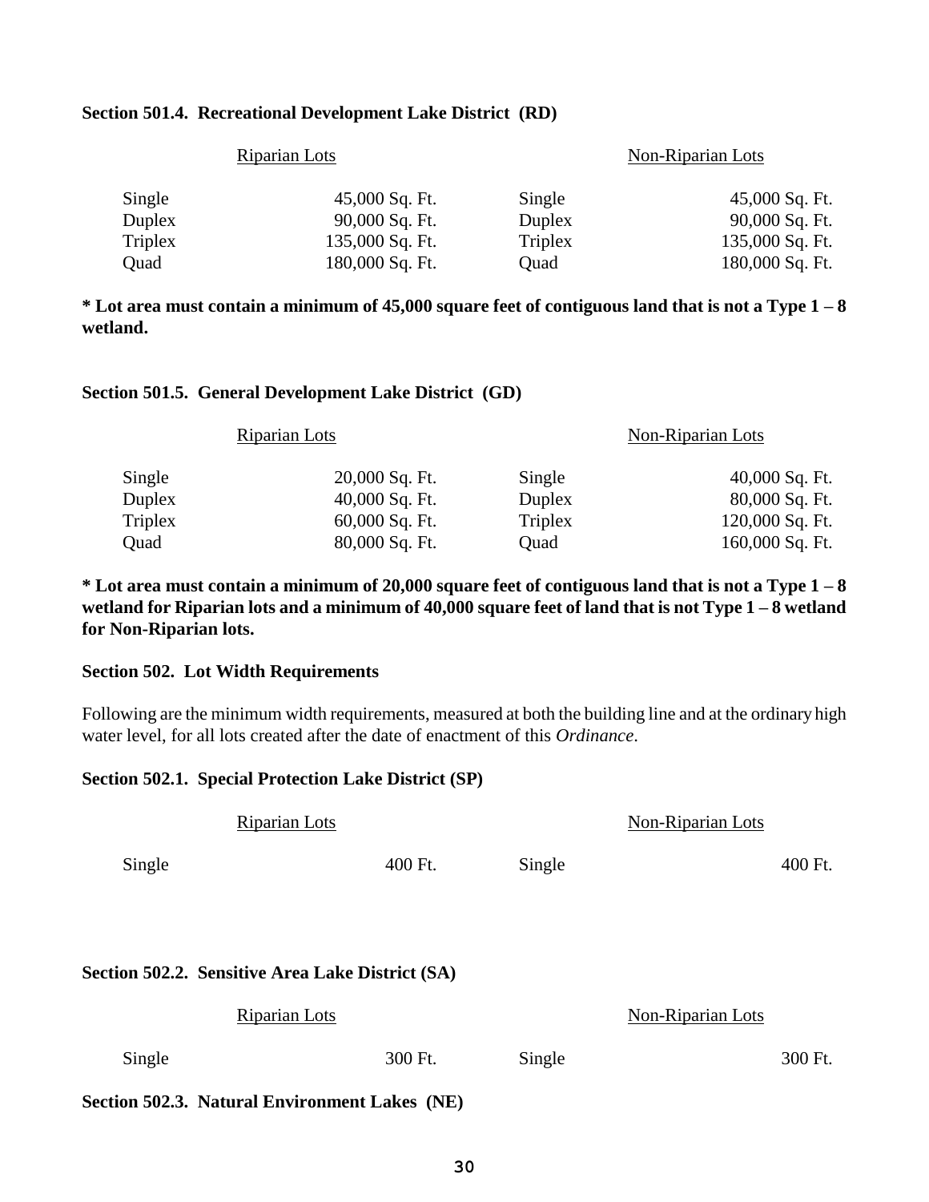**Section 501.4. Recreational Development Lake District (RD)**

| Riparian Lots | | Non-Riparian Lots | |
|---|---|---|---|
| Single | 45,000 Sq. Ft. | Single | 45,000 Sq. Ft. |
| Duplex | 90,000 Sq. Ft. | Duplex | 90,000 Sq. Ft. |
| Triplex | 135,000 Sq. Ft. | Triplex | 135,000 Sq. Ft. |
| Quad | 180,000 Sq. Ft. | Quad | 180,000 Sq. Ft. |

**\* Lot area must contain a minimum of 45,000 square feet of contiguous land that is not a Type 1 – 8 wetland.**

**Section 501.5. General Development Lake District (GD)**

| Riparian Lots | | Non-Riparian Lots | |
|---|---|---|---|
| Single | 20,000 Sq. Ft. | Single | 40,000 Sq. Ft. |
| Duplex | 40,000 Sq. Ft. | Duplex | 80,000 Sq. Ft. |
| Triplex | 60,000 Sq. Ft. | Triplex | 120,000 Sq. Ft. |
| Quad | 80,000 Sq. Ft. | Quad | 160,000 Sq. Ft. |

**\* Lot area must contain a minimum of 20,000 square feet of contiguous land that is not a Type 1 – 8 wetland for Riparian lots and a minimum of 40,000 square feet of land that is not Type 1 – 8 wetland for Non-Riparian lots.**

**Section 502. Lot Width Requirements**

Following are the minimum width requirements, measured at both the building line and at the ordinary high water level, for all lots created after the date of enactment of this *Ordinance*.

**Section 502.1. Special Protection Lake District (SP)**

| Riparian Lots | | Non-Riparian Lots | |
|---|---|---|---|
| Single | 400 Ft. | Single | 400 Ft. |

**Section 502.2. Sensitive Area Lake District (SA)**

| Riparian Lots | | Non-Riparian Lots | |
|---|---|---|---|
| Single | 300 Ft. | Single | 300 Ft. |

**Section 502.3. Natural Environment Lakes (NE)**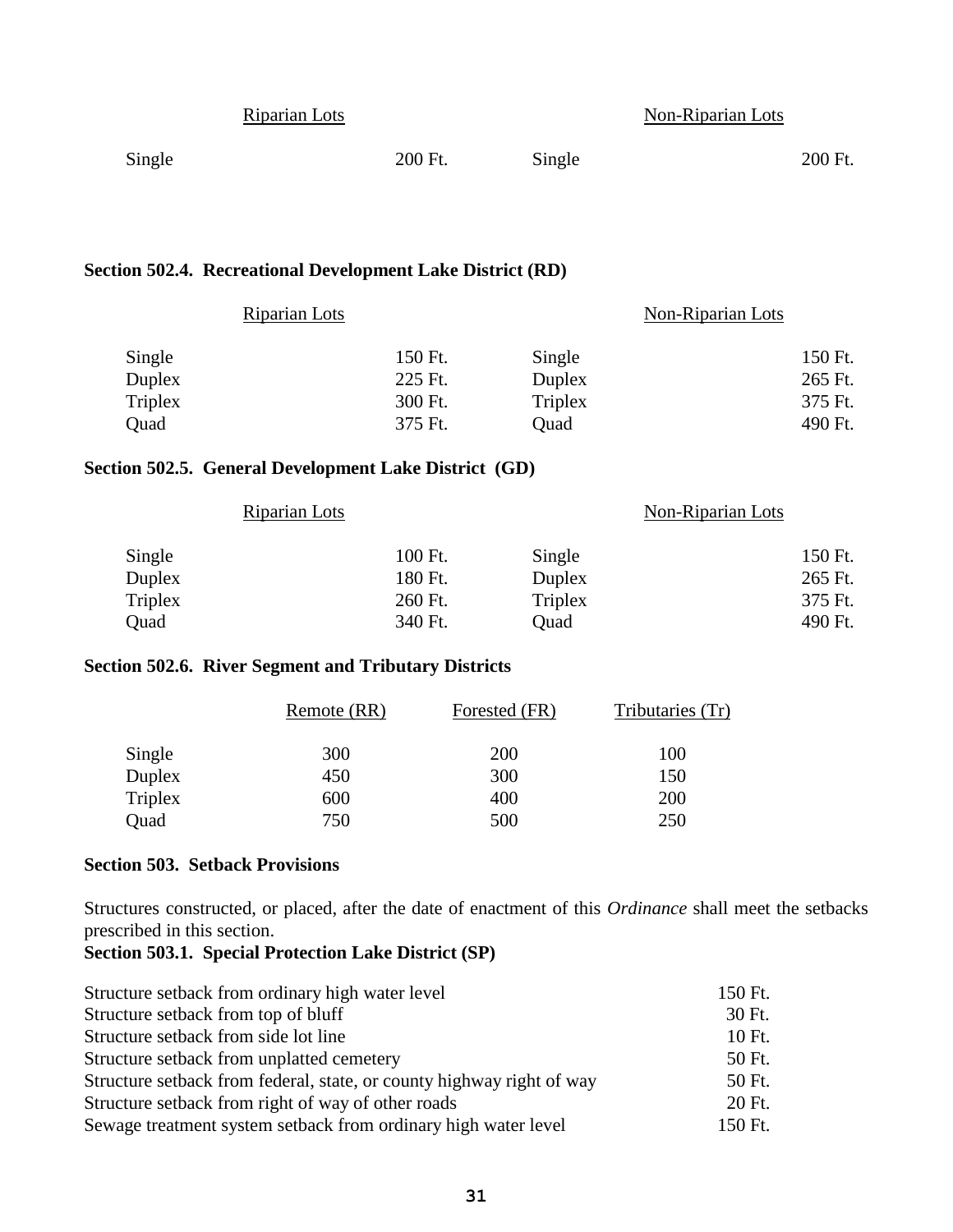| Riparian Lots | | Non-Riparian Lots | |
|---|---|---|---|
| Single | 200 Ft. | Single | 200 Ft. |

**Section 502.4. Recreational Development Lake District (RD)**

| Riparian Lots | | Non-Riparian Lots | |
|---|---|---|---|
| Single | 150 Ft. | Single | 150 Ft. |
| Duplex | 225 Ft. | Duplex | 265 Ft. |
| Triplex | 300 Ft. | Triplex | 375 Ft. |
| Quad | 375 Ft. | Quad | 490 Ft. |

**Section 502.5. General Development Lake District (GD)**

| Riparian Lots | | Non-Riparian Lots | |
|---|---|---|---|
| Single | 100 Ft. | Single | 150 Ft. |
| Duplex | 180 Ft. | Duplex | 265 Ft. |
| Triplex | 260 Ft. | Triplex | 375 Ft. |
| Quad | 340 Ft. | Quad | 490 Ft. |

**Section 502.6. River Segment and Tributary Districts**

| | Remote (RR) | Forested (FR) | Tributaries (Tr) |
|---|---|---|---|
| Single | 300 | 200 | 100 |
| Duplex | 450 | 300 | 150 |
| Triplex | 600 | 400 | 200 |
| Quad | 750 | 500 | 250 |

**Section 503. Setback Provisions**

Structures constructed, or placed, after the date of enactment of this *Ordinance* shall meet the setbacks prescribed in this section.

**Section 503.1. Special Protection Lake District (SP)**

| | |
|---|---|
| Structure setback from ordinary high water level | 150 Ft. |
| Structure setback from top of bluff | 30 Ft. |
| Structure setback from side lot line | 10 Ft. |
| Structure setback from unplatted cemetery | 50 Ft. |
| Structure setback from federal, state, or county highway right of way | 50 Ft. |
| Structure setback from right of way of other roads | 20 Ft. |
| Sewage treatment system setback from ordinary high water level | 150 Ft. |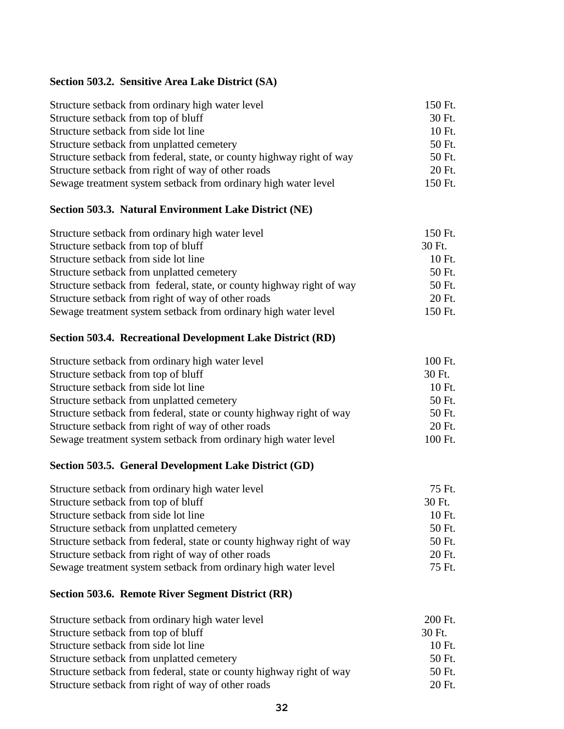### Section 503.2. Sensitive Area Lake District (SA)

| | |
|---|---|
| Structure setback from ordinary high water level | 150 Ft. |
| Structure setback from top of bluff | 30 Ft. |
| Structure setback from side lot line | 10 Ft. |
| Structure setback from unplatted cemetery | 50 Ft. |
| Structure setback from federal, state, or county highway right of way | 50 Ft. |
| Structure setback from right of way of other roads | 20 Ft. |
| Sewage treatment system setback from ordinary high water level | 150 Ft. |

### Section 503.3. Natural Environment Lake District (NE)

| | |
|---|---|
| Structure setback from ordinary high water level | 150 Ft. |
| Structure setback from top of bluff | 30 Ft. |
| Structure setback from side lot line | 10 Ft. |
| Structure setback from unplatted cemetery | 50 Ft. |
| Structure setback from federal, state, or county highway right of way | 50 Ft. |
| Structure setback from right of way of other roads | 20 Ft. |
| Sewage treatment system setback from ordinary high water level | 150 Ft. |

### Section 503.4. Recreational Development Lake District (RD)

| | |
|---|---|
| Structure setback from ordinary high water level | 100 Ft. |
| Structure setback from top of bluff | 30 Ft. |
| Structure setback from side lot line | 10 Ft. |
| Structure setback from unplatted cemetery | 50 Ft. |
| Structure setback from federal, state or county highway right of way | 50 Ft. |
| Structure setback from right of way of other roads | 20 Ft. |
| Sewage treatment system setback from ordinary high water level | 100 Ft. |

### Section 503.5. General Development Lake District (GD)

| | |
|---|---|
| Structure setback from ordinary high water level | 75 Ft. |
| Structure setback from top of bluff | 30 Ft. |
| Structure setback from side lot line | 10 Ft. |
| Structure setback from unplatted cemetery | 50 Ft. |
| Structure setback from federal, state or county highway right of way | 50 Ft. |
| Structure setback from right of way of other roads | 20 Ft. |
| Sewage treatment system setback from ordinary high water level | 75 Ft. |

### Section 503.6. Remote River Segment District (RR)

| | |
|---|---|
| Structure setback from ordinary high water level | 200 Ft. |
| Structure setback from top of bluff | 30 Ft. |
| Structure setback from side lot line | 10 Ft. |
| Structure setback from unplatted cemetery | 50 Ft. |
| Structure setback from federal, state or county highway right of way | 50 Ft. |
| Structure setback from right of way of other roads | 20 Ft. |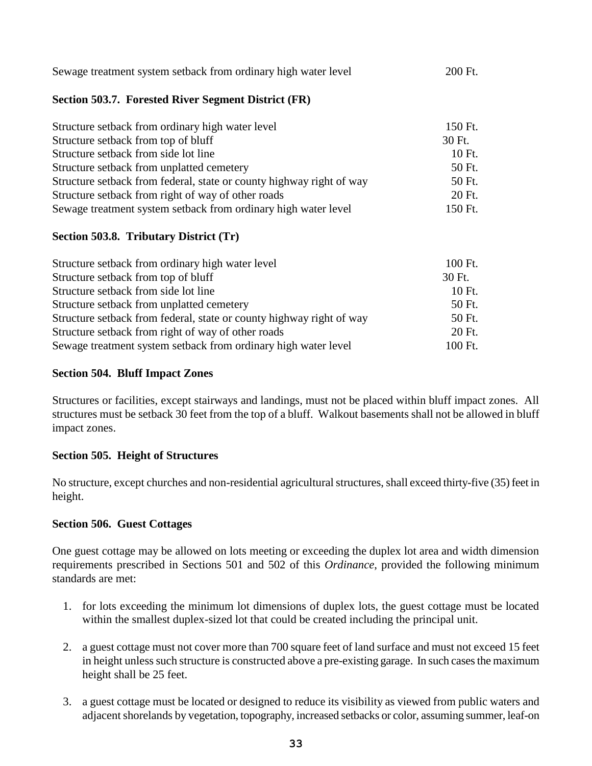| | |
|---|---|
| Sewage treatment system setback from ordinary high water level | 200 Ft. |

### Section 503.7. Forested River Segment District (FR)

| | |
|---|---|
| Structure setback from ordinary high water level | 150 Ft. |
| Structure setback from top of bluff | 30 Ft. |
| Structure setback from side lot line | 10 Ft. |
| Structure setback from unplatted cemetery | 50 Ft. |
| Structure setback from federal, state or county highway right of way | 50 Ft. |
| Structure setback from right of way of other roads | 20 Ft. |
| Sewage treatment system setback from ordinary high water level | 150 Ft. |

### Section 503.8. Tributary District (Tr)

| | |
|---|---|
| Structure setback from ordinary high water level | 100 Ft. |
| Structure setback from top of bluff | 30 Ft. |
| Structure setback from side lot line | 10 Ft. |
| Structure setback from unplatted cemetery | 50 Ft. |
| Structure setback from federal, state or county highway right of way | 50 Ft. |
| Structure setback from right of way of other roads | 20 Ft. |
| Sewage treatment system setback from ordinary high water level | 100 Ft. |

### Section 504. Bluff Impact Zones

Structures or facilities, except stairways and landings, must not be placed within bluff impact zones. All structures must be setback 30 feet from the top of a bluff. Walkout basements shall not be allowed in bluff impact zones.

### Section 505. Height of Structures

No structure, except churches and non-residential agricultural structures, shall exceed thirty-five (35) feet in height.

### Section 506. Guest Cottages

One guest cottage may be allowed on lots meeting or exceeding the duplex lot area and width dimension requirements prescribed in Sections 501 and 502 of this *Ordinance*, provided the following minimum standards are met:

1. for lots exceeding the minimum lot dimensions of duplex lots, the guest cottage must be located within the smallest duplex-sized lot that could be created including the principal unit.

2. a guest cottage must not cover more than 700 square feet of land surface and must not exceed 15 feet in height unless such structure is constructed above a pre-existing garage. In such cases the maximum height shall be 25 feet.

3. a guest cottage must be located or designed to reduce its visibility as viewed from public waters and adjacent shorelands by vegetation, topography, increased setbacks or color, assuming summer, leaf-on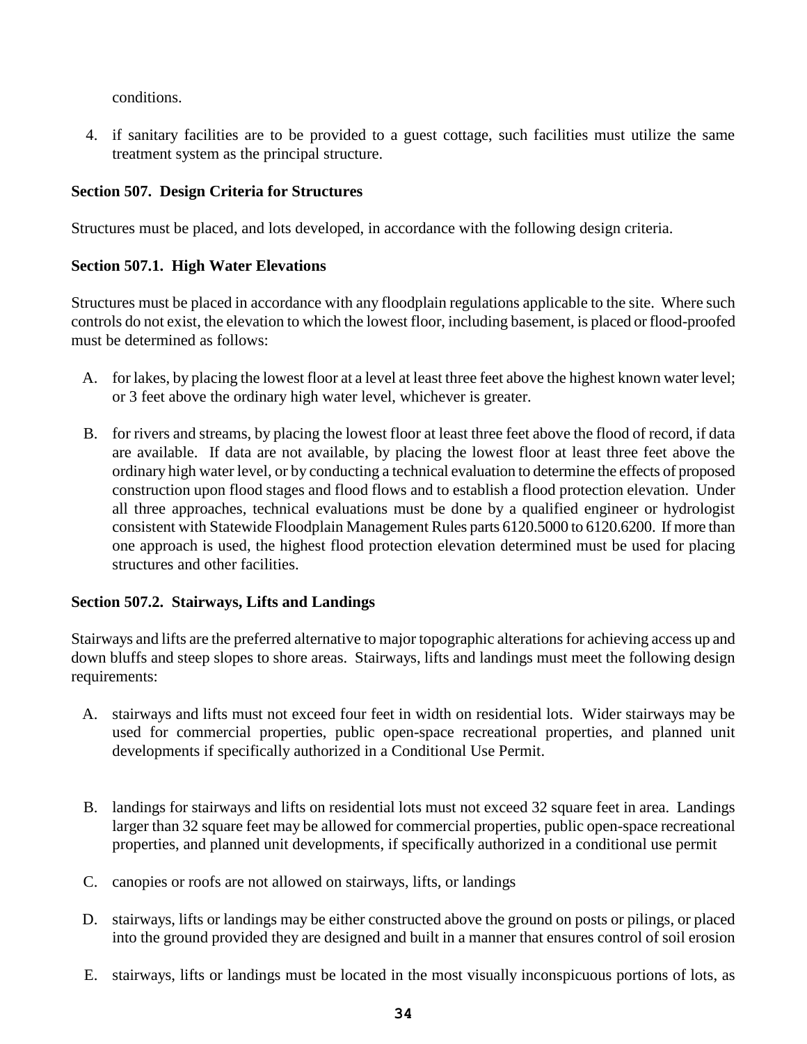conditions.

4. if sanitary facilities are to be provided to a guest cottage, such facilities must utilize the same treatment system as the principal structure.

**Section 507. Design Criteria for Structures**

Structures must be placed, and lots developed, in accordance with the following design criteria.

**Section 507.1. High Water Elevations**

Structures must be placed in accordance with any floodplain regulations applicable to the site. Where such controls do not exist, the elevation to which the lowest floor, including basement, is placed or flood-proofed must be determined as follows:

A. for lakes, by placing the lowest floor at a level at least three feet above the highest known water level; or 3 feet above the ordinary high water level, whichever is greater.

B. for rivers and streams, by placing the lowest floor at least three feet above the flood of record, if data are available. If data are not available, by placing the lowest floor at least three feet above the ordinary high water level, or by conducting a technical evaluation to determine the effects of proposed construction upon flood stages and flood flows and to establish a flood protection elevation. Under all three approaches, technical evaluations must be done by a qualified engineer or hydrologist consistent with Statewide Floodplain Management Rules parts 6120.5000 to 6120.6200. If more than one approach is used, the highest flood protection elevation determined must be used for placing structures and other facilities.

**Section 507.2. Stairways, Lifts and Landings**

Stairways and lifts are the preferred alternative to major topographic alterations for achieving access up and down bluffs and steep slopes to shore areas. Stairways, lifts and landings must meet the following design requirements:

A. stairways and lifts must not exceed four feet in width on residential lots. Wider stairways may be used for commercial properties, public open-space recreational properties, and planned unit developments if specifically authorized in a Conditional Use Permit.

B. landings for stairways and lifts on residential lots must not exceed 32 square feet in area. Landings larger than 32 square feet may be allowed for commercial properties, public open-space recreational properties, and planned unit developments, if specifically authorized in a conditional use permit

C. canopies or roofs are not allowed on stairways, lifts, or landings

D. stairways, lifts or landings may be either constructed above the ground on posts or pilings, or placed into the ground provided they are designed and built in a manner that ensures control of soil erosion

E. stairways, lifts or landings must be located in the most visually inconspicuous portions of lots, as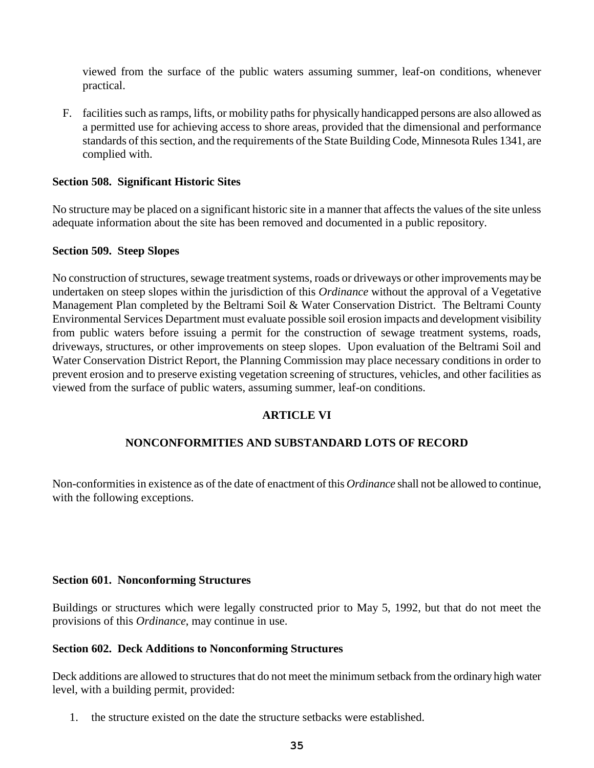viewed from the surface of the public waters assuming summer, leaf-on conditions, whenever practical.

F. facilities such as ramps, lifts, or mobility paths for physically handicapped persons are also allowed as a permitted use for achieving access to shore areas, provided that the dimensional and performance standards of this section, and the requirements of the State Building Code, Minnesota Rules 1341, are complied with.

**Section 508. Significant Historic Sites**

No structure may be placed on a significant historic site in a manner that affects the values of the site unless adequate information about the site has been removed and documented in a public repository.

**Section 509. Steep Slopes**

No construction of structures, sewage treatment systems, roads or driveways or other improvements may be undertaken on steep slopes within the jurisdiction of this *Ordinance* without the approval of a Vegetative Management Plan completed by the Beltrami Soil & Water Conservation District. The Beltrami County Environmental Services Department must evaluate possible soil erosion impacts and development visibility from public waters before issuing a permit for the construction of sewage treatment systems, roads, driveways, structures, or other improvements on steep slopes. Upon evaluation of the Beltrami Soil and Water Conservation District Report, the Planning Commission may place necessary conditions in order to prevent erosion and to preserve existing vegetation screening of structures, vehicles, and other facilities as viewed from the surface of public waters, assuming summer, leaf-on conditions.

## ARTICLE VI

## NONCONFORMITIES AND SUBSTANDARD LOTS OF RECORD

Non-conformities in existence as of the date of enactment of this *Ordinance* shall not be allowed to continue, with the following exceptions.

**Section 601. Nonconforming Structures**

Buildings or structures which were legally constructed prior to May 5, 1992, but that do not meet the provisions of this *Ordinance*, may continue in use.

**Section 602. Deck Additions to Nonconforming Structures**

Deck additions are allowed to structures that do not meet the minimum setback from the ordinary high water level, with a building permit, provided:

1. the structure existed on the date the structure setbacks were established.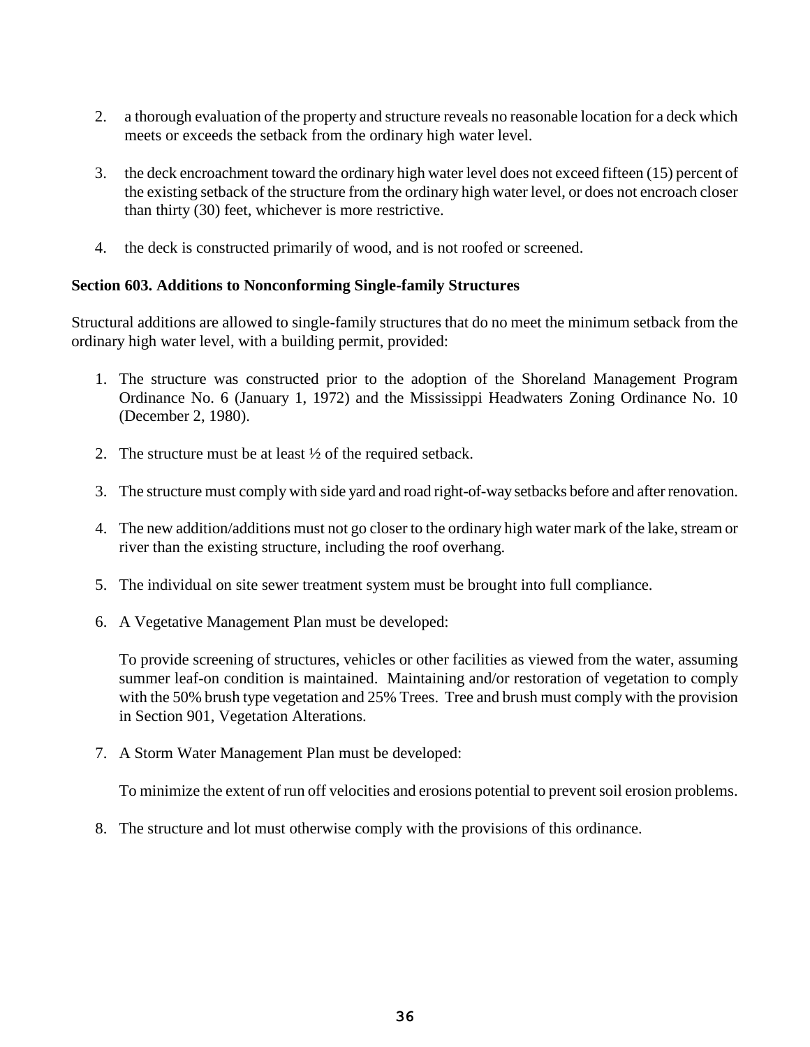2. a thorough evaluation of the property and structure reveals no reasonable location for a deck which meets or exceeds the setback from the ordinary high water level.

3. the deck encroachment toward the ordinary high water level does not exceed fifteen (15) percent of the existing setback of the structure from the ordinary high water level, or does not encroach closer than thirty (30) feet, whichever is more restrictive.

4. the deck is constructed primarily of wood, and is not roofed or screened.

**Section 603. Additions to Nonconforming Single-family Structures**

Structural additions are allowed to single-family structures that do no meet the minimum setback from the ordinary high water level, with a building permit, provided:

1. The structure was constructed prior to the adoption of the Shoreland Management Program Ordinance No. 6 (January 1, 1972) and the Mississippi Headwaters Zoning Ordinance No. 10 (December 2, 1980).

2. The structure must be at least ½ of the required setback.

3. The structure must comply with side yard and road right-of-way setbacks before and after renovation.

4. The new addition/additions must not go closer to the ordinary high water mark of the lake, stream or river than the existing structure, including the roof overhang.

5. The individual on site sewer treatment system must be brought into full compliance.

6. A Vegetative Management Plan must be developed:

   To provide screening of structures, vehicles or other facilities as viewed from the water, assuming summer leaf-on condition is maintained. Maintaining and/or restoration of vegetation to comply with the 50% brush type vegetation and 25% Trees. Tree and brush must comply with the provision in Section 901, Vegetation Alterations.

7. A Storm Water Management Plan must be developed:

   To minimize the extent of run off velocities and erosions potential to prevent soil erosion problems.

8. The structure and lot must otherwise comply with the provisions of this ordinance.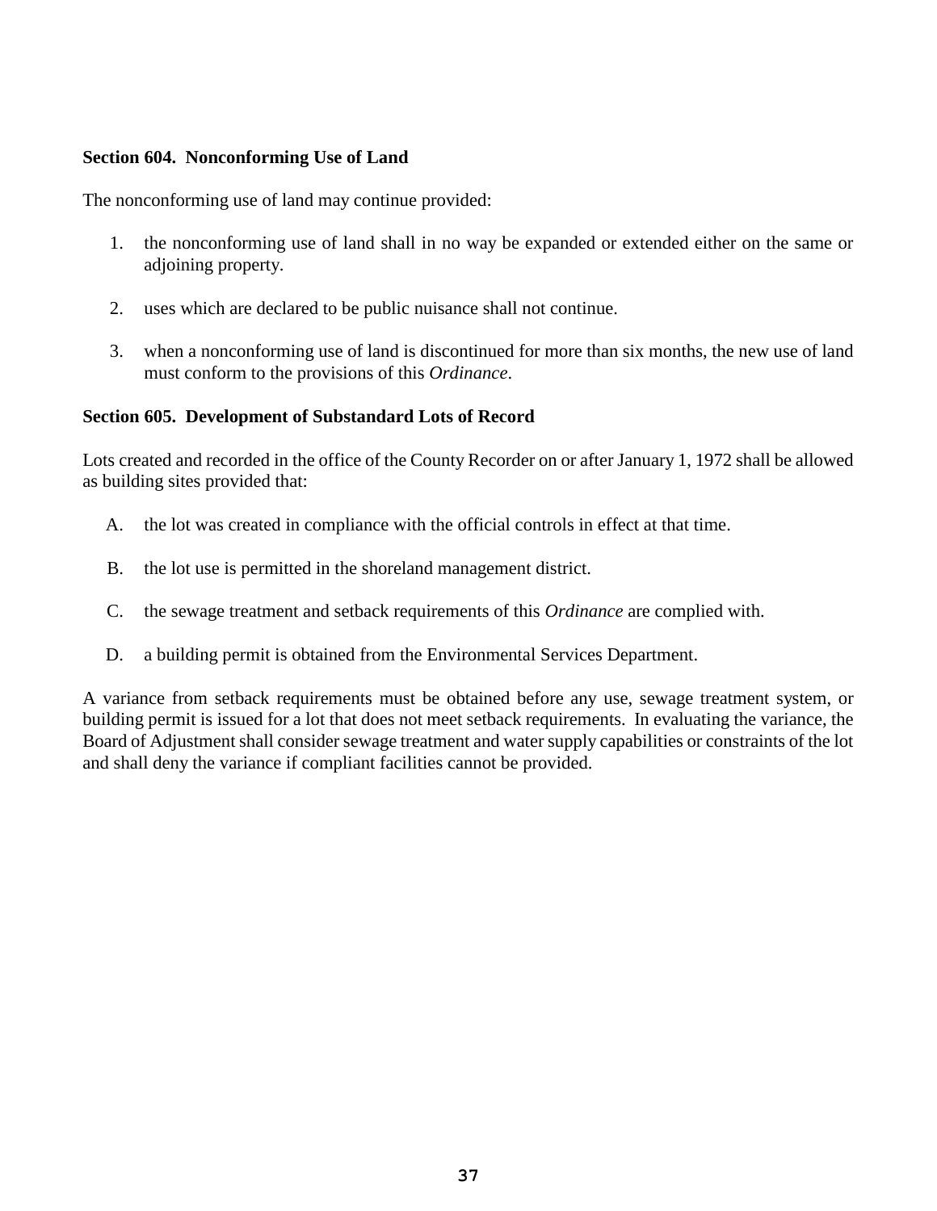**Section 604. Nonconforming Use of Land**

The nonconforming use of land may continue provided:

1. the nonconforming use of land shall in no way be expanded or extended either on the same or adjoining property.

2. uses which are declared to be public nuisance shall not continue.

3. when a nonconforming use of land is discontinued for more than six months, the new use of land must conform to the provisions of this *Ordinance*.

**Section 605. Development of Substandard Lots of Record**

Lots created and recorded in the office of the County Recorder on or after January 1, 1972 shall be allowed as building sites provided that:

A. the lot was created in compliance with the official controls in effect at that time.

B. the lot use is permitted in the shoreland management district.

C. the sewage treatment and setback requirements of this *Ordinance* are complied with.

D. a building permit is obtained from the Environmental Services Department.

A variance from setback requirements must be obtained before any use, sewage treatment system, or building permit is issued for a lot that does not meet setback requirements. In evaluating the variance, the Board of Adjustment shall consider sewage treatment and water supply capabilities or constraints of the lot and shall deny the variance if compliant facilities cannot be provided.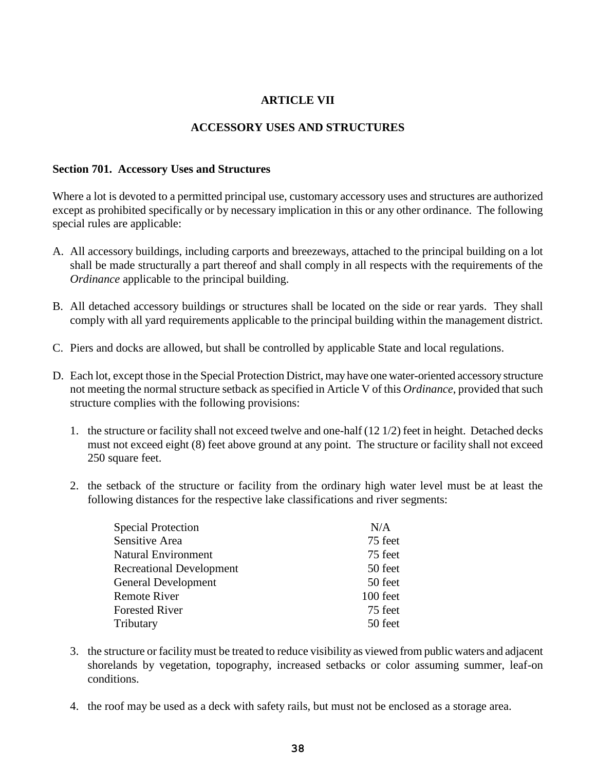# ARTICLE VII

## ACCESSORY USES AND STRUCTURES

### Section 701. Accessory Uses and Structures

Where a lot is devoted to a permitted principal use, customary accessory uses and structures are authorized except as prohibited specifically or by necessary implication in this or any other ordinance. The following special rules are applicable:

A. All accessory buildings, including carports and breezeways, attached to the principal building on a lot shall be made structurally a part thereof and shall comply in all respects with the requirements of the *Ordinance* applicable to the principal building.

B. All detached accessory buildings or structures shall be located on the side or rear yards. They shall comply with all yard requirements applicable to the principal building within the management district.

C. Piers and docks are allowed, but shall be controlled by applicable State and local regulations.

D. Each lot, except those in the Special Protection District, may have one water-oriented accessory structure not meeting the normal structure setback as specified in Article V of this *Ordinance*, provided that such structure complies with the following provisions:

   1. the structure or facility shall not exceed twelve and one-half (12 1/2) feet in height. Detached decks must not exceed eight (8) feet above ground at any point. The structure or facility shall not exceed 250 square feet.

   2. the setback of the structure or facility from the ordinary high water level must be at least the following distances for the respective lake classifications and river segments:

| | |
|---|---|
| Special Protection | N/A |
| Sensitive Area | 75 feet |
| Natural Environment | 75 feet |
| Recreational Development | 50 feet |
| General Development | 50 feet |
| Remote River | 100 feet |
| Forested River | 75 feet |
| Tributary | 50 feet |

   3. the structure or facility must be treated to reduce visibility as viewed from public waters and adjacent shorelands by vegetation, topography, increased setbacks or color assuming summer, leaf-on conditions.

   4. the roof may be used as a deck with safety rails, but must not be enclosed as a storage area.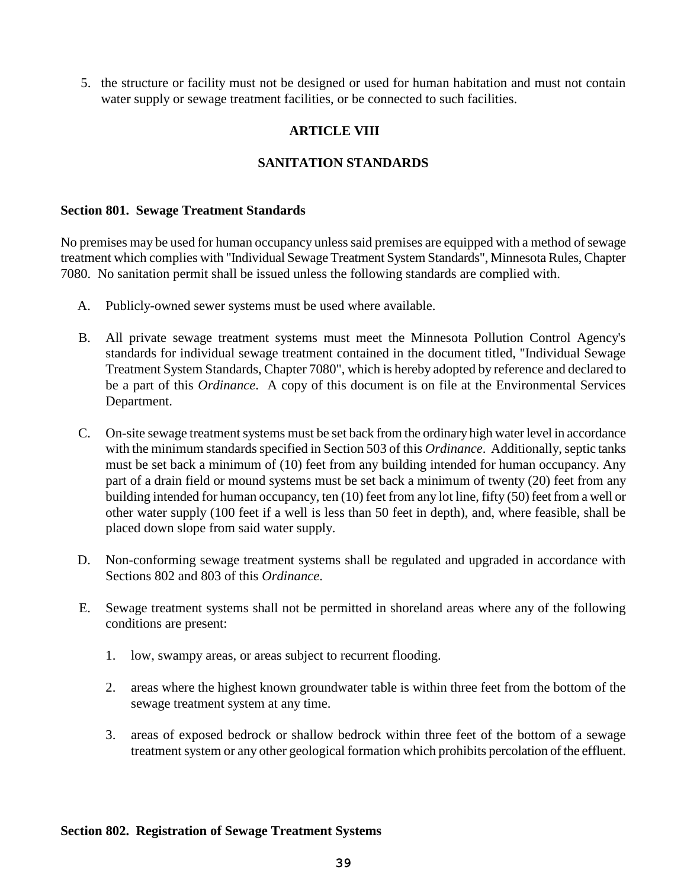5. the structure or facility must not be designed or used for human habitation and must not contain water supply or sewage treatment facilities, or be connected to such facilities.

# ARTICLE VIII

# SANITATION STANDARDS

### Section 801. Sewage Treatment Standards

No premises may be used for human occupancy unless said premises are equipped with a method of sewage treatment which complies with "Individual Sewage Treatment System Standards", Minnesota Rules, Chapter 7080. No sanitation permit shall be issued unless the following standards are complied with.

A. Publicly-owned sewer systems must be used where available.

B. All private sewage treatment systems must meet the Minnesota Pollution Control Agency's standards for individual sewage treatment contained in the document titled, "Individual Sewage Treatment System Standards, Chapter 7080", which is hereby adopted by reference and declared to be a part of this *Ordinance*. A copy of this document is on file at the Environmental Services Department.

C. On-site sewage treatment systems must be set back from the ordinary high water level in accordance with the minimum standards specified in Section 503 of this *Ordinance*. Additionally, septic tanks must be set back a minimum of (10) feet from any building intended for human occupancy. Any part of a drain field or mound systems must be set back a minimum of twenty (20) feet from any building intended for human occupancy, ten (10) feet from any lot line, fifty (50) feet from a well or other water supply (100 feet if a well is less than 50 feet in depth), and, where feasible, shall be placed down slope from said water supply.

D. Non-conforming sewage treatment systems shall be regulated and upgraded in accordance with Sections 802 and 803 of this *Ordinance*.

E. Sewage treatment systems shall not be permitted in shoreland areas where any of the following conditions are present:

   1. low, swampy areas, or areas subject to recurrent flooding.

   2. areas where the highest known groundwater table is within three feet from the bottom of the sewage treatment system at any time.

   3. areas of exposed bedrock or shallow bedrock within three feet of the bottom of a sewage treatment system or any other geological formation which prohibits percolation of the effluent.

### Section 802. Registration of Sewage Treatment Systems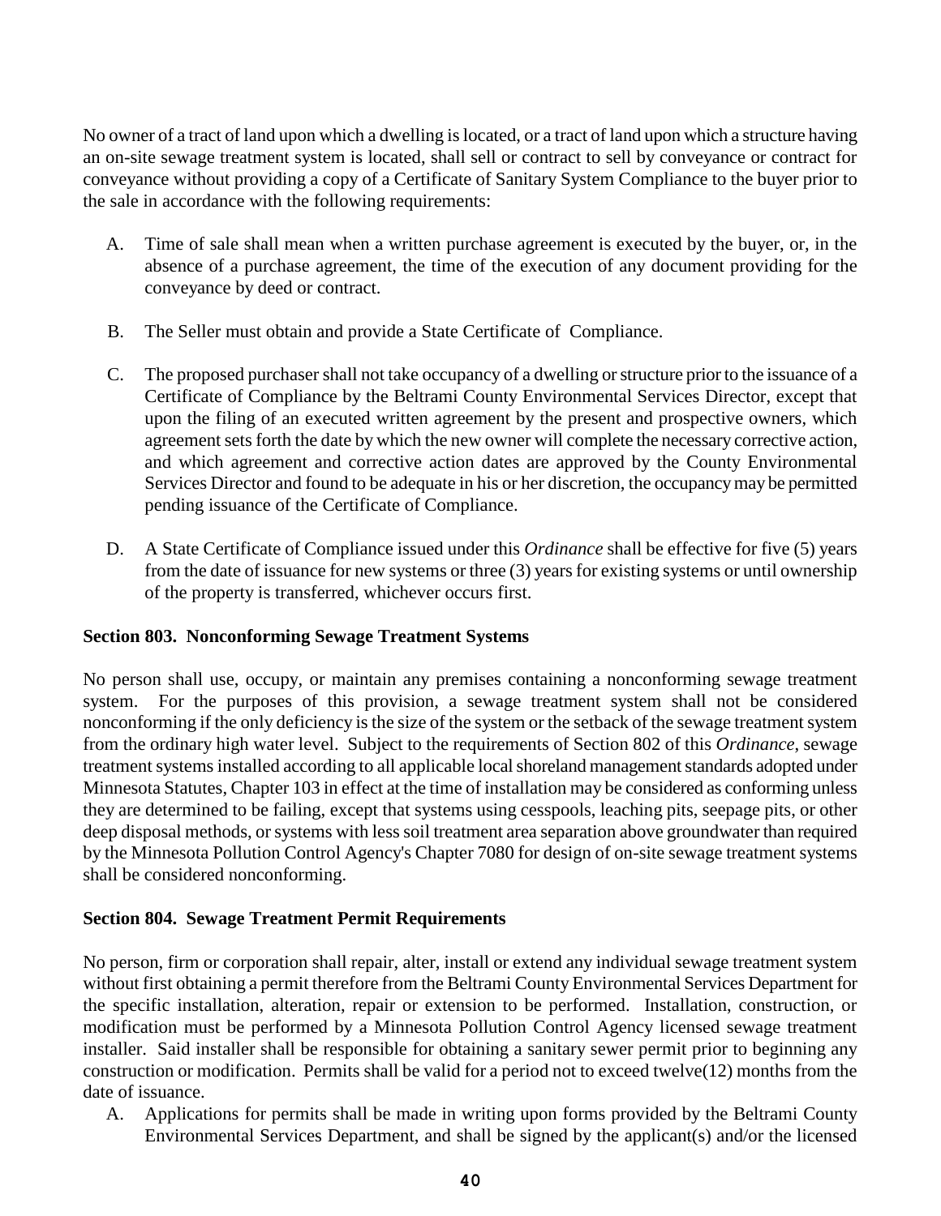No owner of a tract of land upon which a dwelling is located, or a tract of land upon which a structure having an on-site sewage treatment system is located, shall sell or contract to sell by conveyance or contract for conveyance without providing a copy of a Certificate of Sanitary System Compliance to the buyer prior to the sale in accordance with the following requirements:

A. Time of sale shall mean when a written purchase agreement is executed by the buyer, or, in the absence of a purchase agreement, the time of the execution of any document providing for the conveyance by deed or contract.

B. The Seller must obtain and provide a State Certificate of Compliance.

C. The proposed purchaser shall not take occupancy of a dwelling or structure prior to the issuance of a Certificate of Compliance by the Beltrami County Environmental Services Director, except that upon the filing of an executed written agreement by the present and prospective owners, which agreement sets forth the date by which the new owner will complete the necessary corrective action, and which agreement and corrective action dates are approved by the County Environmental Services Director and found to be adequate in his or her discretion, the occupancy may be permitted pending issuance of the Certificate of Compliance.

D. A State Certificate of Compliance issued under this *Ordinance* shall be effective for five (5) years from the date of issuance for new systems or three (3) years for existing systems or until ownership of the property is transferred, whichever occurs first.

**Section 803. Nonconforming Sewage Treatment Systems**

No person shall use, occupy, or maintain any premises containing a nonconforming sewage treatment system. For the purposes of this provision, a sewage treatment system shall not be considered nonconforming if the only deficiency is the size of the system or the setback of the sewage treatment system from the ordinary high water level. Subject to the requirements of Section 802 of this *Ordinance*, sewage treatment systems installed according to all applicable local shoreland management standards adopted under Minnesota Statutes, Chapter 103 in effect at the time of installation may be considered as conforming unless they are determined to be failing, except that systems using cesspools, leaching pits, seepage pits, or other deep disposal methods, or systems with less soil treatment area separation above groundwater than required by the Minnesota Pollution Control Agency's Chapter 7080 for design of on-site sewage treatment systems shall be considered nonconforming.

**Section 804. Sewage Treatment Permit Requirements**

No person, firm or corporation shall repair, alter, install or extend any individual sewage treatment system without first obtaining a permit therefore from the Beltrami County Environmental Services Department for the specific installation, alteration, repair or extension to be performed. Installation, construction, or modification must be performed by a Minnesota Pollution Control Agency licensed sewage treatment installer. Said installer shall be responsible for obtaining a sanitary sewer permit prior to beginning any construction or modification. Permits shall be valid for a period not to exceed twelve(12) months from the date of issuance.

A. Applications for permits shall be made in writing upon forms provided by the Beltrami County Environmental Services Department, and shall be signed by the applicant(s) and/or the licensed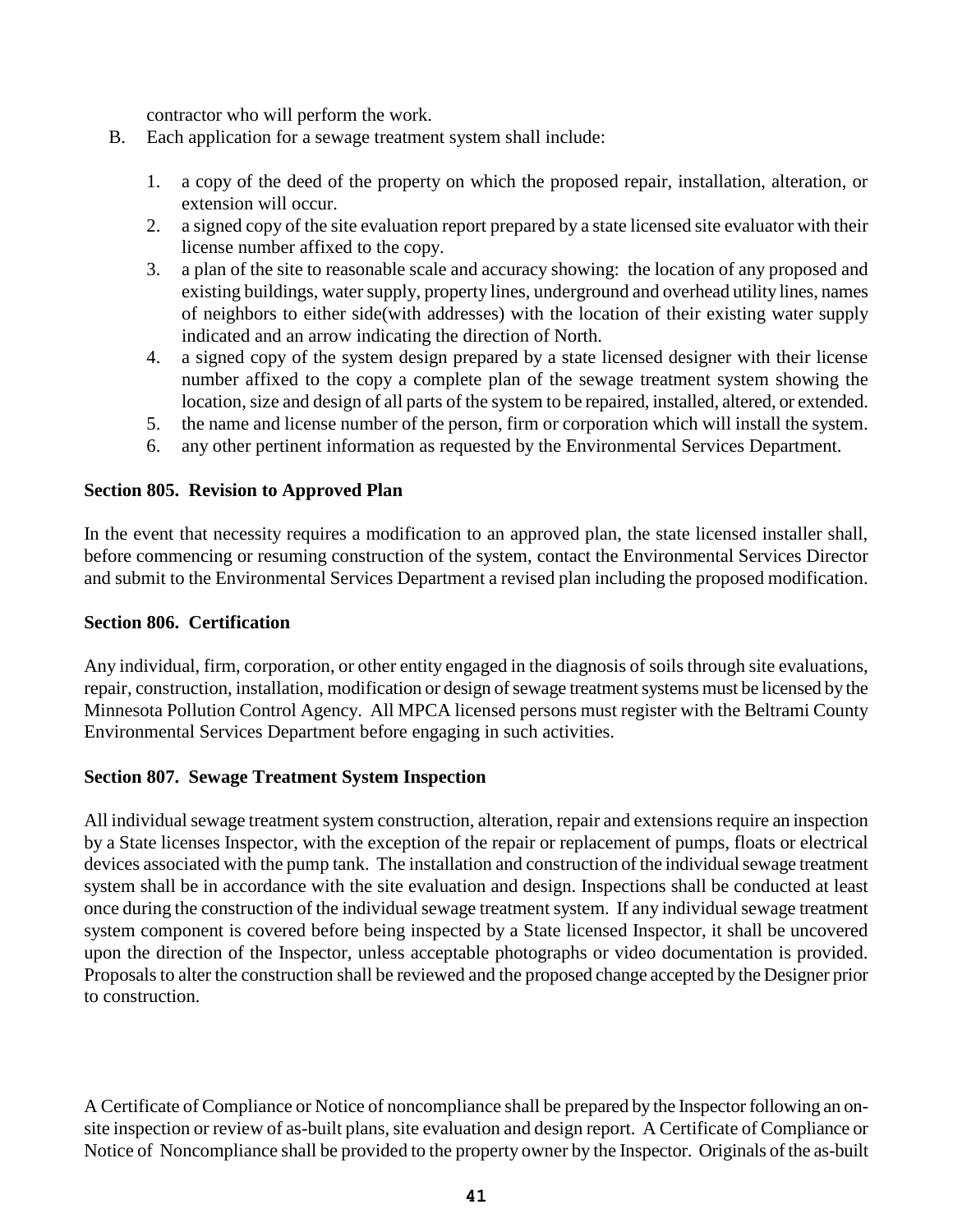contractor who will perform the work.

B. Each application for a sewage treatment system shall include:

   1. a copy of the deed of the property on which the proposed repair, installation, alteration, or extension will occur.
   2. a signed copy of the site evaluation report prepared by a state licensed site evaluator with their license number affixed to the copy.
   3. a plan of the site to reasonable scale and accuracy showing: the location of any proposed and existing buildings, water supply, property lines, underground and overhead utility lines, names of neighbors to either side(with addresses) with the location of their existing water supply indicated and an arrow indicating the direction of North.
   4. a signed copy of the system design prepared by a state licensed designer with their license number affixed to the copy a complete plan of the sewage treatment system showing the location, size and design of all parts of the system to be repaired, installed, altered, or extended.
   5. the name and license number of the person, firm or corporation which will install the system.
   6. any other pertinent information as requested by the Environmental Services Department.

**Section 805. Revision to Approved Plan**

In the event that necessity requires a modification to an approved plan, the state licensed installer shall, before commencing or resuming construction of the system, contact the Environmental Services Director and submit to the Environmental Services Department a revised plan including the proposed modification.

**Section 806. Certification**

Any individual, firm, corporation, or other entity engaged in the diagnosis of soils through site evaluations, repair, construction, installation, modification or design of sewage treatment systems must be licensed by the Minnesota Pollution Control Agency. All MPCA licensed persons must register with the Beltrami County Environmental Services Department before engaging in such activities.

**Section 807. Sewage Treatment System Inspection**

All individual sewage treatment system construction, alteration, repair and extensions require an inspection by a State licenses Inspector, with the exception of the repair or replacement of pumps, floats or electrical devices associated with the pump tank. The installation and construction of the individual sewage treatment system shall be in accordance with the site evaluation and design. Inspections shall be conducted at least once during the construction of the individual sewage treatment system. If any individual sewage treatment system component is covered before being inspected by a State licensed Inspector, it shall be uncovered upon the direction of the Inspector, unless acceptable photographs or video documentation is provided. Proposals to alter the construction shall be reviewed and the proposed change accepted by the Designer prior to construction.

A Certificate of Compliance or Notice of noncompliance shall be prepared by the Inspector following an on-site inspection or review of as-built plans, site evaluation and design report. A Certificate of Compliance or Notice of Noncompliance shall be provided to the property owner by the Inspector. Originals of the as-built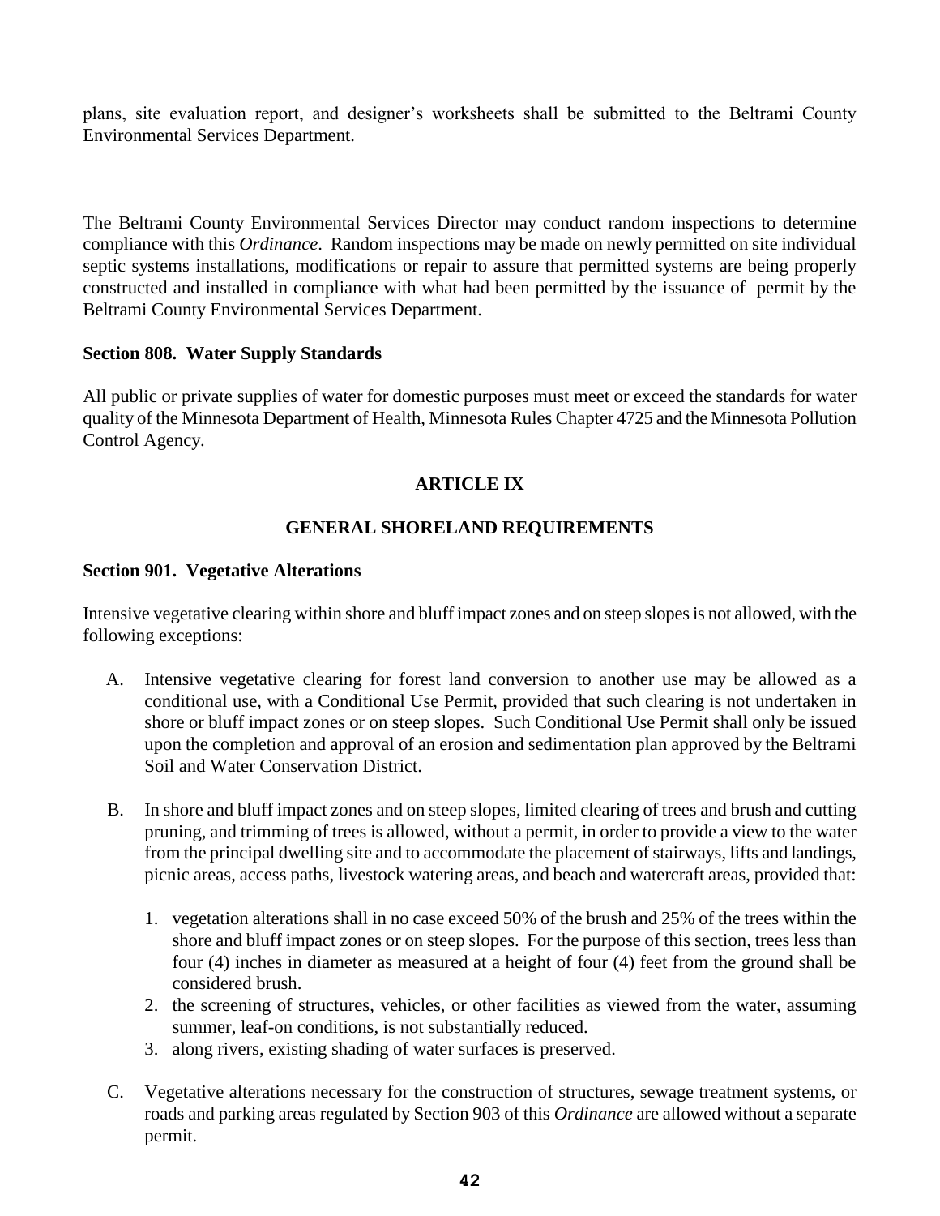plans, site evaluation report, and designer's worksheets shall be submitted to the Beltrami County Environmental Services Department.

The Beltrami County Environmental Services Director may conduct random inspections to determine compliance with this *Ordinance*. Random inspections may be made on newly permitted on site individual septic systems installations, modifications or repair to assure that permitted systems are being properly constructed and installed in compliance with what had been permitted by the issuance of permit by the Beltrami County Environmental Services Department.

**Section 808. Water Supply Standards**

All public or private supplies of water for domestic purposes must meet or exceed the standards for water quality of the Minnesota Department of Health, Minnesota Rules Chapter 4725 and the Minnesota Pollution Control Agency.

## ARTICLE IX

## GENERAL SHORELAND REQUIREMENTS

**Section 901. Vegetative Alterations**

Intensive vegetative clearing within shore and bluff impact zones and on steep slopes is not allowed, with the following exceptions:

A. Intensive vegetative clearing for forest land conversion to another use may be allowed as a conditional use, with a Conditional Use Permit, provided that such clearing is not undertaken in shore or bluff impact zones or on steep slopes. Such Conditional Use Permit shall only be issued upon the completion and approval of an erosion and sedimentation plan approved by the Beltrami Soil and Water Conservation District.

B. In shore and bluff impact zones and on steep slopes, limited clearing of trees and brush and cutting pruning, and trimming of trees is allowed, without a permit, in order to provide a view to the water from the principal dwelling site and to accommodate the placement of stairways, lifts and landings, picnic areas, access paths, livestock watering areas, and beach and watercraft areas, provided that:

   1. vegetation alterations shall in no case exceed 50% of the brush and 25% of the trees within the shore and bluff impact zones or on steep slopes. For the purpose of this section, trees less than four (4) inches in diameter as measured at a height of four (4) feet from the ground shall be considered brush.
   2. the screening of structures, vehicles, or other facilities as viewed from the water, assuming summer, leaf-on conditions, is not substantially reduced.
   3. along rivers, existing shading of water surfaces is preserved.

C. Vegetative alterations necessary for the construction of structures, sewage treatment systems, or roads and parking areas regulated by Section 903 of this *Ordinance* are allowed without a separate permit.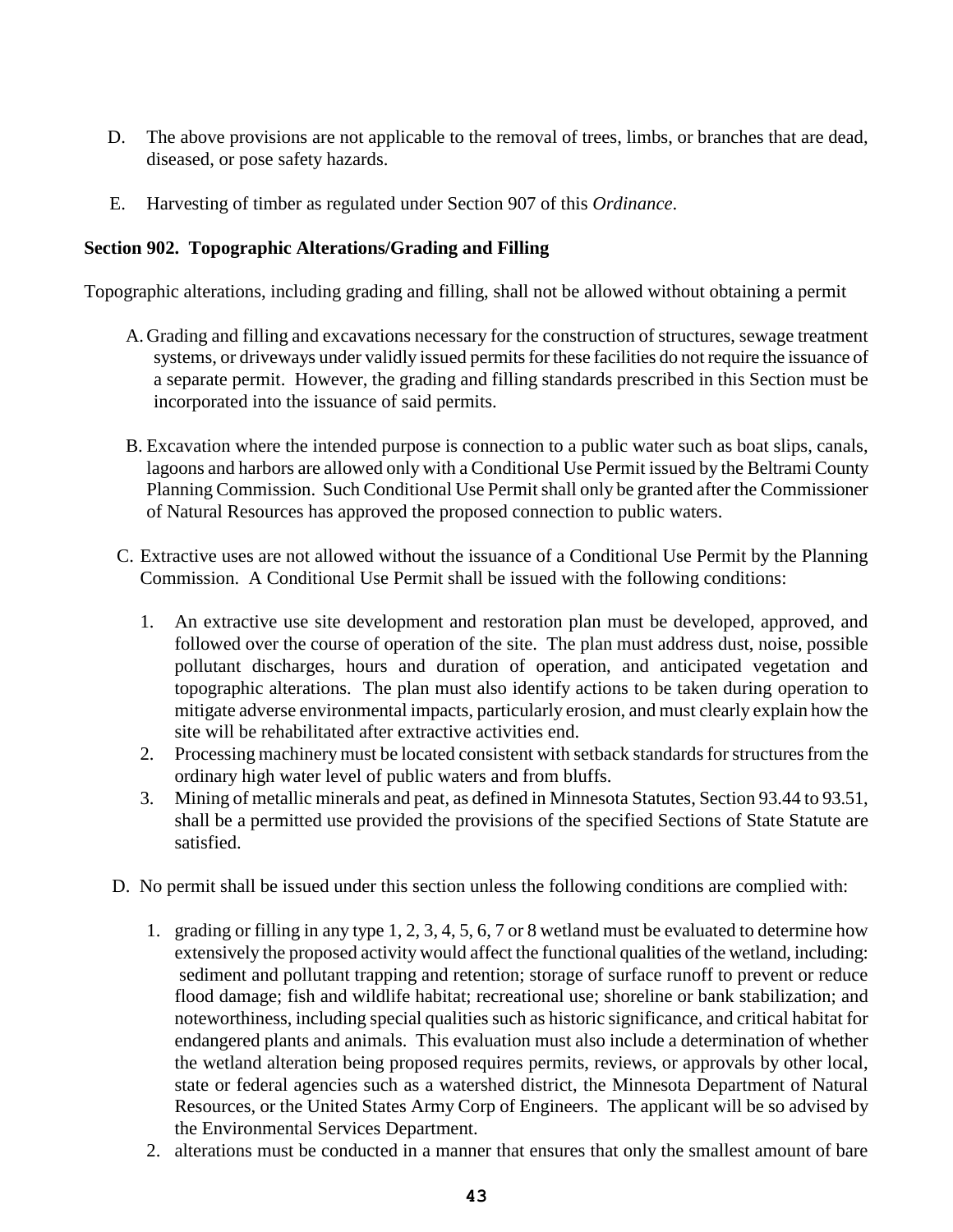D. The above provisions are not applicable to the removal of trees, limbs, or branches that are dead, diseased, or pose safety hazards.

E. Harvesting of timber as regulated under Section 907 of this *Ordinance*.

**Section 902. Topographic Alterations/Grading and Filling**

Topographic alterations, including grading and filling, shall not be allowed without obtaining a permit

A. Grading and filling and excavations necessary for the construction of structures, sewage treatment systems, or driveways under validly issued permits for these facilities do not require the issuance of a separate permit. However, the grading and filling standards prescribed in this Section must be incorporated into the issuance of said permits.

B. Excavation where the intended purpose is connection to a public water such as boat slips, canals, lagoons and harbors are allowed only with a Conditional Use Permit issued by the Beltrami County Planning Commission. Such Conditional Use Permit shall only be granted after the Commissioner of Natural Resources has approved the proposed connection to public waters.

C. Extractive uses are not allowed without the issuance of a Conditional Use Permit by the Planning Commission. A Conditional Use Permit shall be issued with the following conditions:

1. An extractive use site development and restoration plan must be developed, approved, and followed over the course of operation of the site. The plan must address dust, noise, possible pollutant discharges, hours and duration of operation, and anticipated vegetation and topographic alterations. The plan must also identify actions to be taken during operation to mitigate adverse environmental impacts, particularly erosion, and must clearly explain how the site will be rehabilitated after extractive activities end.
2. Processing machinery must be located consistent with setback standards for structures from the ordinary high water level of public waters and from bluffs.
3. Mining of metallic minerals and peat, as defined in Minnesota Statutes, Section 93.44 to 93.51, shall be a permitted use provided the provisions of the specified Sections of State Statute are satisfied.

D. No permit shall be issued under this section unless the following conditions are complied with:

1. grading or filling in any type 1, 2, 3, 4, 5, 6, 7 or 8 wetland must be evaluated to determine how extensively the proposed activity would affect the functional qualities of the wetland, including: sediment and pollutant trapping and retention; storage of surface runoff to prevent or reduce flood damage; fish and wildlife habitat; recreational use; shoreline or bank stabilization; and noteworthiness, including special qualities such as historic significance, and critical habitat for endangered plants and animals. This evaluation must also include a determination of whether the wetland alteration being proposed requires permits, reviews, or approvals by other local, state or federal agencies such as a watershed district, the Minnesota Department of Natural Resources, or the United States Army Corp of Engineers. The applicant will be so advised by the Environmental Services Department.
2. alterations must be conducted in a manner that ensures that only the smallest amount of bare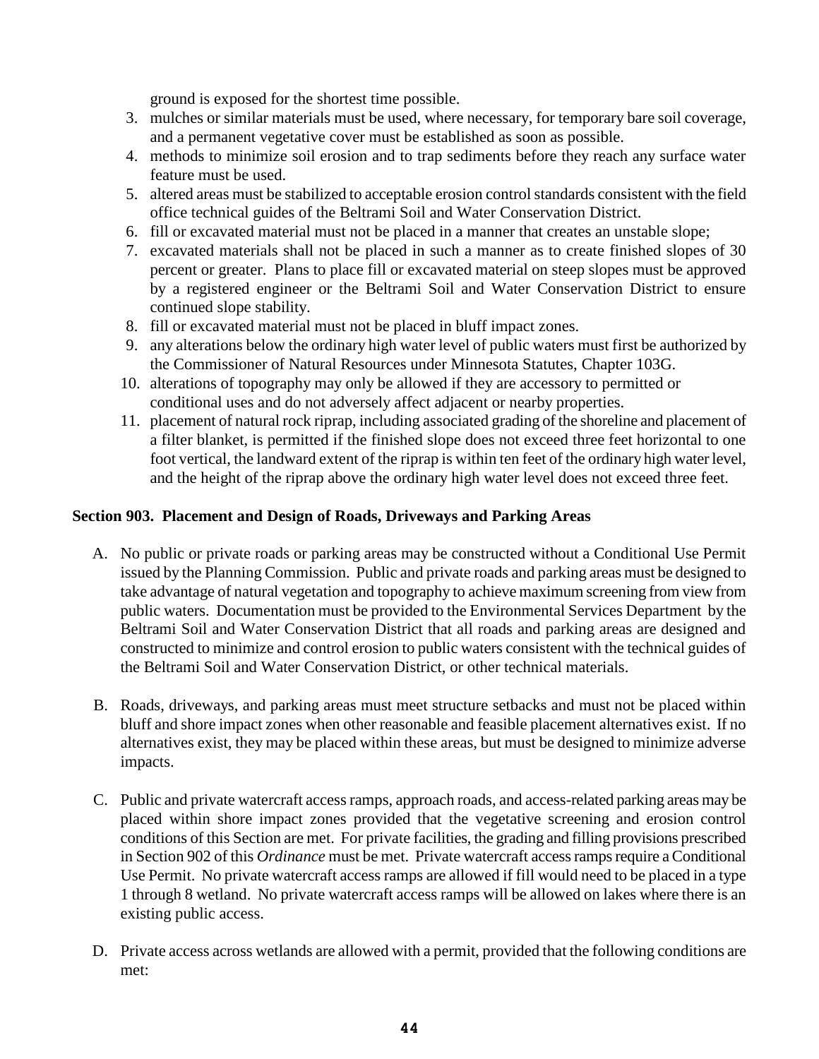ground is exposed for the shortest time possible.

3. mulches or similar materials must be used, where necessary, for temporary bare soil coverage, and a permanent vegetative cover must be established as soon as possible.
4. methods to minimize soil erosion and to trap sediments before they reach any surface water feature must be used.
5. altered areas must be stabilized to acceptable erosion control standards consistent with the field office technical guides of the Beltrami Soil and Water Conservation District.
6. fill or excavated material must not be placed in a manner that creates an unstable slope;
7. excavated materials shall not be placed in such a manner as to create finished slopes of 30 percent or greater. Plans to place fill or excavated material on steep slopes must be approved by a registered engineer or the Beltrami Soil and Water Conservation District to ensure continued slope stability.
8. fill or excavated material must not be placed in bluff impact zones.
9. any alterations below the ordinary high water level of public waters must first be authorized by the Commissioner of Natural Resources under Minnesota Statutes, Chapter 103G.
10. alterations of topography may only be allowed if they are accessory to permitted or conditional uses and do not adversely affect adjacent or nearby properties.
11. placement of natural rock riprap, including associated grading of the shoreline and placement of a filter blanket, is permitted if the finished slope does not exceed three feet horizontal to one foot vertical, the landward extent of the riprap is within ten feet of the ordinary high water level, and the height of the riprap above the ordinary high water level does not exceed three feet.

**Section 903. Placement and Design of Roads, Driveways and Parking Areas**

A. No public or private roads or parking areas may be constructed without a Conditional Use Permit issued by the Planning Commission. Public and private roads and parking areas must be designed to take advantage of natural vegetation and topography to achieve maximum screening from view from public waters. Documentation must be provided to the Environmental Services Department by the Beltrami Soil and Water Conservation District that all roads and parking areas are designed and constructed to minimize and control erosion to public waters consistent with the technical guides of the Beltrami Soil and Water Conservation District, or other technical materials.

B. Roads, driveways, and parking areas must meet structure setbacks and must not be placed within bluff and shore impact zones when other reasonable and feasible placement alternatives exist. If no alternatives exist, they may be placed within these areas, but must be designed to minimize adverse impacts.

C. Public and private watercraft access ramps, approach roads, and access-related parking areas may be placed within shore impact zones provided that the vegetative screening and erosion control conditions of this Section are met. For private facilities, the grading and filling provisions prescribed in Section 902 of this *Ordinance* must be met. Private watercraft access ramps require a Conditional Use Permit. No private watercraft access ramps are allowed if fill would need to be placed in a type 1 through 8 wetland. No private watercraft access ramps will be allowed on lakes where there is an existing public access.

D. Private access across wetlands are allowed with a permit, provided that the following conditions are met: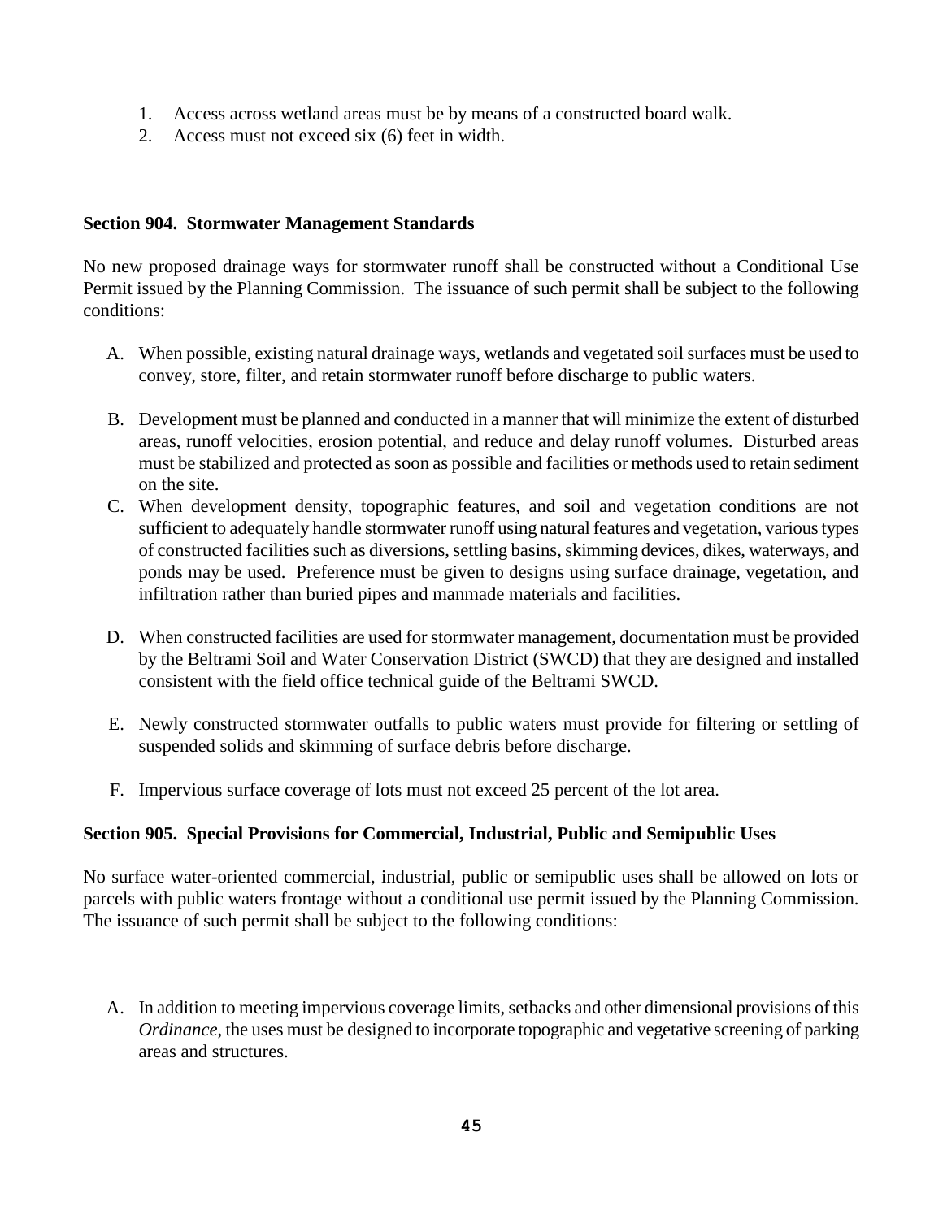1. Access across wetland areas must be by means of a constructed board walk.
2. Access must not exceed six (6) feet in width.

**Section 904. Stormwater Management Standards**

No new proposed drainage ways for stormwater runoff shall be constructed without a Conditional Use Permit issued by the Planning Commission. The issuance of such permit shall be subject to the following conditions:

A. When possible, existing natural drainage ways, wetlands and vegetated soil surfaces must be used to convey, store, filter, and retain stormwater runoff before discharge to public waters.

B. Development must be planned and conducted in a manner that will minimize the extent of disturbed areas, runoff velocities, erosion potential, and reduce and delay runoff volumes. Disturbed areas must be stabilized and protected as soon as possible and facilities or methods used to retain sediment on the site.

C. When development density, topographic features, and soil and vegetation conditions are not sufficient to adequately handle stormwater runoff using natural features and vegetation, various types of constructed facilities such as diversions, settling basins, skimming devices, dikes, waterways, and ponds may be used. Preference must be given to designs using surface drainage, vegetation, and infiltration rather than buried pipes and manmade materials and facilities.

D. When constructed facilities are used for stormwater management, documentation must be provided by the Beltrami Soil and Water Conservation District (SWCD) that they are designed and installed consistent with the field office technical guide of the Beltrami SWCD.

E. Newly constructed stormwater outfalls to public waters must provide for filtering or settling of suspended solids and skimming of surface debris before discharge.

F. Impervious surface coverage of lots must not exceed 25 percent of the lot area.

**Section 905. Special Provisions for Commercial, Industrial, Public and Semipublic Uses**

No surface water-oriented commercial, industrial, public or semipublic uses shall be allowed on lots or parcels with public waters frontage without a conditional use permit issued by the Planning Commission. The issuance of such permit shall be subject to the following conditions:

A. In addition to meeting impervious coverage limits, setbacks and other dimensional provisions of this *Ordinance*, the uses must be designed to incorporate topographic and vegetative screening of parking areas and structures.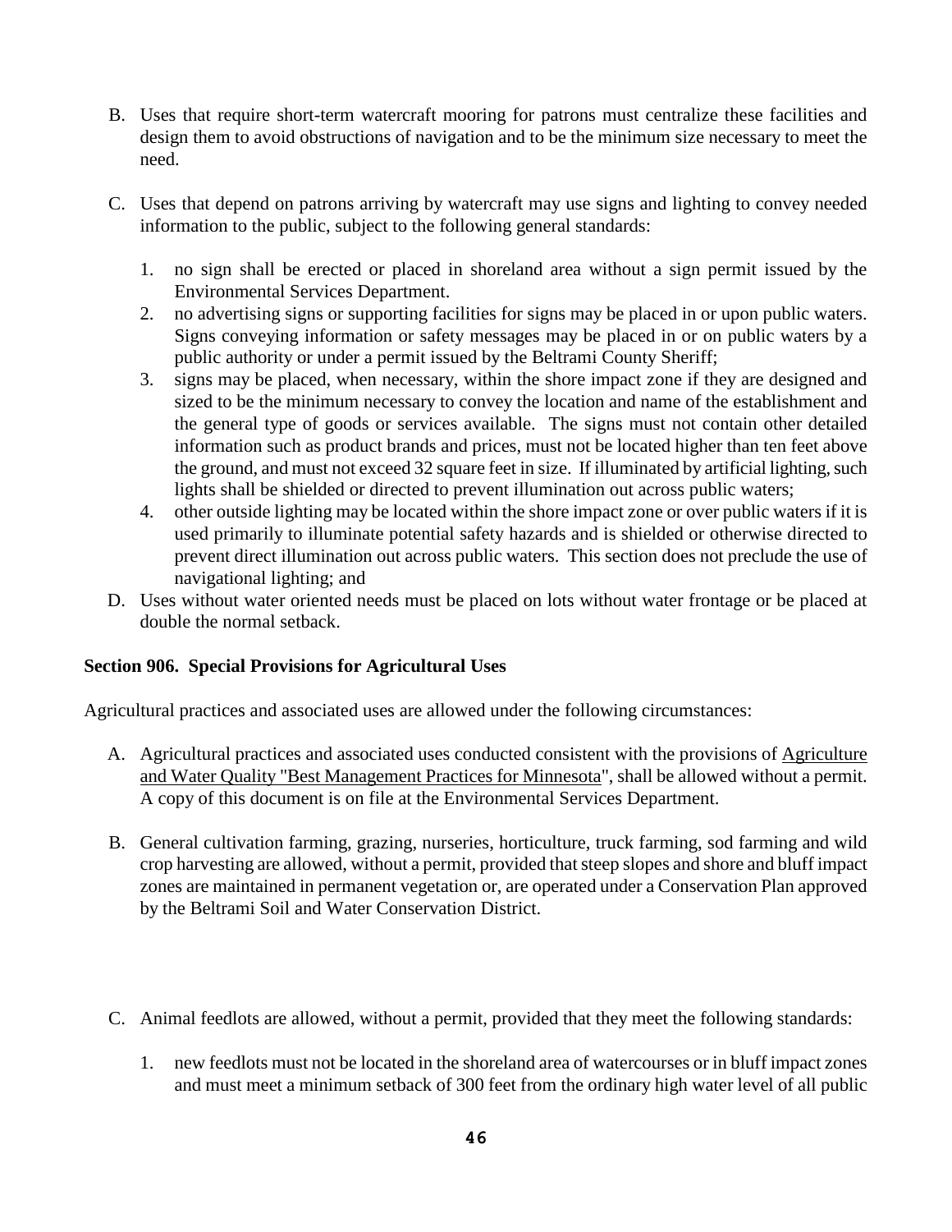B. Uses that require short-term watercraft mooring for patrons must centralize these facilities and design them to avoid obstructions of navigation and to be the minimum size necessary to meet the need.

C. Uses that depend on patrons arriving by watercraft may use signs and lighting to convey needed information to the public, subject to the following general standards:

   1. no sign shall be erected or placed in shoreland area without a sign permit issued by the Environmental Services Department.
   2. no advertising signs or supporting facilities for signs may be placed in or upon public waters. Signs conveying information or safety messages may be placed in or on public waters by a public authority or under a permit issued by the Beltrami County Sheriff;
   3. signs may be placed, when necessary, within the shore impact zone if they are designed and sized to be the minimum necessary to convey the location and name of the establishment and the general type of goods or services available. The signs must not contain other detailed information such as product brands and prices, must not be located higher than ten feet above the ground, and must not exceed 32 square feet in size. If illuminated by artificial lighting, such lights shall be shielded or directed to prevent illumination out across public waters;
   4. other outside lighting may be located within the shore impact zone or over public waters if it is used primarily to illuminate potential safety hazards and is shielded or otherwise directed to prevent direct illumination out across public waters. This section does not preclude the use of navigational lighting; and

D. Uses without water oriented needs must be placed on lots without water frontage or be placed at double the normal setback.

**Section 906. Special Provisions for Agricultural Uses**

Agricultural practices and associated uses are allowed under the following circumstances:

A. Agricultural practices and associated uses conducted consistent with the provisions of Agriculture and Water Quality "Best Management Practices for Minnesota", shall be allowed without a permit. A copy of this document is on file at the Environmental Services Department.

B. General cultivation farming, grazing, nurseries, horticulture, truck farming, sod farming and wild crop harvesting are allowed, without a permit, provided that steep slopes and shore and bluff impact zones are maintained in permanent vegetation or, are operated under a Conservation Plan approved by the Beltrami Soil and Water Conservation District.

C. Animal feedlots are allowed, without a permit, provided that they meet the following standards:

   1. new feedlots must not be located in the shoreland area of watercourses or in bluff impact zones and must meet a minimum setback of 300 feet from the ordinary high water level of all public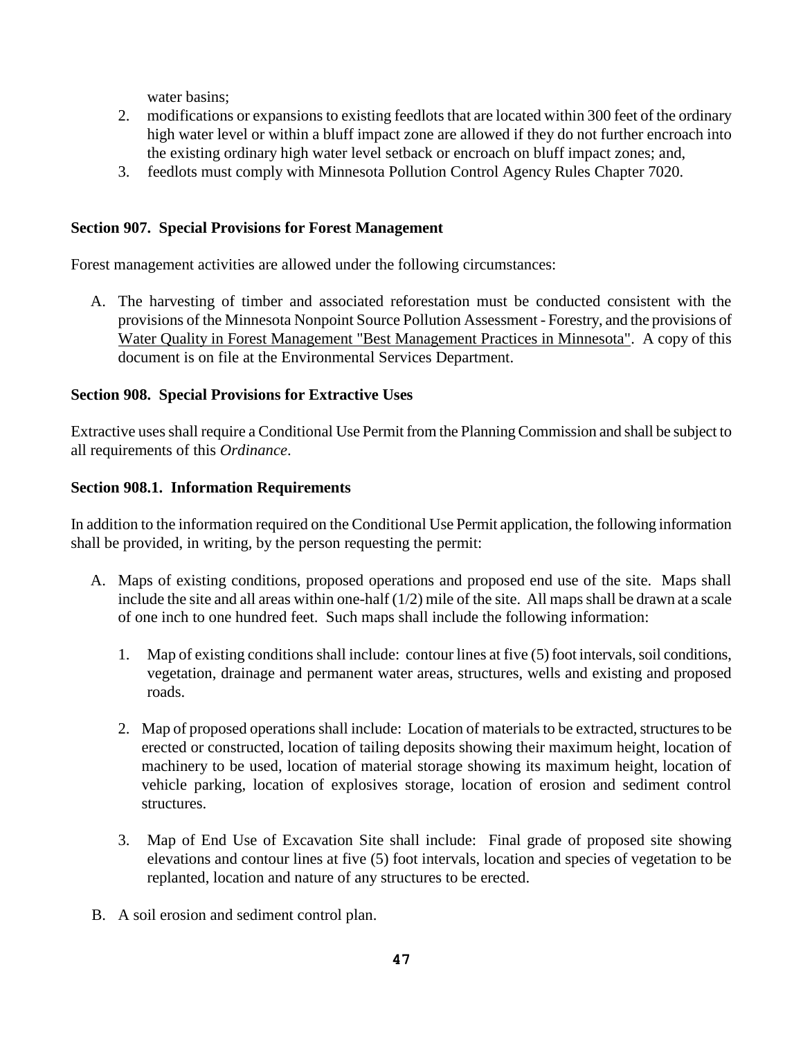water basins;

2. modifications or expansions to existing feedlots that are located within 300 feet of the ordinary high water level or within a bluff impact zone are allowed if they do not further encroach into the existing ordinary high water level setback or encroach on bluff impact zones; and,
3. feedlots must comply with Minnesota Pollution Control Agency Rules Chapter 7020.

**Section 907. Special Provisions for Forest Management**

Forest management activities are allowed under the following circumstances:

A. The harvesting of timber and associated reforestation must be conducted consistent with the provisions of the Minnesota Nonpoint Source Pollution Assessment - Forestry, and the provisions of <u>Water Quality in Forest Management "Best Management Practices in Minnesota"</u>. A copy of this document is on file at the Environmental Services Department.

**Section 908. Special Provisions for Extractive Uses**

Extractive uses shall require a Conditional Use Permit from the Planning Commission and shall be subject to all requirements of this *Ordinance*.

**Section 908.1. Information Requirements**

In addition to the information required on the Conditional Use Permit application, the following information shall be provided, in writing, by the person requesting the permit:

A. Maps of existing conditions, proposed operations and proposed end use of the site. Maps shall include the site and all areas within one-half (1/2) mile of the site. All maps shall be drawn at a scale of one inch to one hundred feet. Such maps shall include the following information:

   1. Map of existing conditions shall include: contour lines at five (5) foot intervals, soil conditions, vegetation, drainage and permanent water areas, structures, wells and existing and proposed roads.

   2. Map of proposed operations shall include: Location of materials to be extracted, structures to be erected or constructed, location of tailing deposits showing their maximum height, location of machinery to be used, location of material storage showing its maximum height, location of vehicle parking, location of explosives storage, location of erosion and sediment control structures.

   3. Map of End Use of Excavation Site shall include: Final grade of proposed site showing elevations and contour lines at five (5) foot intervals, location and species of vegetation to be replanted, location and nature of any structures to be erected.

B. A soil erosion and sediment control plan.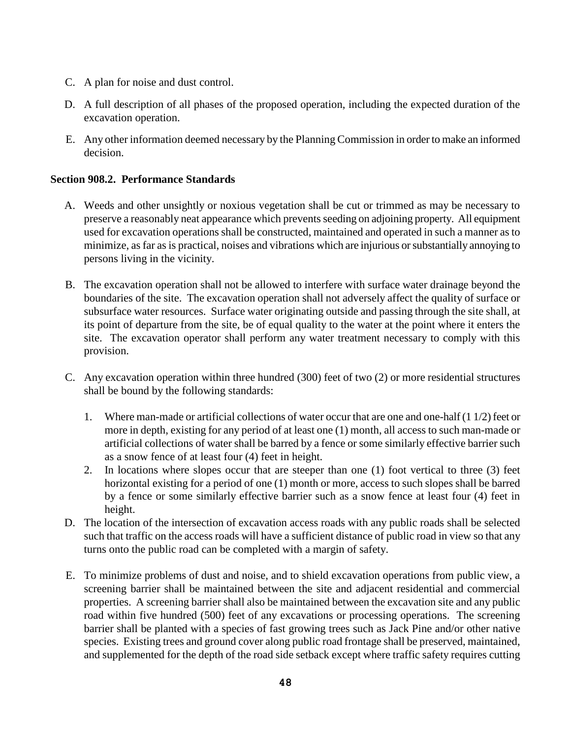C. A plan for noise and dust control.

D. A full description of all phases of the proposed operation, including the expected duration of the excavation operation.

E. Any other information deemed necessary by the Planning Commission in order to make an informed decision.

**Section 908.2. Performance Standards**

A. Weeds and other unsightly or noxious vegetation shall be cut or trimmed as may be necessary to preserve a reasonably neat appearance which prevents seeding on adjoining property. All equipment used for excavation operations shall be constructed, maintained and operated in such a manner as to minimize, as far as is practical, noises and vibrations which are injurious or substantially annoying to persons living in the vicinity.

B. The excavation operation shall not be allowed to interfere with surface water drainage beyond the boundaries of the site. The excavation operation shall not adversely affect the quality of surface or subsurface water resources. Surface water originating outside and passing through the site shall, at its point of departure from the site, be of equal quality to the water at the point where it enters the site. The excavation operator shall perform any water treatment necessary to comply with this provision.

C. Any excavation operation within three hundred (300) feet of two (2) or more residential structures shall be bound by the following standards:

   1. Where man-made or artificial collections of water occur that are one and one-half (1 1/2) feet or more in depth, existing for any period of at least one (1) month, all access to such man-made or artificial collections of water shall be barred by a fence or some similarly effective barrier such as a snow fence of at least four (4) feet in height.
   2. In locations where slopes occur that are steeper than one (1) foot vertical to three (3) feet horizontal existing for a period of one (1) month or more, access to such slopes shall be barred by a fence or some similarly effective barrier such as a snow fence at least four (4) feet in height.

D. The location of the intersection of excavation access roads with any public roads shall be selected such that traffic on the access roads will have a sufficient distance of public road in view so that any turns onto the public road can be completed with a margin of safety.

E. To minimize problems of dust and noise, and to shield excavation operations from public view, a screening barrier shall be maintained between the site and adjacent residential and commercial properties. A screening barrier shall also be maintained between the excavation site and any public road within five hundred (500) feet of any excavations or processing operations. The screening barrier shall be planted with a species of fast growing trees such as Jack Pine and/or other native species. Existing trees and ground cover along public road frontage shall be preserved, maintained, and supplemented for the depth of the road side setback except where traffic safety requires cutting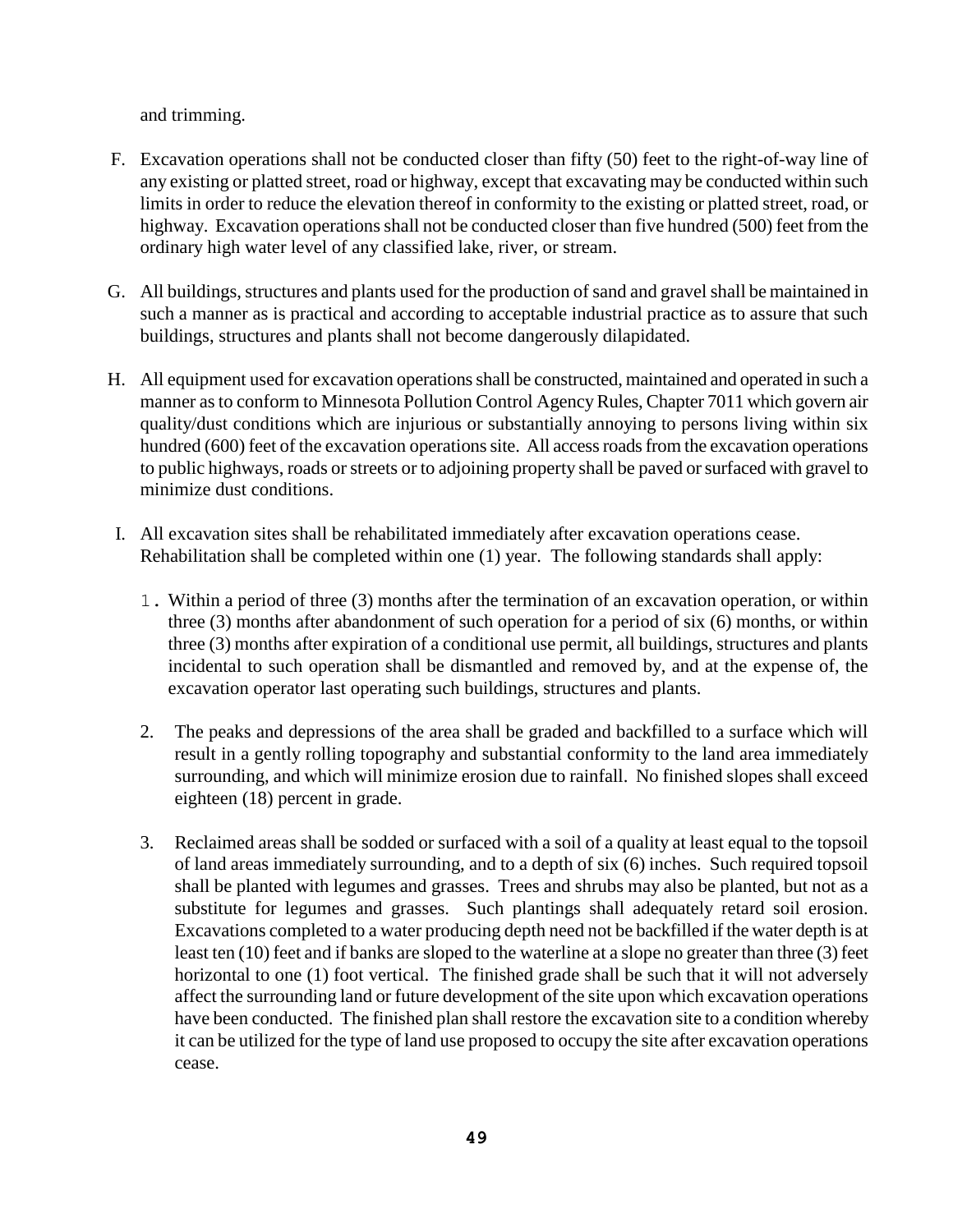and trimming.

F. Excavation operations shall not be conducted closer than fifty (50) feet to the right-of-way line of any existing or platted street, road or highway, except that excavating may be conducted within such limits in order to reduce the elevation thereof in conformity to the existing or platted street, road, or highway. Excavation operations shall not be conducted closer than five hundred (500) feet from the ordinary high water level of any classified lake, river, or stream.

G. All buildings, structures and plants used for the production of sand and gravel shall be maintained in such a manner as is practical and according to acceptable industrial practice as to assure that such buildings, structures and plants shall not become dangerously dilapidated.

H. All equipment used for excavation operations shall be constructed, maintained and operated in such a manner as to conform to Minnesota Pollution Control Agency Rules, Chapter 7011 which govern air quality/dust conditions which are injurious or substantially annoying to persons living within six hundred (600) feet of the excavation operations site. All access roads from the excavation operations to public highways, roads or streets or to adjoining property shall be paved or surfaced with gravel to minimize dust conditions.

I. All excavation sites shall be rehabilitated immediately after excavation operations cease. Rehabilitation shall be completed within one (1) year. The following standards shall apply:

1. Within a period of three (3) months after the termination of an excavation operation, or within three (3) months after abandonment of such operation for a period of six (6) months, or within three (3) months after expiration of a conditional use permit, all buildings, structures and plants incidental to such operation shall be dismantled and removed by, and at the expense of, the excavation operator last operating such buildings, structures and plants.

2. The peaks and depressions of the area shall be graded and backfilled to a surface which will result in a gently rolling topography and substantial conformity to the land area immediately surrounding, and which will minimize erosion due to rainfall. No finished slopes shall exceed eighteen (18) percent in grade.

3. Reclaimed areas shall be sodded or surfaced with a soil of a quality at least equal to the topsoil of land areas immediately surrounding, and to a depth of six (6) inches. Such required topsoil shall be planted with legumes and grasses. Trees and shrubs may also be planted, but not as a substitute for legumes and grasses. Such plantings shall adequately retard soil erosion. Excavations completed to a water producing depth need not be backfilled if the water depth is at least ten (10) feet and if banks are sloped to the waterline at a slope no greater than three (3) feet horizontal to one (1) foot vertical. The finished grade shall be such that it will not adversely affect the surrounding land or future development of the site upon which excavation operations have been conducted. The finished plan shall restore the excavation site to a condition whereby it can be utilized for the type of land use proposed to occupy the site after excavation operations cease.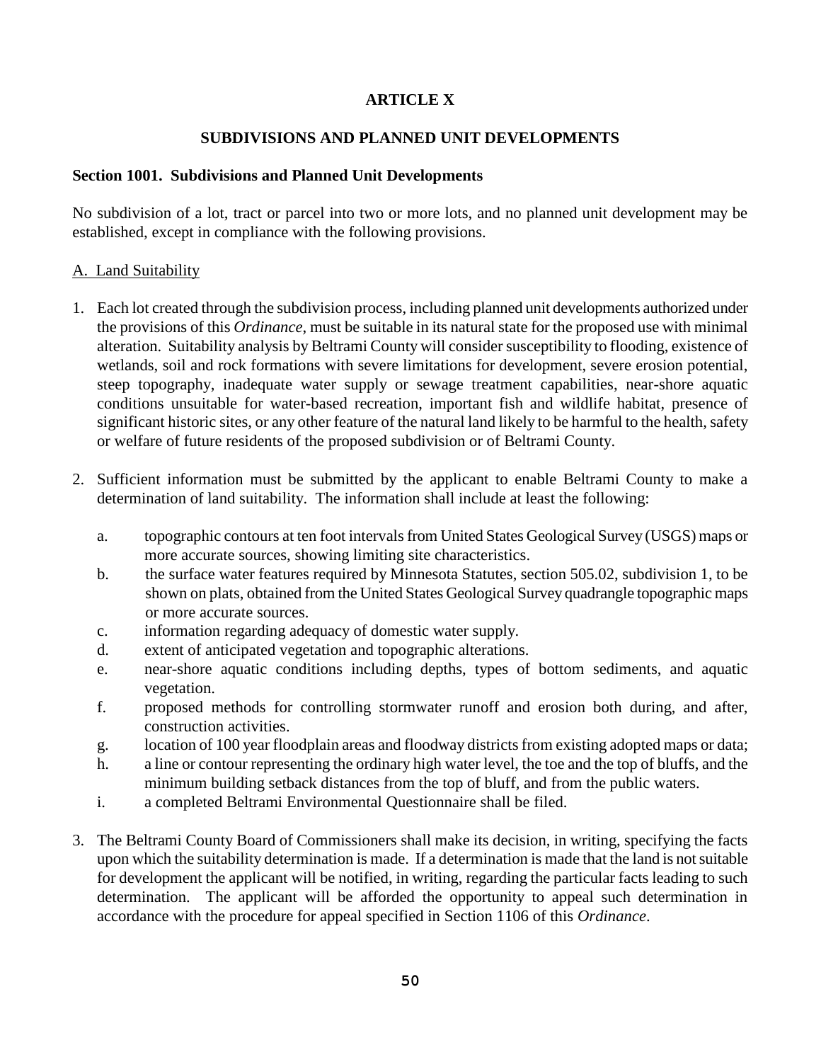# ARTICLE X

## SUBDIVISIONS AND PLANNED UNIT DEVELOPMENTS

### Section 1001. Subdivisions and Planned Unit Developments

No subdivision of a lot, tract or parcel into two or more lots, and no planned unit development may be established, except in compliance with the following provisions.

<u>A. Land Suitability</u>

1. Each lot created through the subdivision process, including planned unit developments authorized under the provisions of this *Ordinance*, must be suitable in its natural state for the proposed use with minimal alteration. Suitability analysis by Beltrami County will consider susceptibility to flooding, existence of wetlands, soil and rock formations with severe limitations for development, severe erosion potential, steep topography, inadequate water supply or sewage treatment capabilities, near-shore aquatic conditions unsuitable for water-based recreation, important fish and wildlife habitat, presence of significant historic sites, or any other feature of the natural land likely to be harmful to the health, safety or welfare of future residents of the proposed subdivision or of Beltrami County.

2. Sufficient information must be submitted by the applicant to enable Beltrami County to make a determination of land suitability. The information shall include at least the following:

   a. topographic contours at ten foot intervals from United States Geological Survey (USGS) maps or more accurate sources, showing limiting site characteristics.
   b. the surface water features required by Minnesota Statutes, section 505.02, subdivision 1, to be shown on plats, obtained from the United States Geological Survey quadrangle topographic maps or more accurate sources.
   c. information regarding adequacy of domestic water supply.
   d. extent of anticipated vegetation and topographic alterations.
   e. near-shore aquatic conditions including depths, types of bottom sediments, and aquatic vegetation.
   f. proposed methods for controlling stormwater runoff and erosion both during, and after, construction activities.
   g. location of 100 year floodplain areas and floodway districts from existing adopted maps or data;
   h. a line or contour representing the ordinary high water level, the toe and the top of bluffs, and the minimum building setback distances from the top of bluff, and from the public waters.
   i. a completed Beltrami Environmental Questionnaire shall be filed.

3. The Beltrami County Board of Commissioners shall make its decision, in writing, specifying the facts upon which the suitability determination is made. If a determination is made that the land is not suitable for development the applicant will be notified, in writing, regarding the particular facts leading to such determination. The applicant will be afforded the opportunity to appeal such determination in accordance with the procedure for appeal specified in Section 1106 of this *Ordinance*.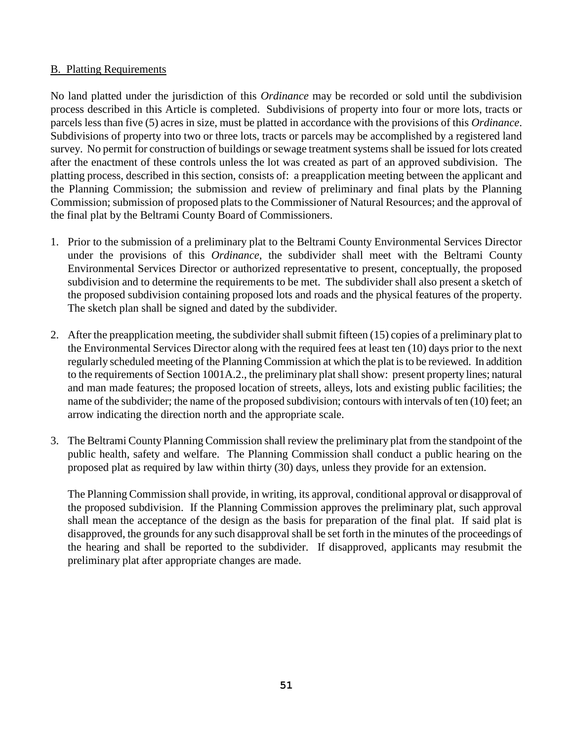## B. Platting Requirements

No land platted under the jurisdiction of this *Ordinance* may be recorded or sold until the subdivision process described in this Article is completed. Subdivisions of property into four or more lots, tracts or parcels less than five (5) acres in size, must be platted in accordance with the provisions of this *Ordinance*. Subdivisions of property into two or three lots, tracts or parcels may be accomplished by a registered land survey. No permit for construction of buildings or sewage treatment systems shall be issued for lots created after the enactment of these controls unless the lot was created as part of an approved subdivision. The platting process, described in this section, consists of: a preapplication meeting between the applicant and the Planning Commission; the submission and review of preliminary and final plats by the Planning Commission; submission of proposed plats to the Commissioner of Natural Resources; and the approval of the final plat by the Beltrami County Board of Commissioners.

1. Prior to the submission of a preliminary plat to the Beltrami County Environmental Services Director under the provisions of this *Ordinance*, the subdivider shall meet with the Beltrami County Environmental Services Director or authorized representative to present, conceptually, the proposed subdivision and to determine the requirements to be met. The subdivider shall also present a sketch of the proposed subdivision containing proposed lots and roads and the physical features of the property. The sketch plan shall be signed and dated by the subdivider.

2. After the preapplication meeting, the subdivider shall submit fifteen (15) copies of a preliminary plat to the Environmental Services Director along with the required fees at least ten (10) days prior to the next regularly scheduled meeting of the Planning Commission at which the plat is to be reviewed. In addition to the requirements of Section 1001A.2., the preliminary plat shall show: present property lines; natural and man made features; the proposed location of streets, alleys, lots and existing public facilities; the name of the subdivider; the name of the proposed subdivision; contours with intervals of ten (10) feet; an arrow indicating the direction north and the appropriate scale.

3. The Beltrami County Planning Commission shall review the preliminary plat from the standpoint of the public health, safety and welfare. The Planning Commission shall conduct a public hearing on the proposed plat as required by law within thirty (30) days, unless they provide for an extension.

   The Planning Commission shall provide, in writing, its approval, conditional approval or disapproval of the proposed subdivision. If the Planning Commission approves the preliminary plat, such approval shall mean the acceptance of the design as the basis for preparation of the final plat. If said plat is disapproved, the grounds for any such disapproval shall be set forth in the minutes of the proceedings of the hearing and shall be reported to the subdivider. If disapproved, applicants may resubmit the preliminary plat after appropriate changes are made.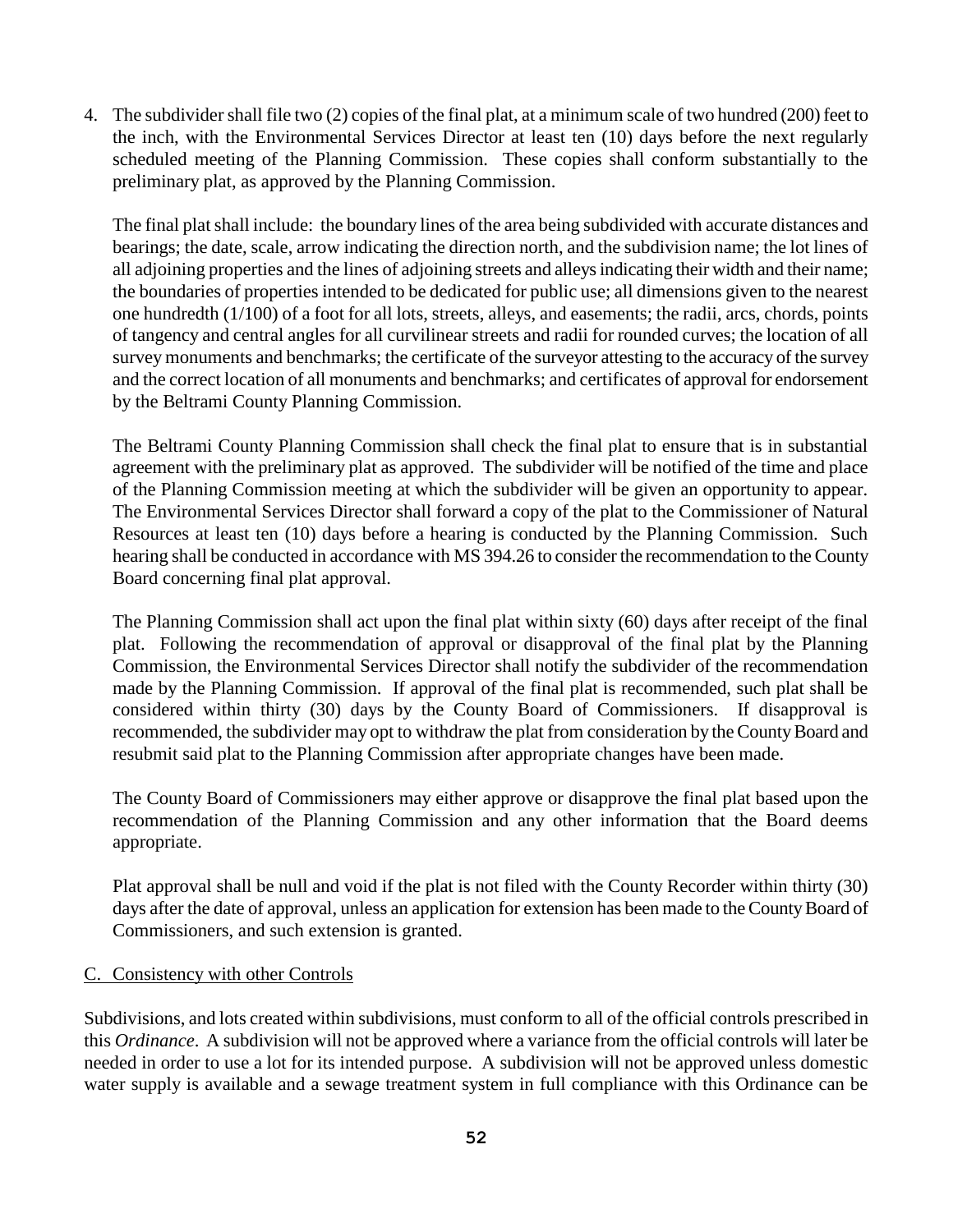4. The subdivider shall file two (2) copies of the final plat, at a minimum scale of two hundred (200) feet to the inch, with the Environmental Services Director at least ten (10) days before the next regularly scheduled meeting of the Planning Commission. These copies shall conform substantially to the preliminary plat, as approved by the Planning Commission.

   The final plat shall include: the boundary lines of the area being subdivided with accurate distances and bearings; the date, scale, arrow indicating the direction north, and the subdivision name; the lot lines of all adjoining properties and the lines of adjoining streets and alleys indicating their width and their name; the boundaries of properties intended to be dedicated for public use; all dimensions given to the nearest one hundredth (1/100) of a foot for all lots, streets, alleys, and easements; the radii, arcs, chords, points of tangency and central angles for all curvilinear streets and radii for rounded curves; the location of all survey monuments and benchmarks; the certificate of the surveyor attesting to the accuracy of the survey and the correct location of all monuments and benchmarks; and certificates of approval for endorsement by the Beltrami County Planning Commission.

   The Beltrami County Planning Commission shall check the final plat to ensure that is in substantial agreement with the preliminary plat as approved. The subdivider will be notified of the time and place of the Planning Commission meeting at which the subdivider will be given an opportunity to appear. The Environmental Services Director shall forward a copy of the plat to the Commissioner of Natural Resources at least ten (10) days before a hearing is conducted by the Planning Commission. Such hearing shall be conducted in accordance with MS 394.26 to consider the recommendation to the County Board concerning final plat approval.

   The Planning Commission shall act upon the final plat within sixty (60) days after receipt of the final plat. Following the recommendation of approval or disapproval of the final plat by the Planning Commission, the Environmental Services Director shall notify the subdivider of the recommendation made by the Planning Commission. If approval of the final plat is recommended, such plat shall be considered within thirty (30) days by the County Board of Commissioners. If disapproval is recommended, the subdivider may opt to withdraw the plat from consideration by the County Board and resubmit said plat to the Planning Commission after appropriate changes have been made.

   The County Board of Commissioners may either approve or disapprove the final plat based upon the recommendation of the Planning Commission and any other information that the Board deems appropriate.

   Plat approval shall be null and void if the plat is not filed with the County Recorder within thirty (30) days after the date of approval, unless an application for extension has been made to the County Board of Commissioners, and such extension is granted.

C. Consistency with other Controls

Subdivisions, and lots created within subdivisions, must conform to all of the official controls prescribed in this *Ordinance*. A subdivision will not be approved where a variance from the official controls will later be needed in order to use a lot for its intended purpose. A subdivision will not be approved unless domestic water supply is available and a sewage treatment system in full compliance with this Ordinance can be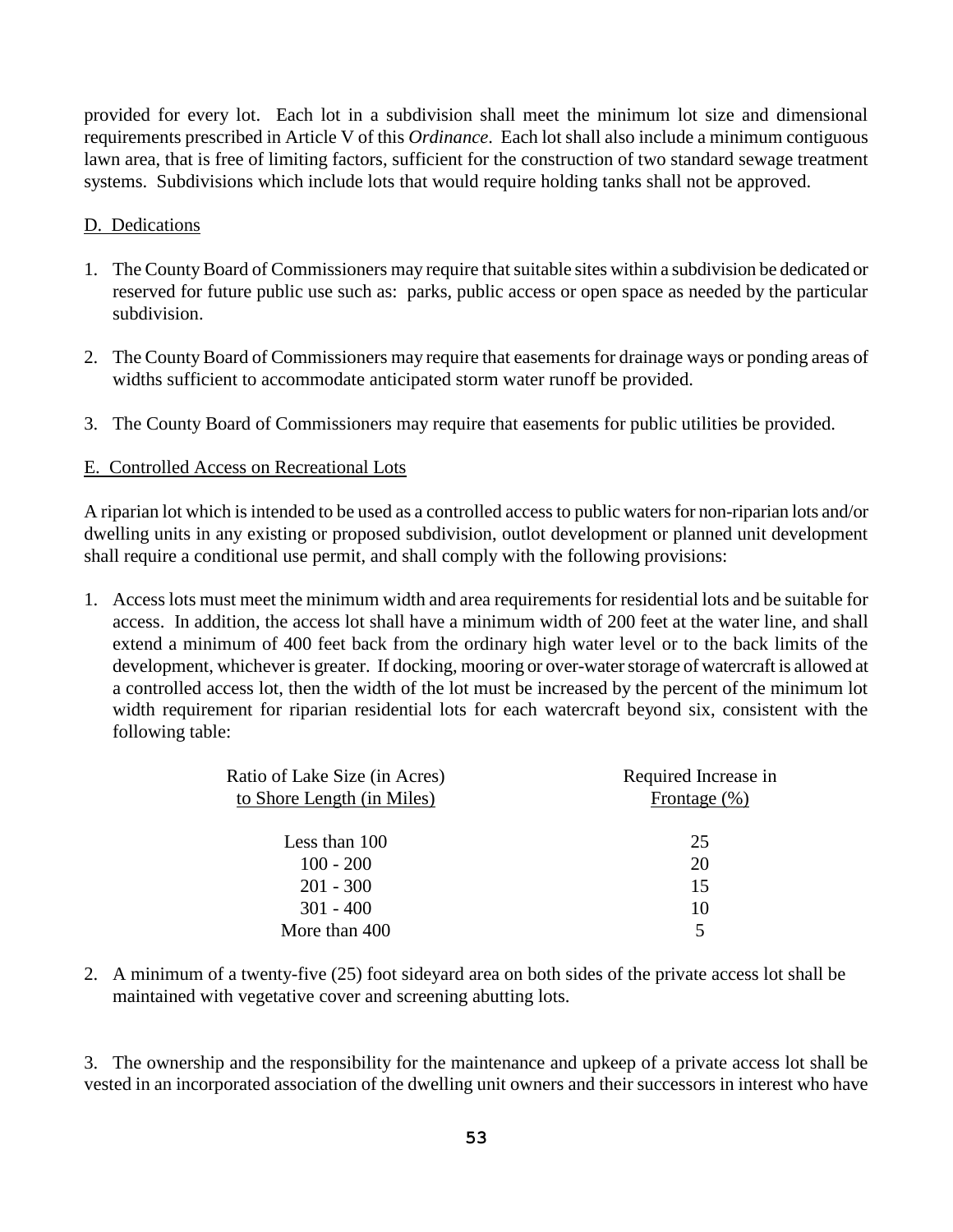provided for every lot. Each lot in a subdivision shall meet the minimum lot size and dimensional requirements prescribed in Article V of this *Ordinance*. Each lot shall also include a minimum contiguous lawn area, that is free of limiting factors, sufficient for the construction of two standard sewage treatment systems. Subdivisions which include lots that would require holding tanks shall not be approved.

D. Dedications

1. The County Board of Commissioners may require that suitable sites within a subdivision be dedicated or reserved for future public use such as: parks, public access or open space as needed by the particular subdivision.

2. The County Board of Commissioners may require that easements for drainage ways or ponding areas of widths sufficient to accommodate anticipated storm water runoff be provided.

3. The County Board of Commissioners may require that easements for public utilities be provided.

E. Controlled Access on Recreational Lots

A riparian lot which is intended to be used as a controlled access to public waters for non-riparian lots and/or dwelling units in any existing or proposed subdivision, outlot development or planned unit development shall require a conditional use permit, and shall comply with the following provisions:

1. Access lots must meet the minimum width and area requirements for residential lots and be suitable for access. In addition, the access lot shall have a minimum width of 200 feet at the water line, and shall extend a minimum of 400 feet back from the ordinary high water level or to the back limits of the development, whichever is greater. If docking, mooring or over-water storage of watercraft is allowed at a controlled access lot, then the width of the lot must be increased by the percent of the minimum lot width requirement for riparian residential lots for each watercraft beyond six, consistent with the following table:

| Ratio of Lake Size (in Acres) to Shore Length (in Miles) | Required Increase in Frontage (%) |
|---|---|
| Less than 100 | 25 |
| 100 - 200 | 20 |
| 201 - 300 | 15 |
| 301 - 400 | 10 |
| More than 400 | 5 |

2. A minimum of a twenty-five (25) foot sideyard area on both sides of the private access lot shall be maintained with vegetative cover and screening abutting lots.

3. The ownership and the responsibility for the maintenance and upkeep of a private access lot shall be vested in an incorporated association of the dwelling unit owners and their successors in interest who have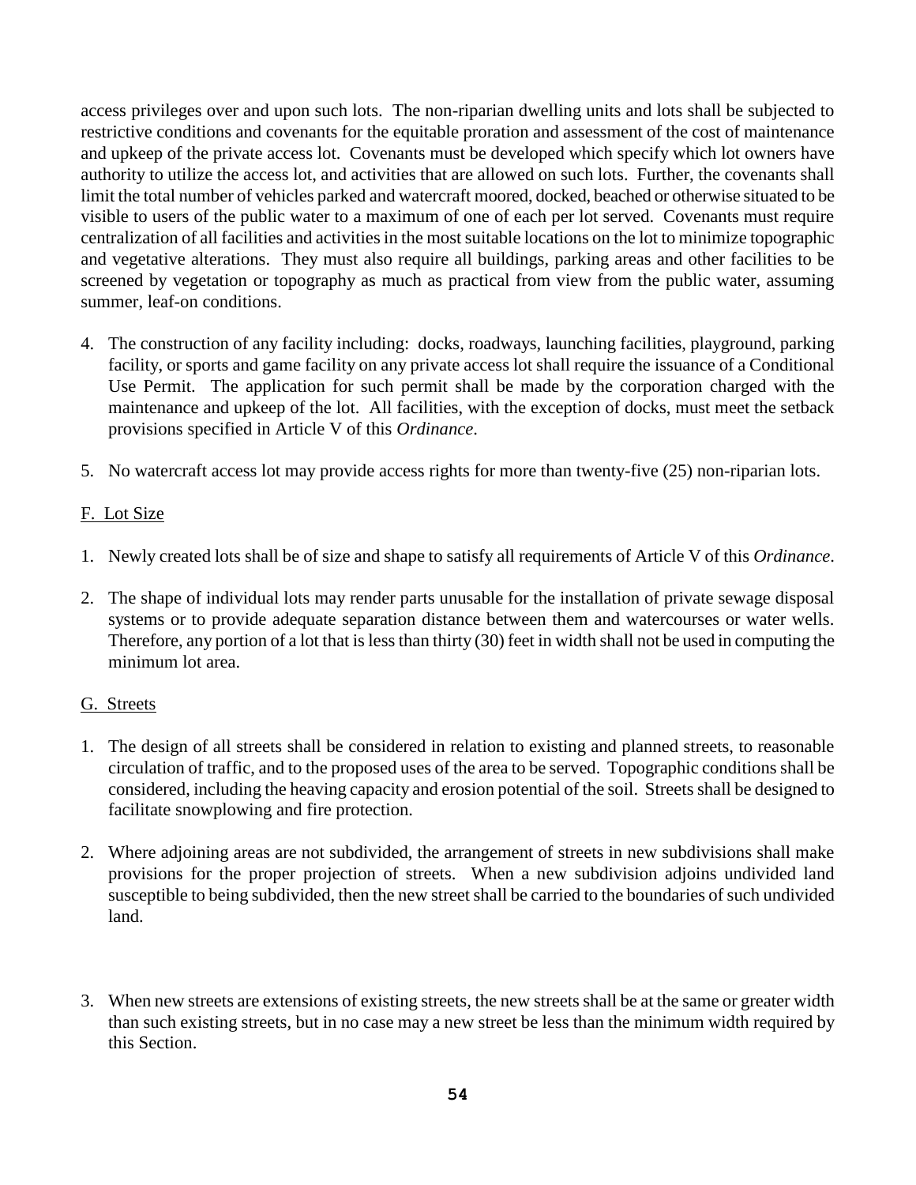access privileges over and upon such lots. The non-riparian dwelling units and lots shall be subjected to restrictive conditions and covenants for the equitable proration and assessment of the cost of maintenance and upkeep of the private access lot. Covenants must be developed which specify which lot owners have authority to utilize the access lot, and activities that are allowed on such lots. Further, the covenants shall limit the total number of vehicles parked and watercraft moored, docked, beached or otherwise situated to be visible to users of the public water to a maximum of one of each per lot served. Covenants must require centralization of all facilities and activities in the most suitable locations on the lot to minimize topographic and vegetative alterations. They must also require all buildings, parking areas and other facilities to be screened by vegetation or topography as much as practical from view from the public water, assuming summer, leaf-on conditions.

4. The construction of any facility including: docks, roadways, launching facilities, playground, parking facility, or sports and game facility on any private access lot shall require the issuance of a Conditional Use Permit. The application for such permit shall be made by the corporation charged with the maintenance and upkeep of the lot. All facilities, with the exception of docks, must meet the setback provisions specified in Article V of this *Ordinance*.

5. No watercraft access lot may provide access rights for more than twenty-five (25) non-riparian lots.

F. Lot Size

1. Newly created lots shall be of size and shape to satisfy all requirements of Article V of this *Ordinance*.

2. The shape of individual lots may render parts unusable for the installation of private sewage disposal systems or to provide adequate separation distance between them and watercourses or water wells. Therefore, any portion of a lot that is less than thirty (30) feet in width shall not be used in computing the minimum lot area.

G. Streets

1. The design of all streets shall be considered in relation to existing and planned streets, to reasonable circulation of traffic, and to the proposed uses of the area to be served. Topographic conditions shall be considered, including the heaving capacity and erosion potential of the soil. Streets shall be designed to facilitate snowplowing and fire protection.

2. Where adjoining areas are not subdivided, the arrangement of streets in new subdivisions shall make provisions for the proper projection of streets. When a new subdivision adjoins undivided land susceptible to being subdivided, then the new street shall be carried to the boundaries of such undivided land.

3. When new streets are extensions of existing streets, the new streets shall be at the same or greater width than such existing streets, but in no case may a new street be less than the minimum width required by this Section.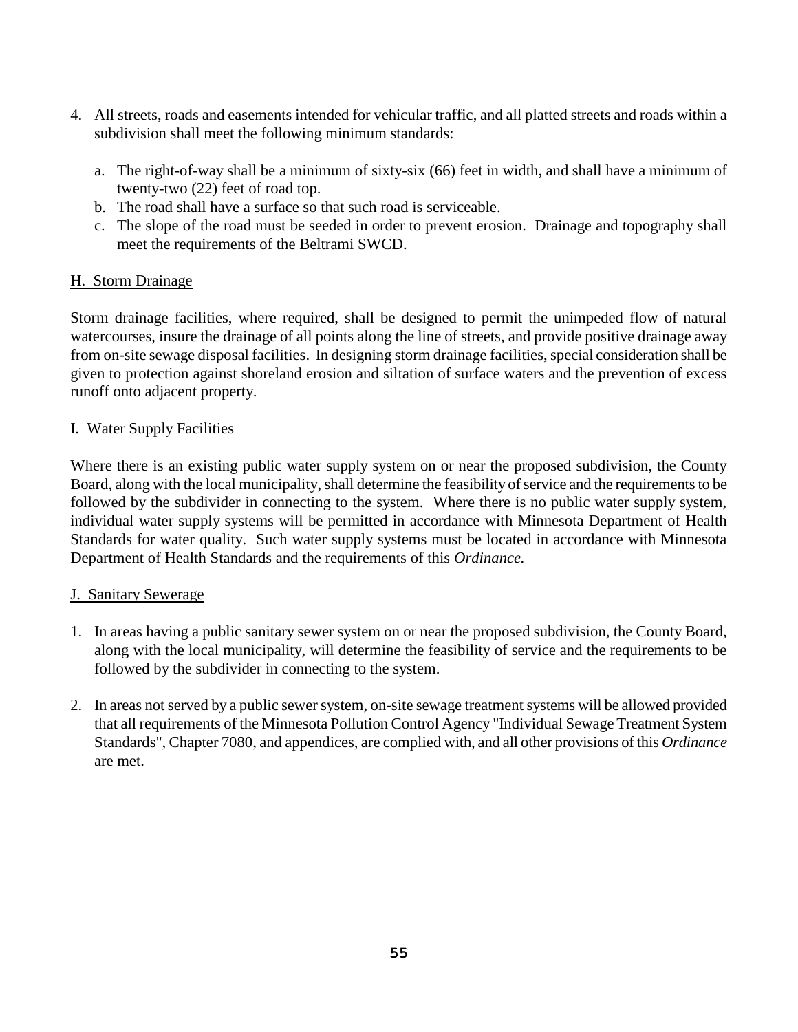4. All streets, roads and easements intended for vehicular traffic, and all platted streets and roads within a subdivision shall meet the following minimum standards:

   a. The right-of-way shall be a minimum of sixty-six (66) feet in width, and shall have a minimum of twenty-two (22) feet of road top.
   b. The road shall have a surface so that such road is serviceable.
   c. The slope of the road must be seeded in order to prevent erosion. Drainage and topography shall meet the requirements of the Beltrami SWCD.

## H. Storm Drainage

Storm drainage facilities, where required, shall be designed to permit the unimpeded flow of natural watercourses, insure the drainage of all points along the line of streets, and provide positive drainage away from on-site sewage disposal facilities. In designing storm drainage facilities, special consideration shall be given to protection against shoreland erosion and siltation of surface waters and the prevention of excess runoff onto adjacent property.

## I. Water Supply Facilities

Where there is an existing public water supply system on or near the proposed subdivision, the County Board, along with the local municipality, shall determine the feasibility of service and the requirements to be followed by the subdivider in connecting to the system. Where there is no public water supply system, individual water supply systems will be permitted in accordance with Minnesota Department of Health Standards for water quality. Such water supply systems must be located in accordance with Minnesota Department of Health Standards and the requirements of this *Ordinance.*

## J. Sanitary Sewerage

1. In areas having a public sanitary sewer system on or near the proposed subdivision, the County Board, along with the local municipality, will determine the feasibility of service and the requirements to be followed by the subdivider in connecting to the system.

2. In areas not served by a public sewer system, on-site sewage treatment systems will be allowed provided that all requirements of the Minnesota Pollution Control Agency "Individual Sewage Treatment System Standards", Chapter 7080, and appendices, are complied with, and all other provisions of this *Ordinance* are met.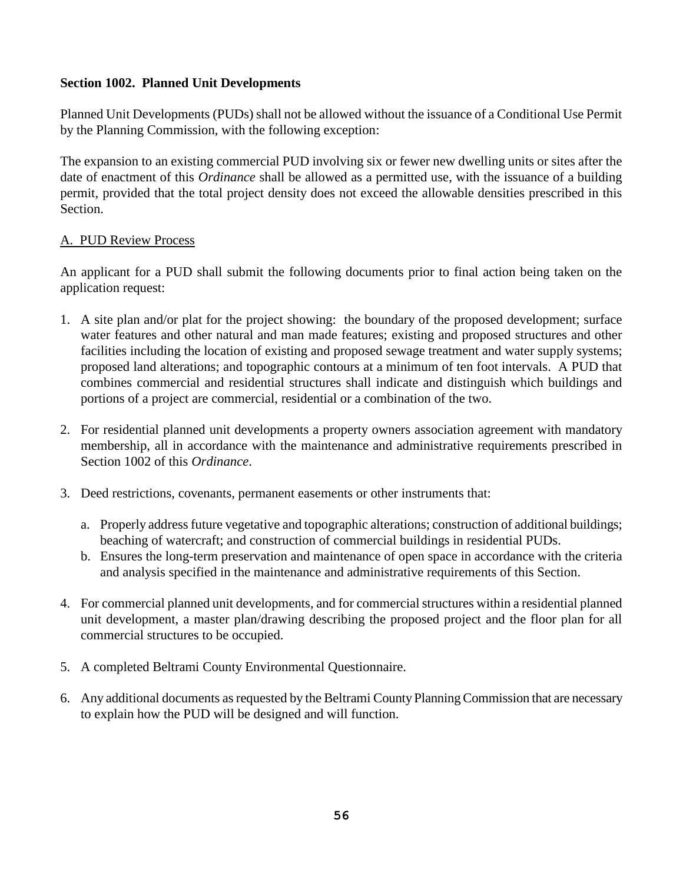## Section 1002. Planned Unit Developments

Planned Unit Developments (PUDs) shall not be allowed without the issuance of a Conditional Use Permit by the Planning Commission, with the following exception:

The expansion to an existing commercial PUD involving six or fewer new dwelling units or sites after the date of enactment of this *Ordinance* shall be allowed as a permitted use, with the issuance of a building permit, provided that the total project density does not exceed the allowable densities prescribed in this Section.

### A. PUD Review Process

An applicant for a PUD shall submit the following documents prior to final action being taken on the application request:

1. A site plan and/or plat for the project showing: the boundary of the proposed development; surface water features and other natural and man made features; existing and proposed structures and other facilities including the location of existing and proposed sewage treatment and water supply systems; proposed land alterations; and topographic contours at a minimum of ten foot intervals. A PUD that combines commercial and residential structures shall indicate and distinguish which buildings and portions of a project are commercial, residential or a combination of the two.

2. For residential planned unit developments a property owners association agreement with mandatory membership, all in accordance with the maintenance and administrative requirements prescribed in Section 1002 of this *Ordinance*.

3. Deed restrictions, covenants, permanent easements or other instruments that:

   a. Properly address future vegetative and topographic alterations; construction of additional buildings; beaching of watercraft; and construction of commercial buildings in residential PUDs.
   b. Ensures the long-term preservation and maintenance of open space in accordance with the criteria and analysis specified in the maintenance and administrative requirements of this Section.

4. For commercial planned unit developments, and for commercial structures within a residential planned unit development, a master plan/drawing describing the proposed project and the floor plan for all commercial structures to be occupied.

5. A completed Beltrami County Environmental Questionnaire.

6. Any additional documents as requested by the Beltrami County Planning Commission that are necessary to explain how the PUD will be designed and will function.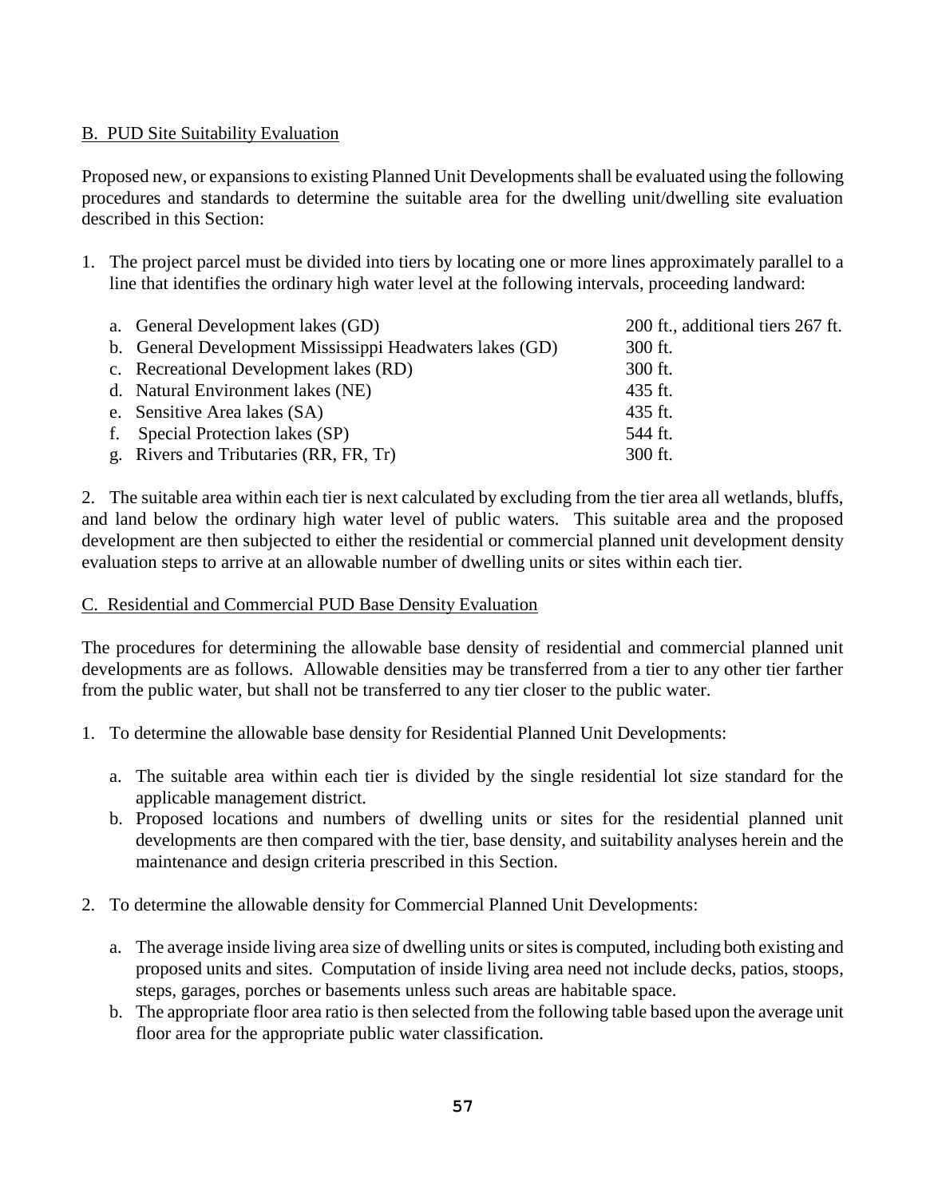B. PUD Site Suitability Evaluation

Proposed new, or expansions to existing Planned Unit Developments shall be evaluated using the following procedures and standards to determine the suitable area for the dwelling unit/dwelling site evaluation described in this Section:

1. The project parcel must be divided into tiers by locating one or more lines approximately parallel to a line that identifies the ordinary high water level at the following intervals, proceeding landward:

| | |
|---|---|
| a. General Development lakes (GD) | 200 ft., additional tiers 267 ft. |
| b. General Development Mississippi Headwaters lakes (GD) | 300 ft. |
| c. Recreational Development lakes (RD) | 300 ft. |
| d. Natural Environment lakes (NE) | 435 ft. |
| e. Sensitive Area lakes (SA) | 435 ft. |
| f. Special Protection lakes (SP) | 544 ft. |
| g. Rivers and Tributaries (RR, FR, Tr) | 300 ft. |

2. The suitable area within each tier is next calculated by excluding from the tier area all wetlands, bluffs, and land below the ordinary high water level of public waters. This suitable area and the proposed development are then subjected to either the residential or commercial planned unit development density evaluation steps to arrive at an allowable number of dwelling units or sites within each tier.

C. Residential and Commercial PUD Base Density Evaluation

The procedures for determining the allowable base density of residential and commercial planned unit developments are as follows. Allowable densities may be transferred from a tier to any other tier farther from the public water, but shall not be transferred to any tier closer to the public water.

1. To determine the allowable base density for Residential Planned Unit Developments:

   a. The suitable area within each tier is divided by the single residential lot size standard for the applicable management district.
   b. Proposed locations and numbers of dwelling units or sites for the residential planned unit developments are then compared with the tier, base density, and suitability analyses herein and the maintenance and design criteria prescribed in this Section.

2. To determine the allowable density for Commercial Planned Unit Developments:

   a. The average inside living area size of dwelling units or sites is computed, including both existing and proposed units and sites. Computation of inside living area need not include decks, patios, stoops, steps, garages, porches or basements unless such areas are habitable space.
   b. The appropriate floor area ratio is then selected from the following table based upon the average unit floor area for the appropriate public water classification.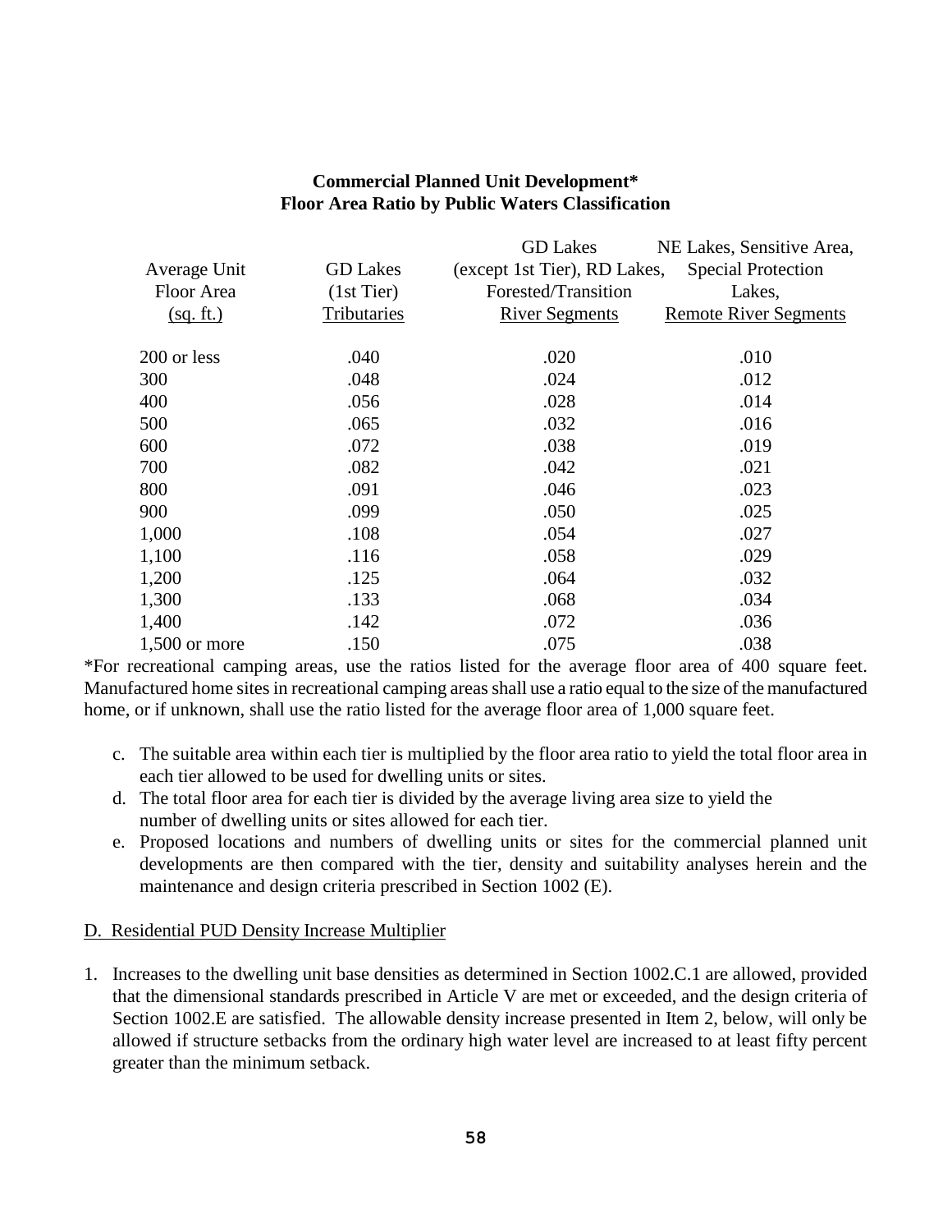**Commercial Planned Unit Development***
**Floor Area Ratio by Public Waters Classification**

| Average Unit Floor Area (sq. ft.) | GD Lakes (1st Tier) Tributaries | GD Lakes (except 1st Tier), RD Lakes, Forested/Transition River Segments | NE Lakes, Sensitive Area, Special Protection Lakes, Remote River Segments |
|---|---|---|---|
| 200 or less | .040 | .020 | .010 |
| 300 | .048 | .024 | .012 |
| 400 | .056 | .028 | .014 |
| 500 | .065 | .032 | .016 |
| 600 | .072 | .038 | .019 |
| 700 | .082 | .042 | .021 |
| 800 | .091 | .046 | .023 |
| 900 | .099 | .050 | .025 |
| 1,000 | .108 | .054 | .027 |
| 1,100 | .116 | .058 | .029 |
| 1,200 | .125 | .064 | .032 |
| 1,300 | .133 | .068 | .034 |
| 1,400 | .142 | .072 | .036 |
| 1,500 or more | .150 | .075 | .038 |

*For recreational camping areas, use the ratios listed for the average floor area of 400 square feet. Manufactured home sites in recreational camping areas shall use a ratio equal to the size of the manufactured home, or if unknown, shall use the ratio listed for the average floor area of 1,000 square feet.

c. The suitable area within each tier is multiplied by the floor area ratio to yield the total floor area in each tier allowed to be used for dwelling units or sites.

d. The total floor area for each tier is divided by the average living area size to yield the number of dwelling units or sites allowed for each tier.

e. Proposed locations and numbers of dwelling units or sites for the commercial planned unit developments are then compared with the tier, density and suitability analyses herein and the maintenance and design criteria prescribed in Section 1002 (E).

D. Residential PUD Density Increase Multiplier

1. Increases to the dwelling unit base densities as determined in Section 1002.C.1 are allowed, provided that the dimensional standards prescribed in Article V are met or exceeded, and the design criteria of Section 1002.E are satisfied. The allowable density increase presented in Item 2, below, will only be allowed if structure setbacks from the ordinary high water level are increased to at least fifty percent greater than the minimum setback.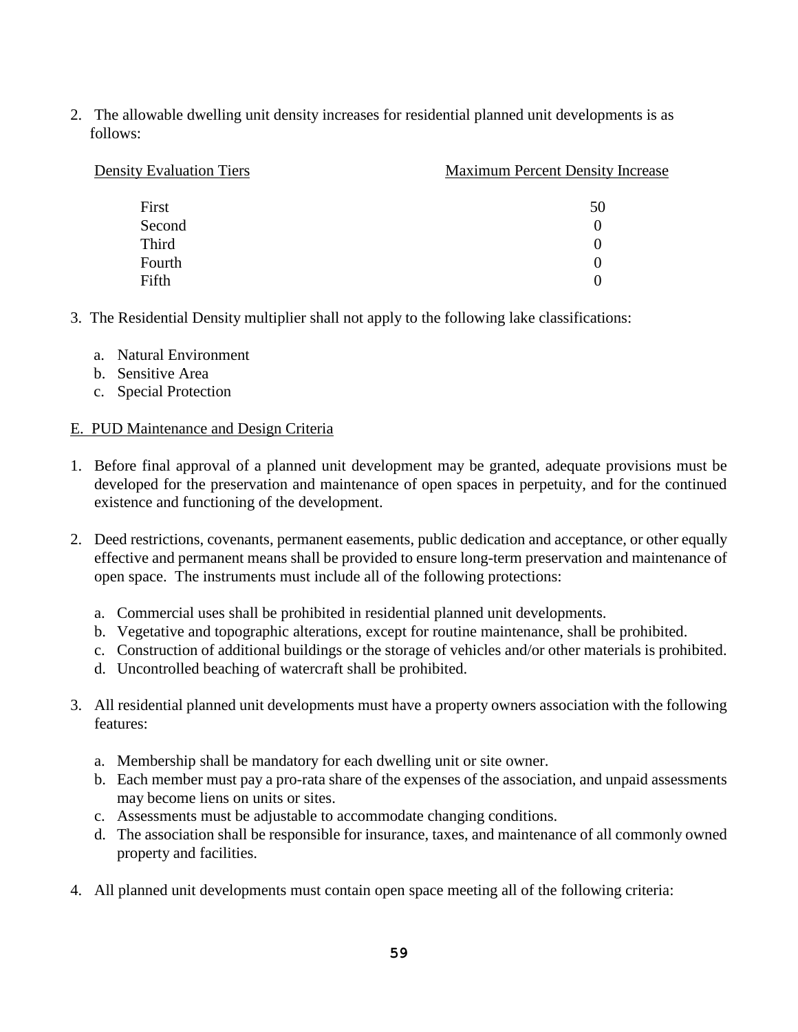2. The allowable dwelling unit density increases for residential planned unit developments is as follows:

| Density Evaluation Tiers | Maximum Percent Density Increase |
|---|---|
| First | 50 |
| Second | 0 |
| Third | 0 |
| Fourth | 0 |
| Fifth | 0 |

3. The Residential Density multiplier shall not apply to the following lake classifications:

   a. Natural Environment
   b. Sensitive Area
   c. Special Protection

E. PUD Maintenance and Design Criteria

1. Before final approval of a planned unit development may be granted, adequate provisions must be developed for the preservation and maintenance of open spaces in perpetuity, and for the continued existence and functioning of the development.

2. Deed restrictions, covenants, permanent easements, public dedication and acceptance, or other equally effective and permanent means shall be provided to ensure long-term preservation and maintenance of open space. The instruments must include all of the following protections:

   a. Commercial uses shall be prohibited in residential planned unit developments.
   b. Vegetative and topographic alterations, except for routine maintenance, shall be prohibited.
   c. Construction of additional buildings or the storage of vehicles and/or other materials is prohibited.
   d. Uncontrolled beaching of watercraft shall be prohibited.

3. All residential planned unit developments must have a property owners association with the following features:

   a. Membership shall be mandatory for each dwelling unit or site owner.
   b. Each member must pay a pro-rata share of the expenses of the association, and unpaid assessments may become liens on units or sites.
   c. Assessments must be adjustable to accommodate changing conditions.
   d. The association shall be responsible for insurance, taxes, and maintenance of all commonly owned property and facilities.

4. All planned unit developments must contain open space meeting all of the following criteria: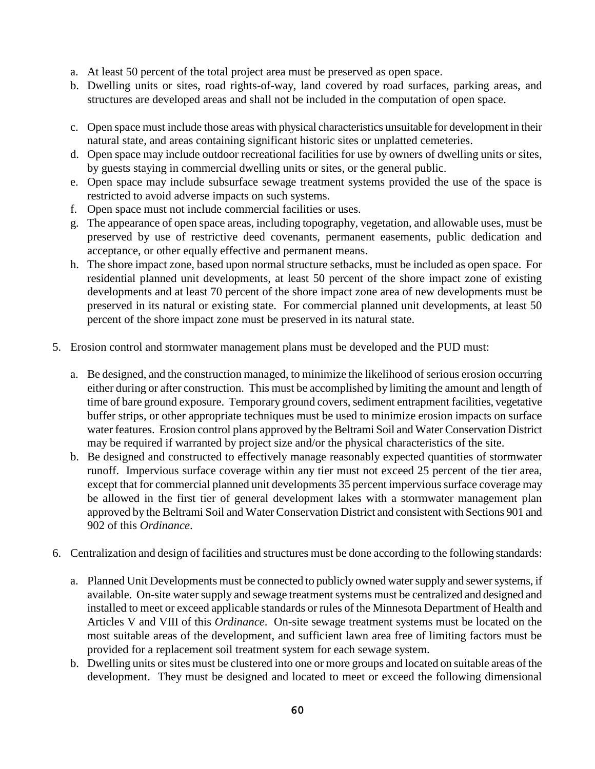a. At least 50 percent of the total project area must be preserved as open space.
b. Dwelling units or sites, road rights-of-way, land covered by road surfaces, parking areas, and structures are developed areas and shall not be included in the computation of open space.
c. Open space must include those areas with physical characteristics unsuitable for development in their natural state, and areas containing significant historic sites or unplatted cemeteries.
d. Open space may include outdoor recreational facilities for use by owners of dwelling units or sites, by guests staying in commercial dwelling units or sites, or the general public.
e. Open space may include subsurface sewage treatment systems provided the use of the space is restricted to avoid adverse impacts on such systems.
f. Open space must not include commercial facilities or uses.
g. The appearance of open space areas, including topography, vegetation, and allowable uses, must be preserved by use of restrictive deed covenants, permanent easements, public dedication and acceptance, or other equally effective and permanent means.
h. The shore impact zone, based upon normal structure setbacks, must be included as open space. For residential planned unit developments, at least 50 percent of the shore impact zone of existing developments and at least 70 percent of the shore impact zone area of new developments must be preserved in its natural or existing state. For commercial planned unit developments, at least 50 percent of the shore impact zone must be preserved in its natural state.

5. Erosion control and stormwater management plans must be developed and the PUD must:

   a. Be designed, and the construction managed, to minimize the likelihood of serious erosion occurring either during or after construction. This must be accomplished by limiting the amount and length of time of bare ground exposure. Temporary ground covers, sediment entrapment facilities, vegetative buffer strips, or other appropriate techniques must be used to minimize erosion impacts on surface water features. Erosion control plans approved by the Beltrami Soil and Water Conservation District may be required if warranted by project size and/or the physical characteristics of the site.
   b. Be designed and constructed to effectively manage reasonably expected quantities of stormwater runoff. Impervious surface coverage within any tier must not exceed 25 percent of the tier area, except that for commercial planned unit developments 35 percent impervious surface coverage may be allowed in the first tier of general development lakes with a stormwater management plan approved by the Beltrami Soil and Water Conservation District and consistent with Sections 901 and 902 of this *Ordinance*.

6. Centralization and design of facilities and structures must be done according to the following standards:

   a. Planned Unit Developments must be connected to publicly owned water supply and sewer systems, if available. On-site water supply and sewage treatment systems must be centralized and designed and installed to meet or exceed applicable standards or rules of the Minnesota Department of Health and Articles V and VIII of this *Ordinance*. On-site sewage treatment systems must be located on the most suitable areas of the development, and sufficient lawn area free of limiting factors must be provided for a replacement soil treatment system for each sewage system.
   b. Dwelling units or sites must be clustered into one or more groups and located on suitable areas of the development. They must be designed and located to meet or exceed the following dimensional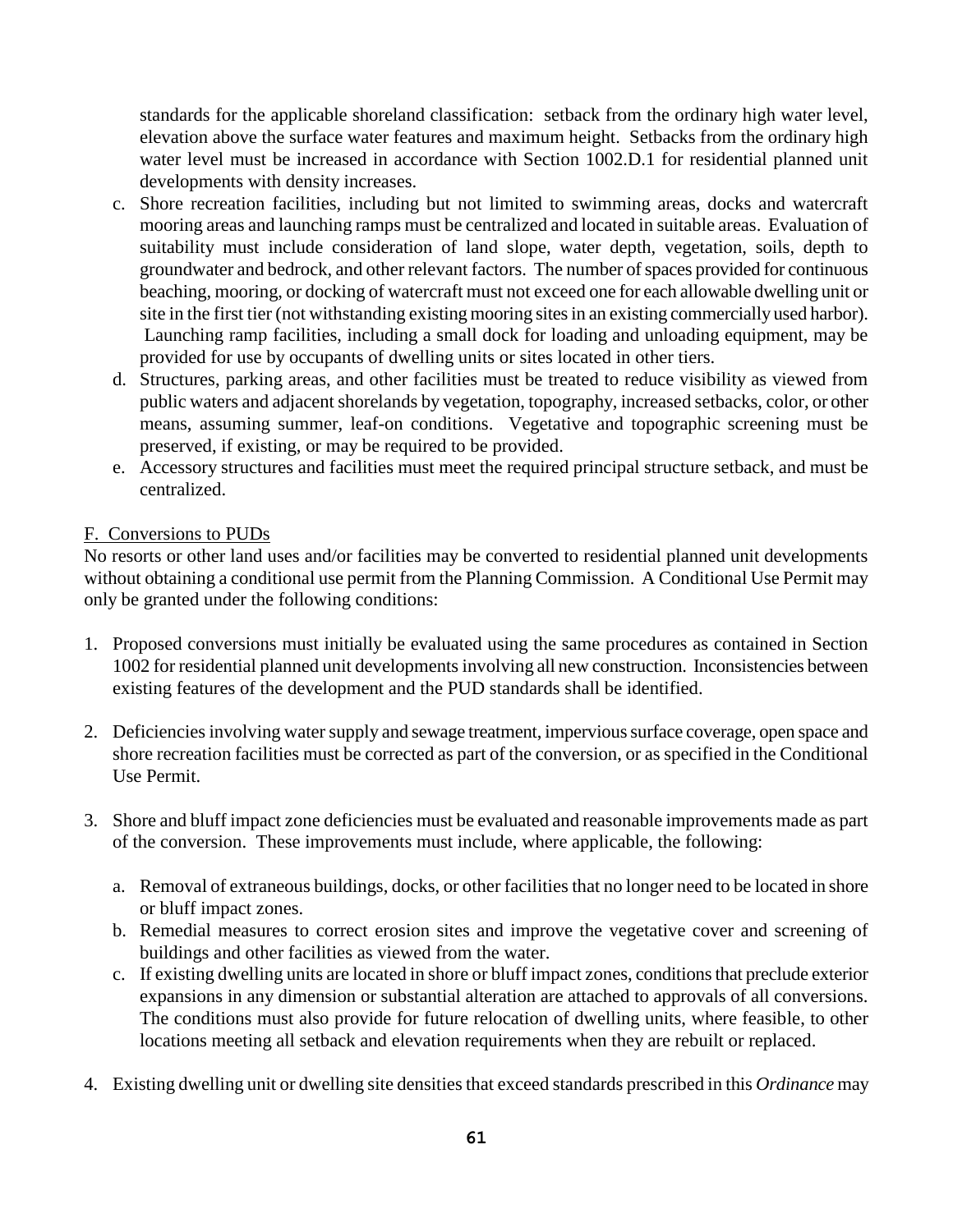standards for the applicable shoreland classification: setback from the ordinary high water level, elevation above the surface water features and maximum height. Setbacks from the ordinary high water level must be increased in accordance with Section 1002.D.1 for residential planned unit developments with density increases.

c. Shore recreation facilities, including but not limited to swimming areas, docks and watercraft mooring areas and launching ramps must be centralized and located in suitable areas. Evaluation of suitability must include consideration of land slope, water depth, vegetation, soils, depth to groundwater and bedrock, and other relevant factors. The number of spaces provided for continuous beaching, mooring, or docking of watercraft must not exceed one for each allowable dwelling unit or site in the first tier (not withstanding existing mooring sites in an existing commercially used harbor). Launching ramp facilities, including a small dock for loading and unloading equipment, may be provided for use by occupants of dwelling units or sites located in other tiers.
d. Structures, parking areas, and other facilities must be treated to reduce visibility as viewed from public waters and adjacent shorelands by vegetation, topography, increased setbacks, color, or other means, assuming summer, leaf-on conditions. Vegetative and topographic screening must be preserved, if existing, or may be required to be provided.
e. Accessory structures and facilities must meet the required principal structure setback, and must be centralized.

F. Conversions to PUDs

No resorts or other land uses and/or facilities may be converted to residential planned unit developments without obtaining a conditional use permit from the Planning Commission. A Conditional Use Permit may only be granted under the following conditions:

1. Proposed conversions must initially be evaluated using the same procedures as contained in Section 1002 for residential planned unit developments involving all new construction. Inconsistencies between existing features of the development and the PUD standards shall be identified.

2. Deficiencies involving water supply and sewage treatment, impervious surface coverage, open space and shore recreation facilities must be corrected as part of the conversion, or as specified in the Conditional Use Permit.

3. Shore and bluff impact zone deficiencies must be evaluated and reasonable improvements made as part of the conversion. These improvements must include, where applicable, the following:

   a. Removal of extraneous buildings, docks, or other facilities that no longer need to be located in shore or bluff impact zones.
   b. Remedial measures to correct erosion sites and improve the vegetative cover and screening of buildings and other facilities as viewed from the water.
   c. If existing dwelling units are located in shore or bluff impact zones, conditions that preclude exterior expansions in any dimension or substantial alteration are attached to approvals of all conversions. The conditions must also provide for future relocation of dwelling units, where feasible, to other locations meeting all setback and elevation requirements when they are rebuilt or replaced.

4. Existing dwelling unit or dwelling site densities that exceed standards prescribed in this *Ordinance* may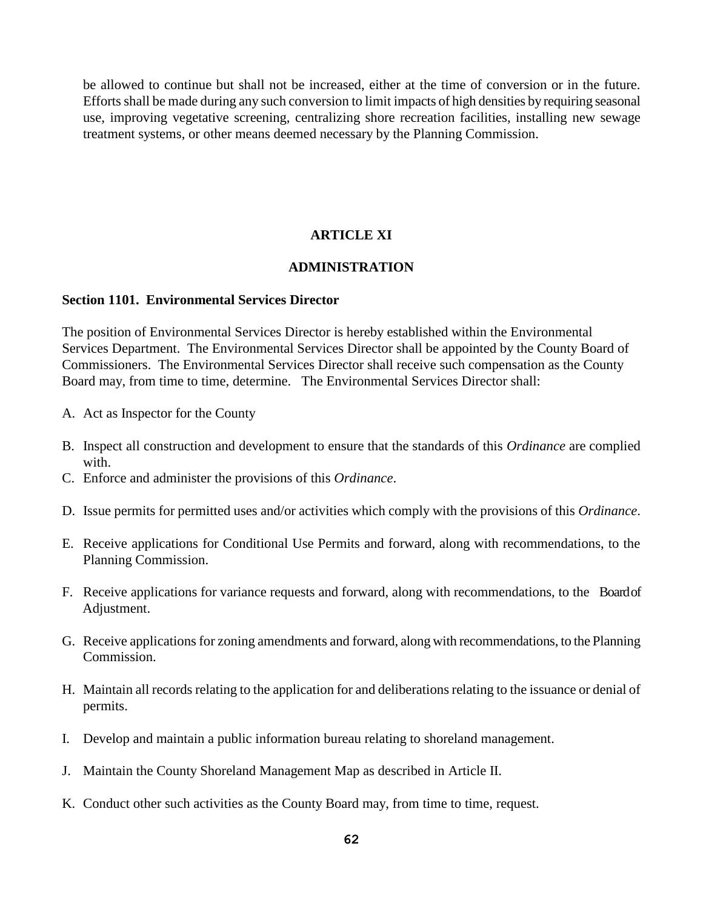be allowed to continue but shall not be increased, either at the time of conversion or in the future. Efforts shall be made during any such conversion to limit impacts of high densities by requiring seasonal use, improving vegetative screening, centralizing shore recreation facilities, installing new sewage treatment systems, or other means deemed necessary by the Planning Commission.

# ARTICLE XI

# ADMINISTRATION

### Section 1101. Environmental Services Director

The position of Environmental Services Director is hereby established within the Environmental Services Department. The Environmental Services Director shall be appointed by the County Board of Commissioners. The Environmental Services Director shall receive such compensation as the County Board may, from time to time, determine. The Environmental Services Director shall:

A. Act as Inspector for the County

B. Inspect all construction and development to ensure that the standards of this *Ordinance* are complied with.

C. Enforce and administer the provisions of this *Ordinance*.

D. Issue permits for permitted uses and/or activities which comply with the provisions of this *Ordinance*.

E. Receive applications for Conditional Use Permits and forward, along with recommendations, to the Planning Commission.

F. Receive applications for variance requests and forward, along with recommendations, to the Board of Adjustment.

G. Receive applications for zoning amendments and forward, along with recommendations, to the Planning Commission.

H. Maintain all records relating to the application for and deliberations relating to the issuance or denial of permits.

I. Develop and maintain a public information bureau relating to shoreland management.

J. Maintain the County Shoreland Management Map as described in Article II.

K. Conduct other such activities as the County Board may, from time to time, request.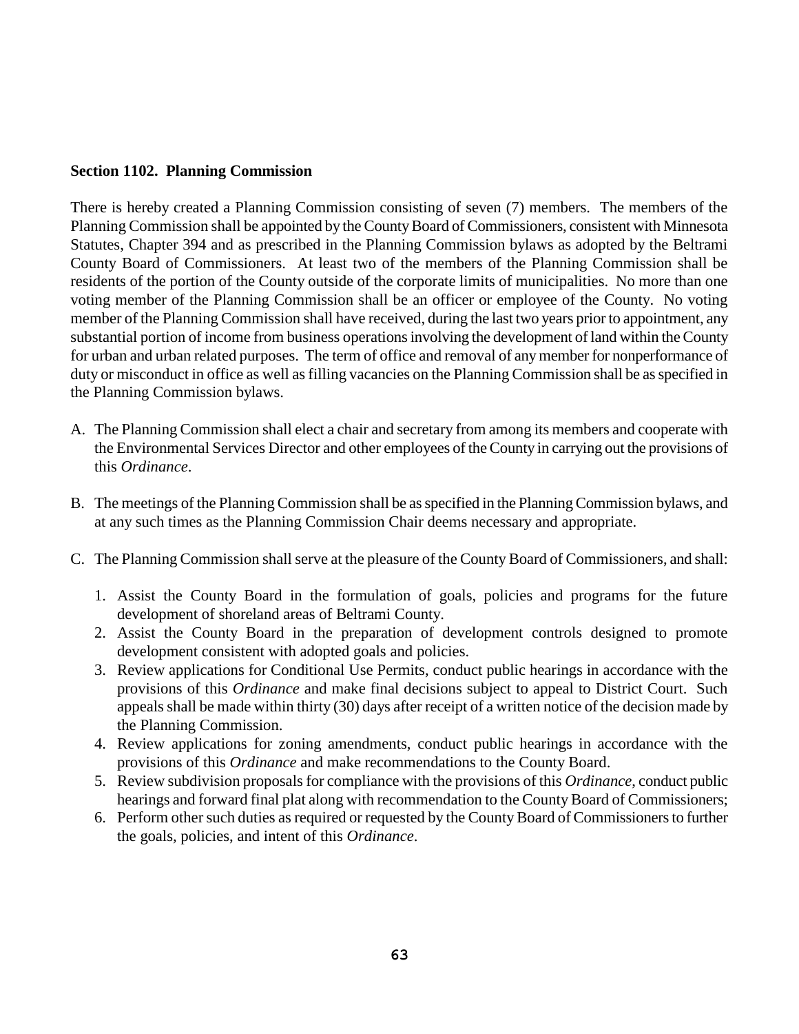**Section 1102. Planning Commission**

There is hereby created a Planning Commission consisting of seven (7) members. The members of the Planning Commission shall be appointed by the County Board of Commissioners, consistent with Minnesota Statutes, Chapter 394 and as prescribed in the Planning Commission bylaws as adopted by the Beltrami County Board of Commissioners. At least two of the members of the Planning Commission shall be residents of the portion of the County outside of the corporate limits of municipalities. No more than one voting member of the Planning Commission shall be an officer or employee of the County. No voting member of the Planning Commission shall have received, during the last two years prior to appointment, any substantial portion of income from business operations involving the development of land within the County for urban and urban related purposes. The term of office and removal of any member for nonperformance of duty or misconduct in office as well as filling vacancies on the Planning Commission shall be as specified in the Planning Commission bylaws.

A. The Planning Commission shall elect a chair and secretary from among its members and cooperate with the Environmental Services Director and other employees of the County in carrying out the provisions of this *Ordinance*.

B. The meetings of the Planning Commission shall be as specified in the Planning Commission bylaws, and at any such times as the Planning Commission Chair deems necessary and appropriate.

C. The Planning Commission shall serve at the pleasure of the County Board of Commissioners, and shall:

   1. Assist the County Board in the formulation of goals, policies and programs for the future development of shoreland areas of Beltrami County.
   2. Assist the County Board in the preparation of development controls designed to promote development consistent with adopted goals and policies.
   3. Review applications for Conditional Use Permits, conduct public hearings in accordance with the provisions of this *Ordinance* and make final decisions subject to appeal to District Court. Such appeals shall be made within thirty (30) days after receipt of a written notice of the decision made by the Planning Commission.
   4. Review applications for zoning amendments, conduct public hearings in accordance with the provisions of this *Ordinance* and make recommendations to the County Board.
   5. Review subdivision proposals for compliance with the provisions of this *Ordinance*, conduct public hearings and forward final plat along with recommendation to the County Board of Commissioners;
   6. Perform other such duties as required or requested by the County Board of Commissioners to further the goals, policies, and intent of this *Ordinance*.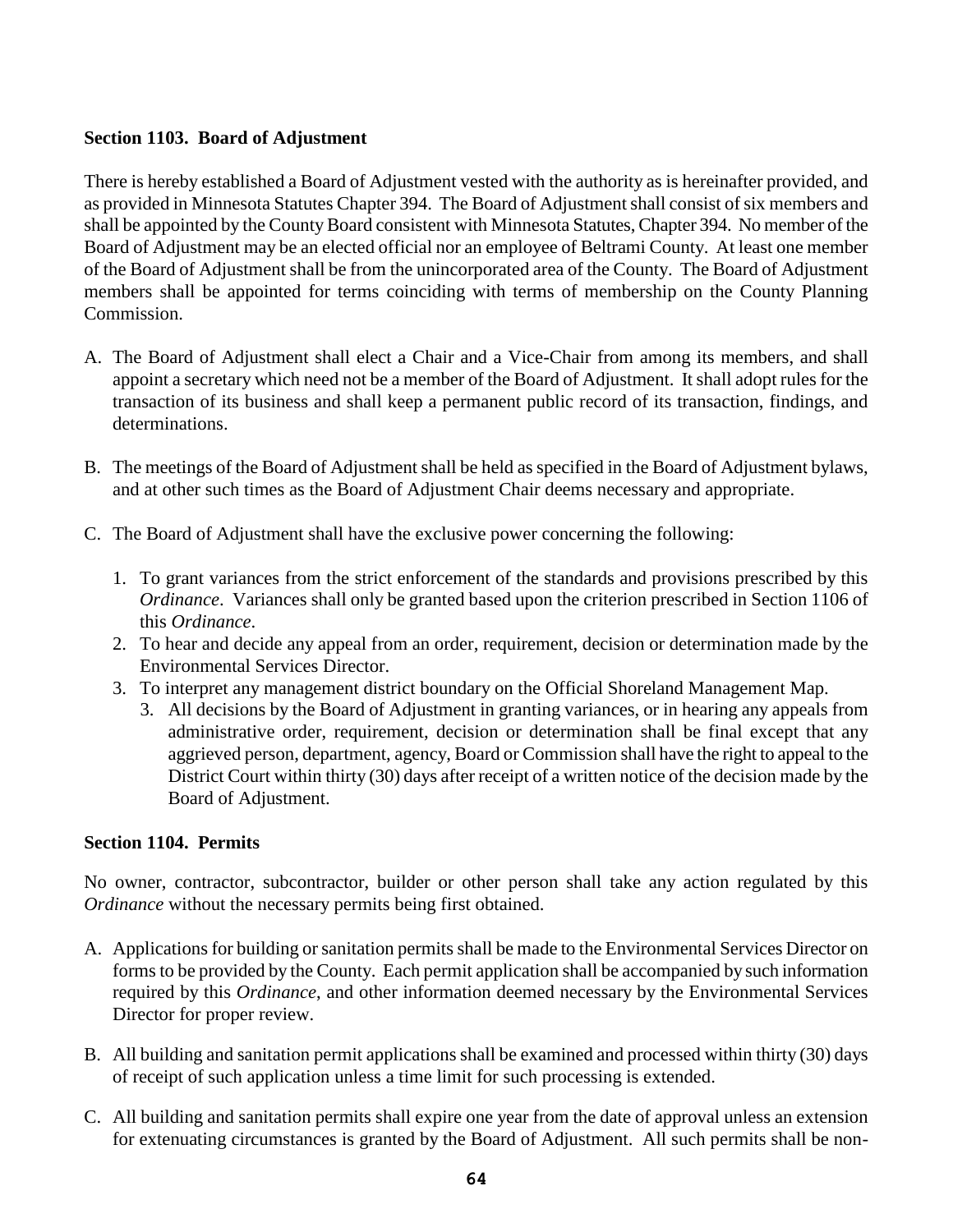**Section 1103. Board of Adjustment**

There is hereby established a Board of Adjustment vested with the authority as is hereinafter provided, and as provided in Minnesota Statutes Chapter 394. The Board of Adjustment shall consist of six members and shall be appointed by the County Board consistent with Minnesota Statutes, Chapter 394. No member of the Board of Adjustment may be an elected official nor an employee of Beltrami County. At least one member of the Board of Adjustment shall be from the unincorporated area of the County. The Board of Adjustment members shall be appointed for terms coinciding with terms of membership on the County Planning Commission.

A. The Board of Adjustment shall elect a Chair and a Vice-Chair from among its members, and shall appoint a secretary which need not be a member of the Board of Adjustment. It shall adopt rules for the transaction of its business and shall keep a permanent public record of its transaction, findings, and determinations.

B. The meetings of the Board of Adjustment shall be held as specified in the Board of Adjustment bylaws, and at other such times as the Board of Adjustment Chair deems necessary and appropriate.

C. The Board of Adjustment shall have the exclusive power concerning the following:

   1. To grant variances from the strict enforcement of the standards and provisions prescribed by this *Ordinance*. Variances shall only be granted based upon the criterion prescribed in Section 1106 of this *Ordinance*.
   2. To hear and decide any appeal from an order, requirement, decision or determination made by the Environmental Services Director.
   3. To interpret any management district boundary on the Official Shoreland Management Map.
      3. All decisions by the Board of Adjustment in granting variances, or in hearing any appeals from administrative order, requirement, decision or determination shall be final except that any aggrieved person, department, agency, Board or Commission shall have the right to appeal to the District Court within thirty (30) days after receipt of a written notice of the decision made by the Board of Adjustment.

**Section 1104. Permits**

No owner, contractor, subcontractor, builder or other person shall take any action regulated by this *Ordinance* without the necessary permits being first obtained.

A. Applications for building or sanitation permits shall be made to the Environmental Services Director on forms to be provided by the County. Each permit application shall be accompanied by such information required by this *Ordinance*, and other information deemed necessary by the Environmental Services Director for proper review.

B. All building and sanitation permit applications shall be examined and processed within thirty (30) days of receipt of such application unless a time limit for such processing is extended.

C. All building and sanitation permits shall expire one year from the date of approval unless an extension for extenuating circumstances is granted by the Board of Adjustment. All such permits shall be non-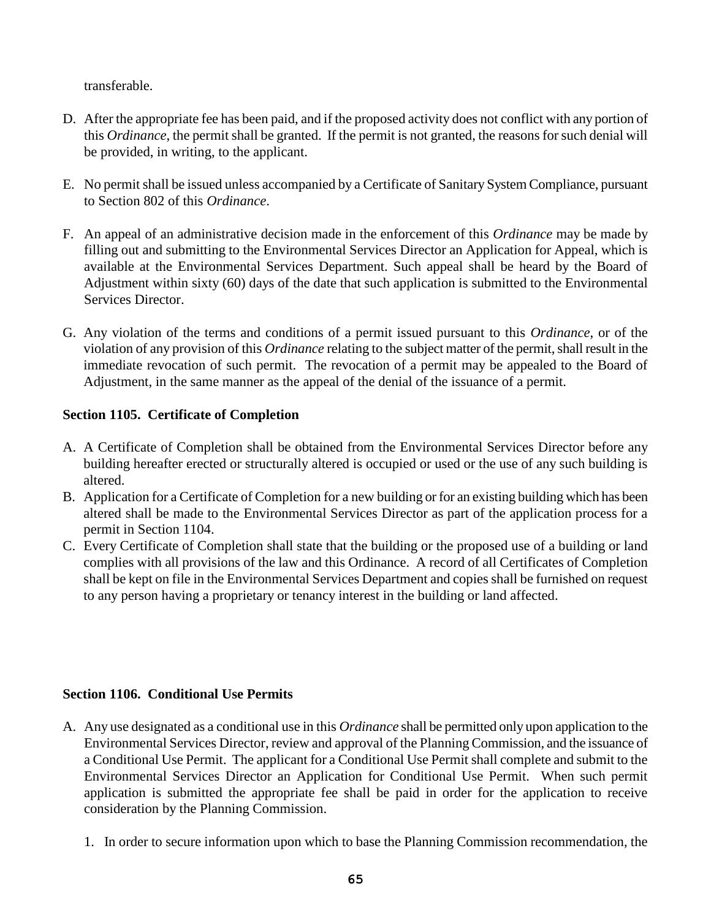transferable.

D. After the appropriate fee has been paid, and if the proposed activity does not conflict with any portion of this *Ordinance*, the permit shall be granted. If the permit is not granted, the reasons for such denial will be provided, in writing, to the applicant.

E. No permit shall be issued unless accompanied by a Certificate of Sanitary System Compliance, pursuant to Section 802 of this *Ordinance*.

F. An appeal of an administrative decision made in the enforcement of this *Ordinance* may be made by filling out and submitting to the Environmental Services Director an Application for Appeal, which is available at the Environmental Services Department. Such appeal shall be heard by the Board of Adjustment within sixty (60) days of the date that such application is submitted to the Environmental Services Director.

G. Any violation of the terms and conditions of a permit issued pursuant to this *Ordinance*, or of the violation of any provision of this *Ordinance* relating to the subject matter of the permit, shall result in the immediate revocation of such permit. The revocation of a permit may be appealed to the Board of Adjustment, in the same manner as the appeal of the denial of the issuance of a permit.

**Section 1105. Certificate of Completion**

A. A Certificate of Completion shall be obtained from the Environmental Services Director before any building hereafter erected or structurally altered is occupied or used or the use of any such building is altered.
B. Application for a Certificate of Completion for a new building or for an existing building which has been altered shall be made to the Environmental Services Director as part of the application process for a permit in Section 1104.
C. Every Certificate of Completion shall state that the building or the proposed use of a building or land complies with all provisions of the law and this Ordinance. A record of all Certificates of Completion shall be kept on file in the Environmental Services Department and copies shall be furnished on request to any person having a proprietary or tenancy interest in the building or land affected.

**Section 1106. Conditional Use Permits**

A. Any use designated as a conditional use in this *Ordinance* shall be permitted only upon application to the Environmental Services Director, review and approval of the Planning Commission, and the issuance of a Conditional Use Permit. The applicant for a Conditional Use Permit shall complete and submit to the Environmental Services Director an Application for Conditional Use Permit. When such permit application is submitted the appropriate fee shall be paid in order for the application to receive consideration by the Planning Commission.

   1. In order to secure information upon which to base the Planning Commission recommendation, the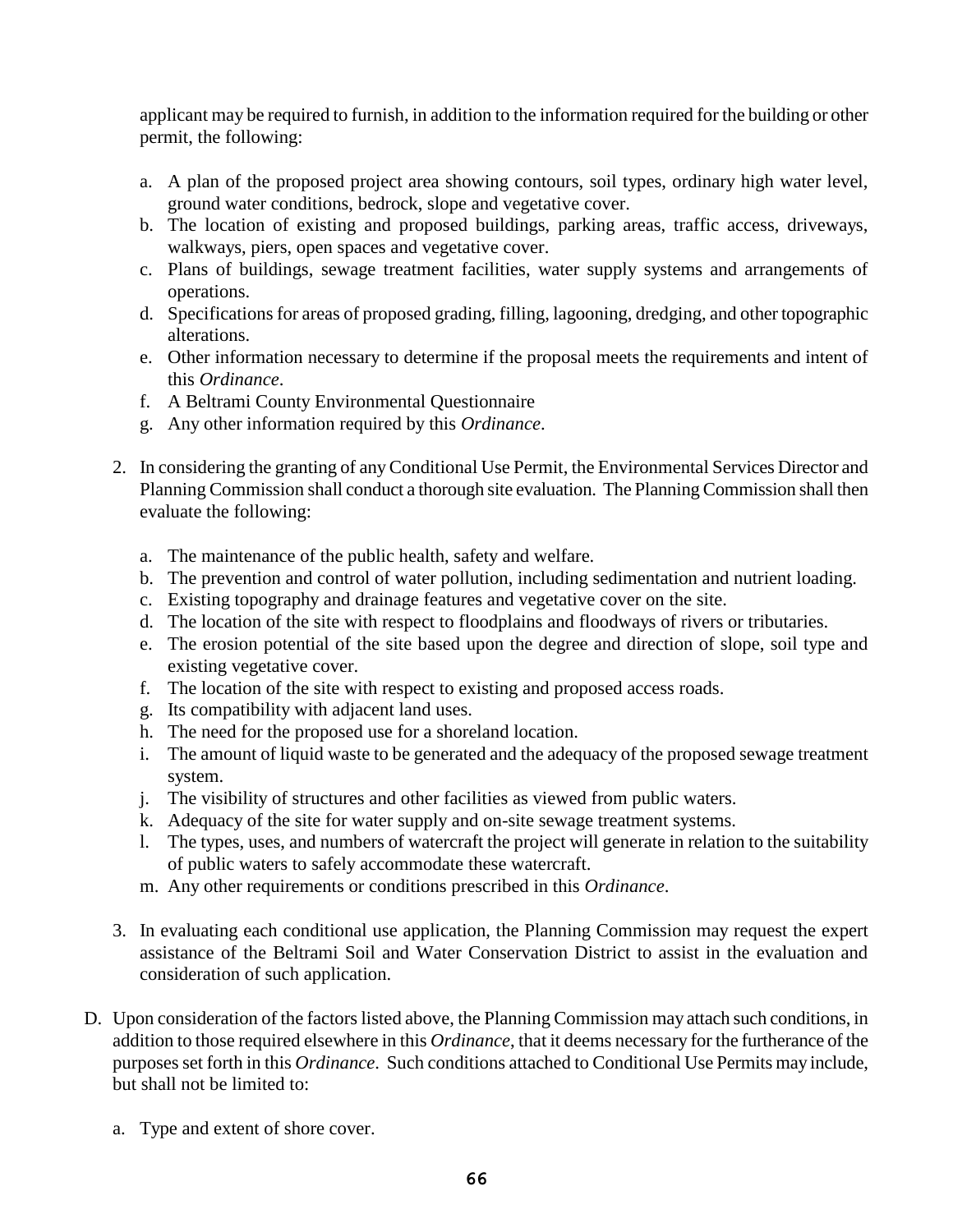applicant may be required to furnish, in addition to the information required for the building or other permit, the following:

a. A plan of the proposed project area showing contours, soil types, ordinary high water level, ground water conditions, bedrock, slope and vegetative cover.
b. The location of existing and proposed buildings, parking areas, traffic access, driveways, walkways, piers, open spaces and vegetative cover.
c. Plans of buildings, sewage treatment facilities, water supply systems and arrangements of operations.
d. Specifications for areas of proposed grading, filling, lagooning, dredging, and other topographic alterations.
e. Other information necessary to determine if the proposal meets the requirements and intent of this *Ordinance*.
f. A Beltrami County Environmental Questionnaire
g. Any other information required by this *Ordinance*.

2. In considering the granting of any Conditional Use Permit, the Environmental Services Director and Planning Commission shall conduct a thorough site evaluation. The Planning Commission shall then evaluate the following:

   a. The maintenance of the public health, safety and welfare.
   b. The prevention and control of water pollution, including sedimentation and nutrient loading.
   c. Existing topography and drainage features and vegetative cover on the site.
   d. The location of the site with respect to floodplains and floodways of rivers or tributaries.
   e. The erosion potential of the site based upon the degree and direction of slope, soil type and existing vegetative cover.
   f. The location of the site with respect to existing and proposed access roads.
   g. Its compatibility with adjacent land uses.
   h. The need for the proposed use for a shoreland location.
   i. The amount of liquid waste to be generated and the adequacy of the proposed sewage treatment system.
   j. The visibility of structures and other facilities as viewed from public waters.
   k. Adequacy of the site for water supply and on-site sewage treatment systems.
   l. The types, uses, and numbers of watercraft the project will generate in relation to the suitability of public waters to safely accommodate these watercraft.
   m. Any other requirements or conditions prescribed in this *Ordinance*.

3. In evaluating each conditional use application, the Planning Commission may request the expert assistance of the Beltrami Soil and Water Conservation District to assist in the evaluation and consideration of such application.

D. Upon consideration of the factors listed above, the Planning Commission may attach such conditions, in addition to those required elsewhere in this *Ordinance*, that it deems necessary for the furtherance of the purposes set forth in this *Ordinance*. Such conditions attached to Conditional Use Permits may include, but shall not be limited to:

   a. Type and extent of shore cover.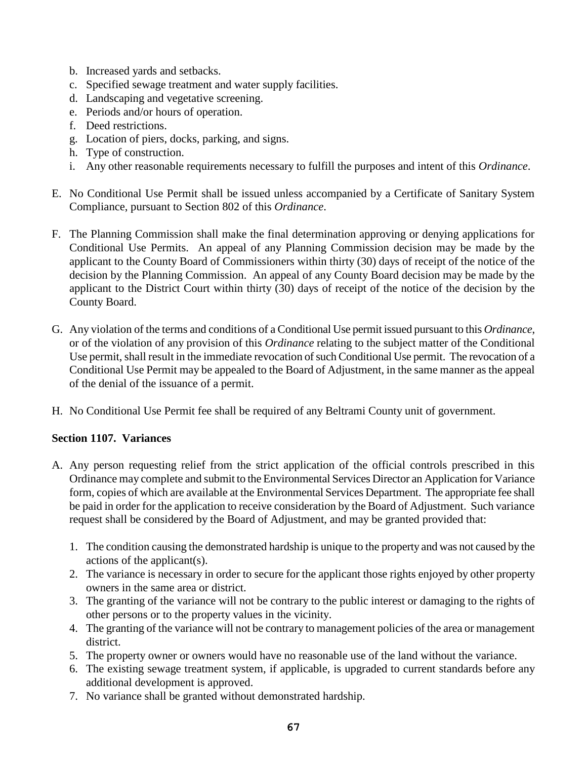b. Increased yards and setbacks.
c. Specified sewage treatment and water supply facilities.
d. Landscaping and vegetative screening.
e. Periods and/or hours of operation.
f. Deed restrictions.
g. Location of piers, docks, parking, and signs.
h. Type of construction.
i. Any other reasonable requirements necessary to fulfill the purposes and intent of this *Ordinance*.

E. No Conditional Use Permit shall be issued unless accompanied by a Certificate of Sanitary System Compliance, pursuant to Section 802 of this *Ordinance*.

F. The Planning Commission shall make the final determination approving or denying applications for Conditional Use Permits. An appeal of any Planning Commission decision may be made by the applicant to the County Board of Commissioners within thirty (30) days of receipt of the notice of the decision by the Planning Commission. An appeal of any County Board decision may be made by the applicant to the District Court within thirty (30) days of receipt of the notice of the decision by the County Board.

G. Any violation of the terms and conditions of a Conditional Use permit issued pursuant to this *Ordinance*, or of the violation of any provision of this *Ordinance* relating to the subject matter of the Conditional Use permit, shall result in the immediate revocation of such Conditional Use permit. The revocation of a Conditional Use Permit may be appealed to the Board of Adjustment, in the same manner as the appeal of the denial of the issuance of a permit.

H. No Conditional Use Permit fee shall be required of any Beltrami County unit of government.

**Section 1107. Variances**

A. Any person requesting relief from the strict application of the official controls prescribed in this Ordinance may complete and submit to the Environmental Services Director an Application for Variance form, copies of which are available at the Environmental Services Department. The appropriate fee shall be paid in order for the application to receive consideration by the Board of Adjustment. Such variance request shall be considered by the Board of Adjustment, and may be granted provided that:

   1. The condition causing the demonstrated hardship is unique to the property and was not caused by the actions of the applicant(s).
   2. The variance is necessary in order to secure for the applicant those rights enjoyed by other property owners in the same area or district.
   3. The granting of the variance will not be contrary to the public interest or damaging to the rights of other persons or to the property values in the vicinity.
   4. The granting of the variance will not be contrary to management policies of the area or management district.
   5. The property owner or owners would have no reasonable use of the land without the variance.
   6. The existing sewage treatment system, if applicable, is upgraded to current standards before any additional development is approved.
   7. No variance shall be granted without demonstrated hardship.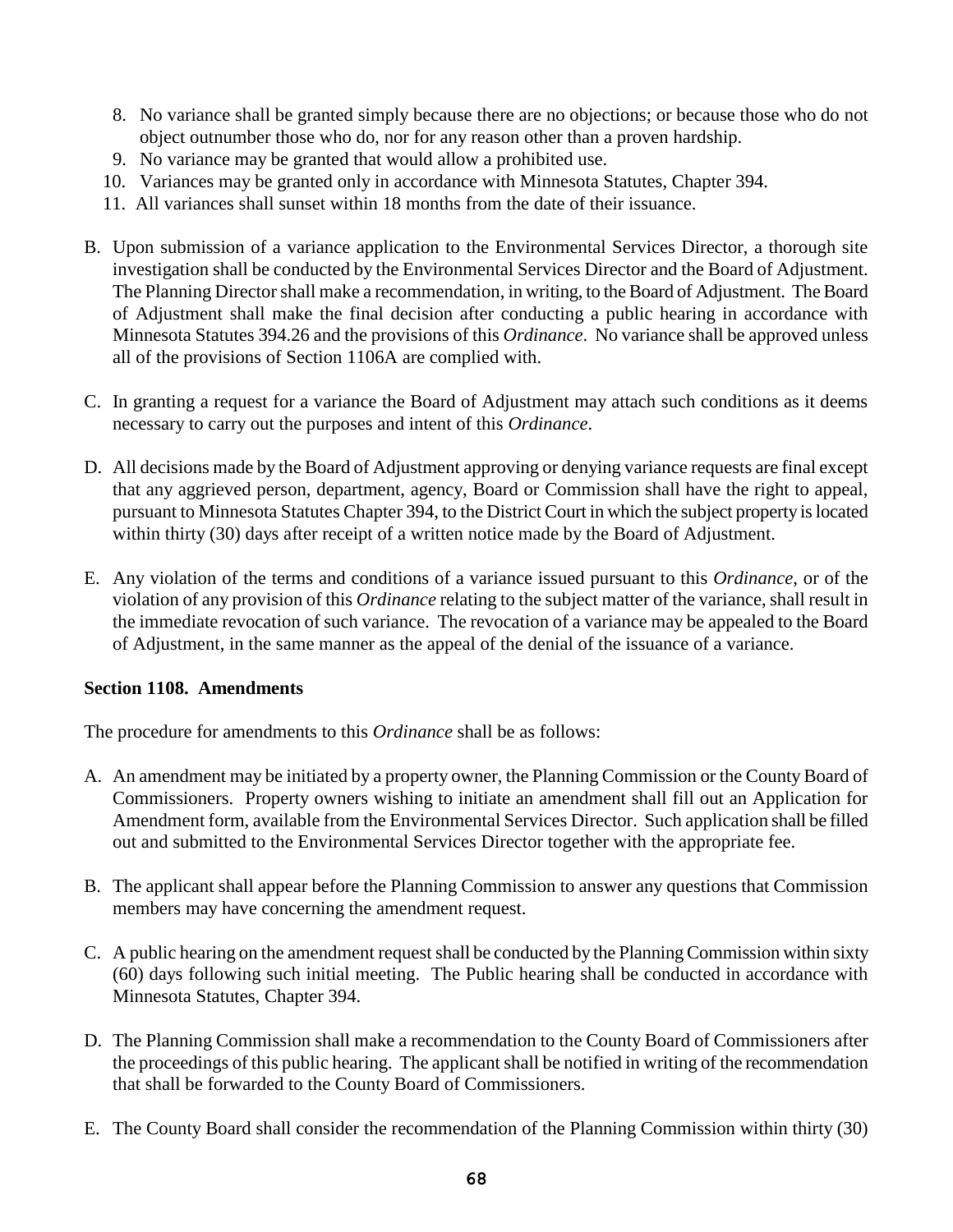8. No variance shall be granted simply because there are no objections; or because those who do not object outnumber those who do, nor for any reason other than a proven hardship.
9. No variance may be granted that would allow a prohibited use.
10. Variances may be granted only in accordance with Minnesota Statutes, Chapter 394.
11. All variances shall sunset within 18 months from the date of their issuance.

B. Upon submission of a variance application to the Environmental Services Director, a thorough site investigation shall be conducted by the Environmental Services Director and the Board of Adjustment. The Planning Director shall make a recommendation, in writing, to the Board of Adjustment. The Board of Adjustment shall make the final decision after conducting a public hearing in accordance with Minnesota Statutes 394.26 and the provisions of this *Ordinance*. No variance shall be approved unless all of the provisions of Section 1106A are complied with.

C. In granting a request for a variance the Board of Adjustment may attach such conditions as it deems necessary to carry out the purposes and intent of this *Ordinance*.

D. All decisions made by the Board of Adjustment approving or denying variance requests are final except that any aggrieved person, department, agency, Board or Commission shall have the right to appeal, pursuant to Minnesota Statutes Chapter 394, to the District Court in which the subject property is located within thirty (30) days after receipt of a written notice made by the Board of Adjustment.

E. Any violation of the terms and conditions of a variance issued pursuant to this *Ordinance*, or of the violation of any provision of this *Ordinance* relating to the subject matter of the variance, shall result in the immediate revocation of such variance. The revocation of a variance may be appealed to the Board of Adjustment, in the same manner as the appeal of the denial of the issuance of a variance.

**Section 1108. Amendments**

The procedure for amendments to this *Ordinance* shall be as follows:

A. An amendment may be initiated by a property owner, the Planning Commission or the County Board of Commissioners. Property owners wishing to initiate an amendment shall fill out an Application for Amendment form, available from the Environmental Services Director. Such application shall be filled out and submitted to the Environmental Services Director together with the appropriate fee.

B. The applicant shall appear before the Planning Commission to answer any questions that Commission members may have concerning the amendment request.

C. A public hearing on the amendment request shall be conducted by the Planning Commission within sixty (60) days following such initial meeting. The Public hearing shall be conducted in accordance with Minnesota Statutes, Chapter 394.

D. The Planning Commission shall make a recommendation to the County Board of Commissioners after the proceedings of this public hearing. The applicant shall be notified in writing of the recommendation that shall be forwarded to the County Board of Commissioners.

E. The County Board shall consider the recommendation of the Planning Commission within thirty (30)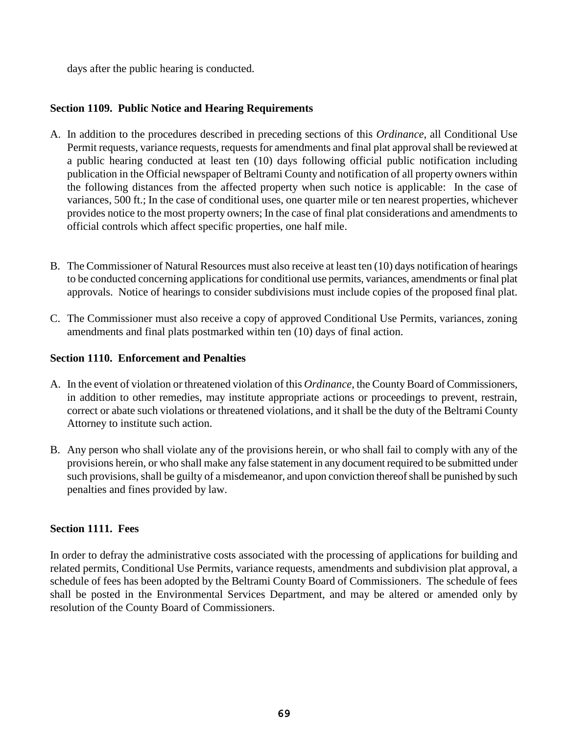days after the public hearing is conducted.

**Section 1109. Public Notice and Hearing Requirements**

A. In addition to the procedures described in preceding sections of this *Ordinance*, all Conditional Use Permit requests, variance requests, requests for amendments and final plat approval shall be reviewed at a public hearing conducted at least ten (10) days following official public notification including publication in the Official newspaper of Beltrami County and notification of all property owners within the following distances from the affected property when such notice is applicable: In the case of variances, 500 ft.; In the case of conditional uses, one quarter mile or ten nearest properties, whichever provides notice to the most property owners; In the case of final plat considerations and amendments to official controls which affect specific properties, one half mile.

B. The Commissioner of Natural Resources must also receive at least ten (10) days notification of hearings to be conducted concerning applications for conditional use permits, variances, amendments or final plat approvals. Notice of hearings to consider subdivisions must include copies of the proposed final plat.

C. The Commissioner must also receive a copy of approved Conditional Use Permits, variances, zoning amendments and final plats postmarked within ten (10) days of final action.

**Section 1110. Enforcement and Penalties**

A. In the event of violation or threatened violation of this *Ordinance*, the County Board of Commissioners, in addition to other remedies, may institute appropriate actions or proceedings to prevent, restrain, correct or abate such violations or threatened violations, and it shall be the duty of the Beltrami County Attorney to institute such action.

B. Any person who shall violate any of the provisions herein, or who shall fail to comply with any of the provisions herein, or who shall make any false statement in any document required to be submitted under such provisions, shall be guilty of a misdemeanor, and upon conviction thereof shall be punished by such penalties and fines provided by law.

**Section 1111. Fees**

In order to defray the administrative costs associated with the processing of applications for building and related permits, Conditional Use Permits, variance requests, amendments and subdivision plat approval, a schedule of fees has been adopted by the Beltrami County Board of Commissioners. The schedule of fees shall be posted in the Environmental Services Department, and may be altered or amended only by resolution of the County Board of Commissioners.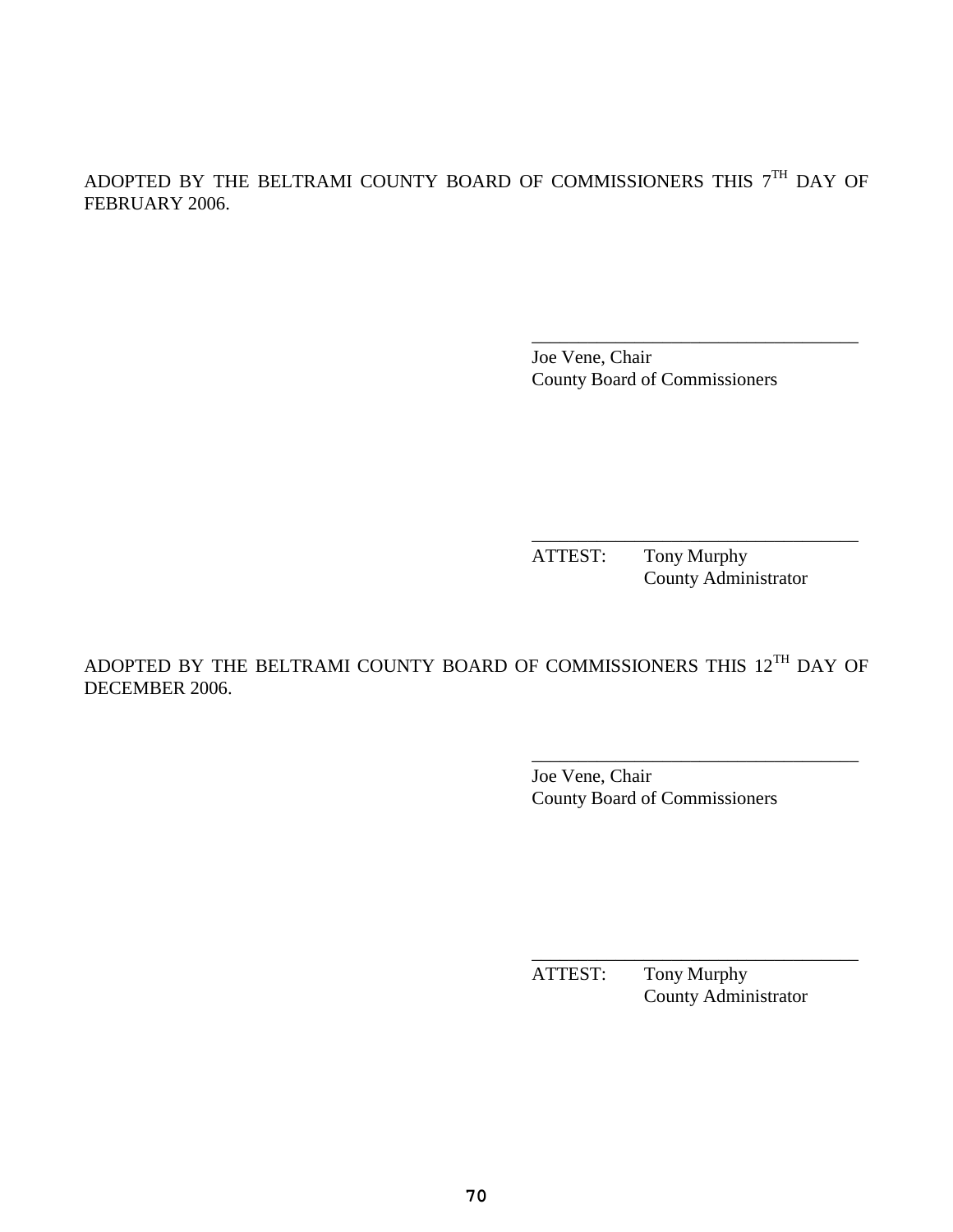ADOPTED BY THE BELTRAMI COUNTY BOARD OF COMMISSIONERS THIS 7TH DAY OF FEBRUARY 2006.

\_\_\_\_\_\_\_\_\_\_\_\_\_\_\_\_\_\_\_\_\_\_\_\_\_\_\_\_\_\_\_\_\_\_\_

Joe Vene, Chair
County Board of Commissioners

\_\_\_\_\_\_\_\_\_\_\_\_\_\_\_\_\_\_\_\_\_\_\_\_\_\_\_\_\_\_\_\_\_\_\_

ATTEST: Tony Murphy
County Administrator

ADOPTED BY THE BELTRAMI COUNTY BOARD OF COMMISSIONERS THIS 12TH DAY OF DECEMBER 2006.

\_\_\_\_\_\_\_\_\_\_\_\_\_\_\_\_\_\_\_\_\_\_\_\_\_\_\_\_\_\_\_\_\_\_\_

Joe Vene, Chair
County Board of Commissioners

\_\_\_\_\_\_\_\_\_\_\_\_\_\_\_\_\_\_\_\_\_\_\_\_\_\_\_\_\_\_\_\_\_\_\_

ATTEST: Tony Murphy
County Administrator